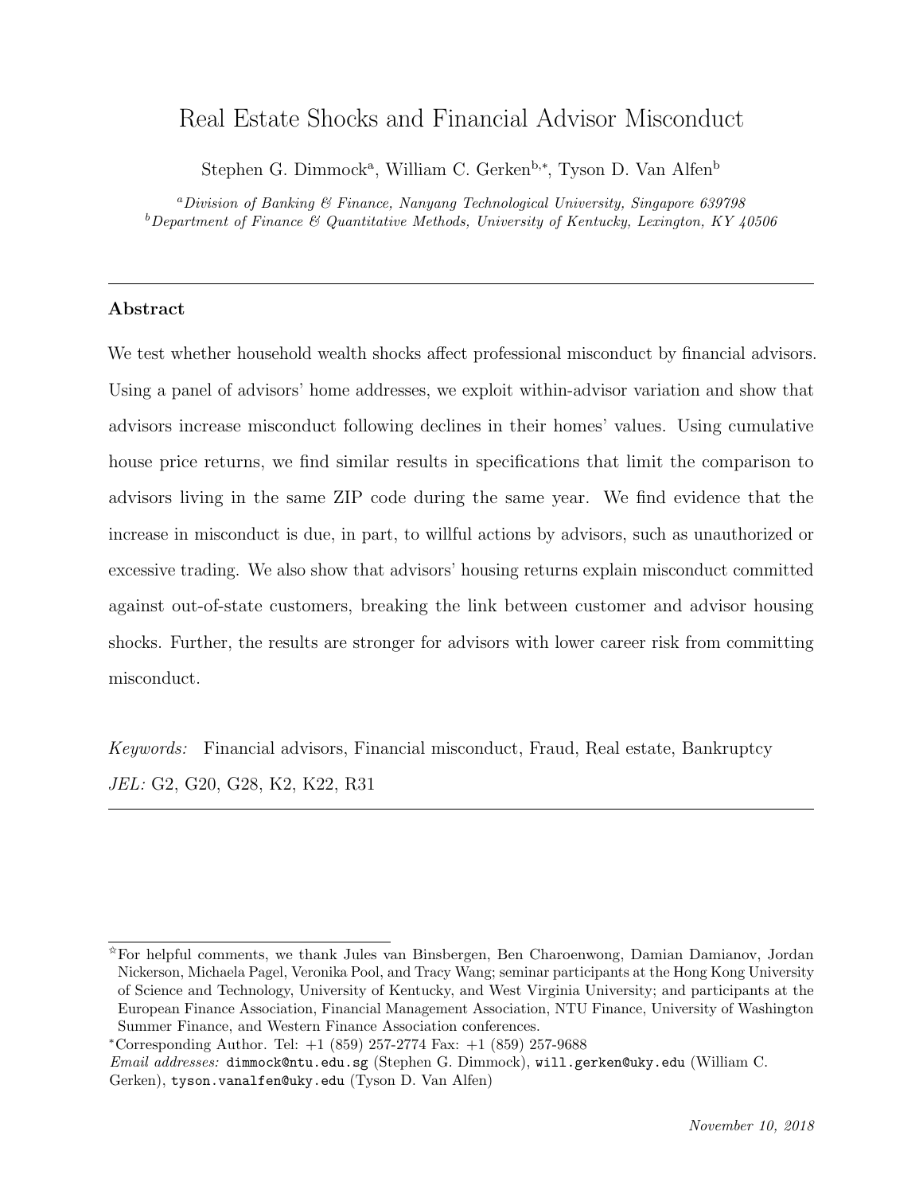# Real Estate Shocks and Financial Advisor Misconduct

Stephen G. Dimmock[a], William C. Gerken[b,*], Tyson D. Van Alfen[b]

[a]*Division of Banking & Finance, Nanyang Technological University, Singapore 639798*
[b]*Department of Finance & Quantitative Methods, University of Kentucky, Lexington, KY 40506*

---

## Abstract

We test whether household wealth shocks affect professional misconduct by financial advisors. Using a panel of advisors' home addresses, we exploit within-advisor variation and show that advisors increase misconduct following declines in their homes' values. Using cumulative house price returns, we find similar results in specifications that limit the comparison to advisors living in the same ZIP code during the same year. We find evidence that the increase in misconduct is due, in part, to willful actions by advisors, such as unauthorized or excessive trading. We also show that advisors' housing returns explain misconduct committed against out-of-state customers, breaking the link between customer and advisor housing shocks. Further, the results are stronger for advisors with lower career risk from committing misconduct.

*Keywords:* Financial advisors, Financial misconduct, Fraud, Real estate, Bankruptcy
*JEL:* G2, G20, G28, K2, K22, R31

---

[☆]For helpful comments, we thank Jules van Binsbergen, Ben Charoenwong, Damian Damianov, Jordan Nickerson, Michaela Pagel, Veronika Pool, and Tracy Wang; seminar participants at the Hong Kong University of Science and Technology, University of Kentucky, and West Virginia University; and participants at the European Finance Association, Financial Management Association, NTU Finance, University of Washington Summer Finance, and Western Finance Association conferences.

[*]Corresponding Author. Tel: +1 (859) 257-2774 Fax: +1 (859) 257-9688

*Email addresses:* dimmock@ntu.edu.sg (Stephen G. Dimmock), will.gerken@uky.edu (William C. Gerken), tyson.vanalfen@uky.edu (Tyson D. Van Alfen)

*November 10, 2018*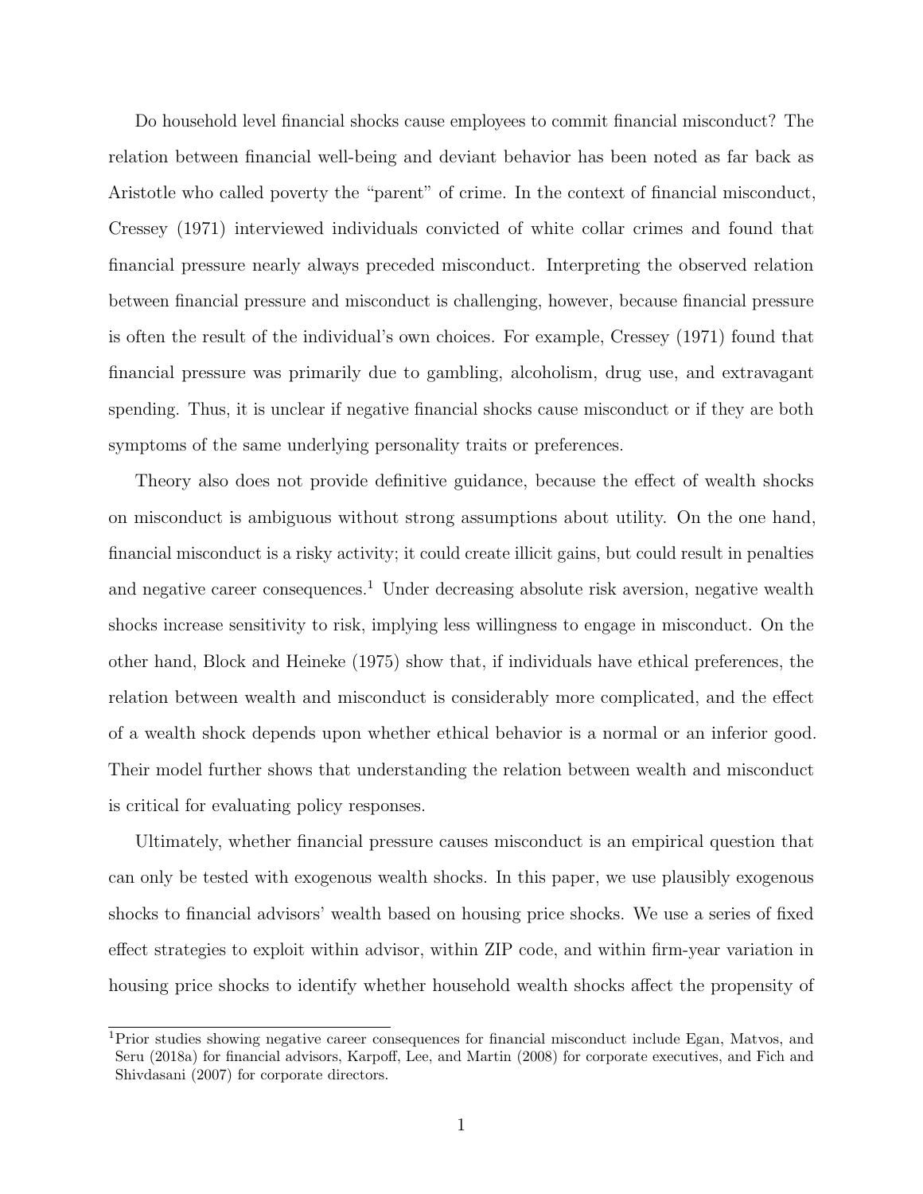Do household level financial shocks cause employees to commit financial misconduct? The relation between financial well-being and deviant behavior has been noted as far back as Aristotle who called poverty the "parent" of crime. In the context of financial misconduct, Cressey (1971) interviewed individuals convicted of white collar crimes and found that financial pressure nearly always preceded misconduct. Interpreting the observed relation between financial pressure and misconduct is challenging, however, because financial pressure is often the result of the individual's own choices. For example, Cressey (1971) found that financial pressure was primarily due to gambling, alcoholism, drug use, and extravagant spending. Thus, it is unclear if negative financial shocks cause misconduct or if they are both symptoms of the same underlying personality traits or preferences.

Theory also does not provide definitive guidance, because the effect of wealth shocks on misconduct is ambiguous without strong assumptions about utility. On the one hand, financial misconduct is a risky activity; it could create illicit gains, but could result in penalties and negative career consequences.[1] Under decreasing absolute risk aversion, negative wealth shocks increase sensitivity to risk, implying less willingness to engage in misconduct. On the other hand, Block and Heineke (1975) show that, if individuals have ethical preferences, the relation between wealth and misconduct is considerably more complicated, and the effect of a wealth shock depends upon whether ethical behavior is a normal or an inferior good. Their model further shows that understanding the relation between wealth and misconduct is critical for evaluating policy responses.

Ultimately, whether financial pressure causes misconduct is an empirical question that can only be tested with exogenous wealth shocks. In this paper, we use plausibly exogenous shocks to financial advisors' wealth based on housing price shocks. We use a series of fixed effect strategies to exploit within advisor, within ZIP code, and within firm-year variation in housing price shocks to identify whether household wealth shocks affect the propensity of

[1] Prior studies showing negative career consequences for financial misconduct include Egan, Matvos, and Seru (2018a) for financial advisors, Karpoff, Lee, and Martin (2008) for corporate executives, and Fich and Shivdasani (2007) for corporate directors.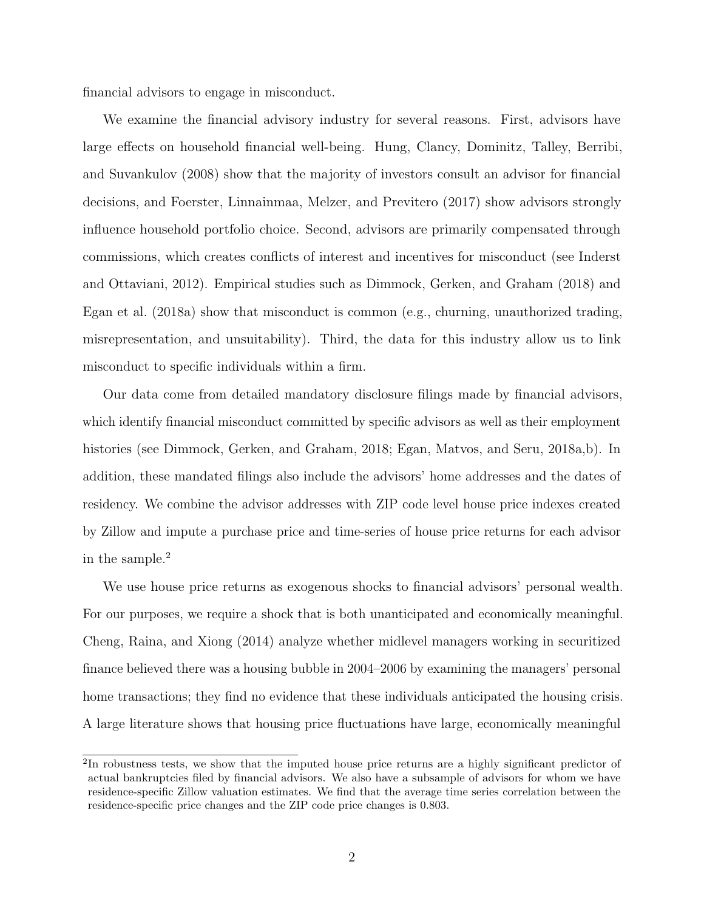financial advisors to engage in misconduct.

We examine the financial advisory industry for several reasons. First, advisors have large effects on household financial well-being. Hung, Clancy, Dominitz, Talley, Berribi, and Suvankulov (2008) show that the majority of investors consult an advisor for financial decisions, and Foerster, Linnainmaa, Melzer, and Previtero (2017) show advisors strongly influence household portfolio choice. Second, advisors are primarily compensated through commissions, which creates conflicts of interest and incentives for misconduct (see Inderst and Ottaviani, 2012). Empirical studies such as Dimmock, Gerken, and Graham (2018) and Egan et al. (2018a) show that misconduct is common (e.g., churning, unauthorized trading, misrepresentation, and unsuitability). Third, the data for this industry allow us to link misconduct to specific individuals within a firm.

Our data come from detailed mandatory disclosure filings made by financial advisors, which identify financial misconduct committed by specific advisors as well as their employment histories (see Dimmock, Gerken, and Graham, 2018; Egan, Matvos, and Seru, 2018a,b). In addition, these mandated filings also include the advisors' home addresses and the dates of residency. We combine the advisor addresses with ZIP code level house price indexes created by Zillow and impute a purchase price and time-series of house price returns for each advisor in the sample.[2]

We use house price returns as exogenous shocks to financial advisors' personal wealth. For our purposes, we require a shock that is both unanticipated and economically meaningful. Cheng, Raina, and Xiong (2014) analyze whether midlevel managers working in securitized finance believed there was a housing bubble in 2004–2006 by examining the managers' personal home transactions; they find no evidence that these individuals anticipated the housing crisis. A large literature shows that housing price fluctuations have large, economically meaningful

[2]In robustness tests, we show that the imputed house price returns are a highly significant predictor of actual bankruptcies filed by financial advisors. We also have a subsample of advisors for whom we have residence-specific Zillow valuation estimates. We find that the average time series correlation between the residence-specific price changes and the ZIP code price changes is 0.803.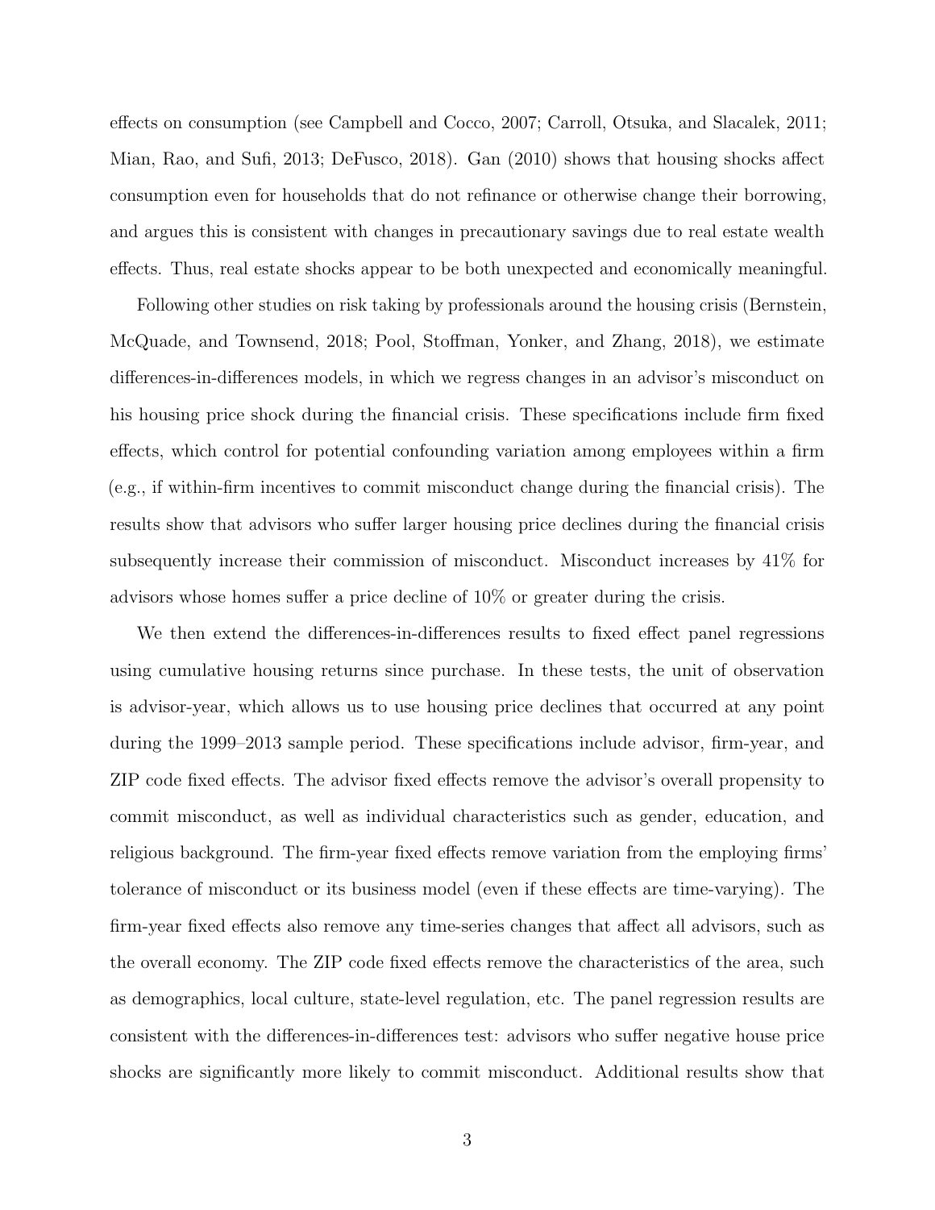effects on consumption (see Campbell and Cocco, 2007; Carroll, Otsuka, and Slacalek, 2011; Mian, Rao, and Sufi, 2013; DeFusco, 2018). Gan (2010) shows that housing shocks affect consumption even for households that do not refinance or otherwise change their borrowing, and argues this is consistent with changes in precautionary savings due to real estate wealth effects. Thus, real estate shocks appear to be both unexpected and economically meaningful.

Following other studies on risk taking by professionals around the housing crisis (Bernstein, McQuade, and Townsend, 2018; Pool, Stoffman, Yonker, and Zhang, 2018), we estimate differences-in-differences models, in which we regress changes in an advisor's misconduct on his housing price shock during the financial crisis. These specifications include firm fixed effects, which control for potential confounding variation among employees within a firm (e.g., if within-firm incentives to commit misconduct change during the financial crisis). The results show that advisors who suffer larger housing price declines during the financial crisis subsequently increase their commission of misconduct. Misconduct increases by 41% for advisors whose homes suffer a price decline of 10% or greater during the crisis.

We then extend the differences-in-differences results to fixed effect panel regressions using cumulative housing returns since purchase. In these tests, the unit of observation is advisor-year, which allows us to use housing price declines that occurred at any point during the 1999–2013 sample period. These specifications include advisor, firm-year, and ZIP code fixed effects. The advisor fixed effects remove the advisor's overall propensity to commit misconduct, as well as individual characteristics such as gender, education, and religious background. The firm-year fixed effects remove variation from the employing firms' tolerance of misconduct or its business model (even if these effects are time-varying). The firm-year fixed effects also remove any time-series changes that affect all advisors, such as the overall economy. The ZIP code fixed effects remove the characteristics of the area, such as demographics, local culture, state-level regulation, etc. The panel regression results are consistent with the differences-in-differences test: advisors who suffer negative house price shocks are significantly more likely to commit misconduct. Additional results show that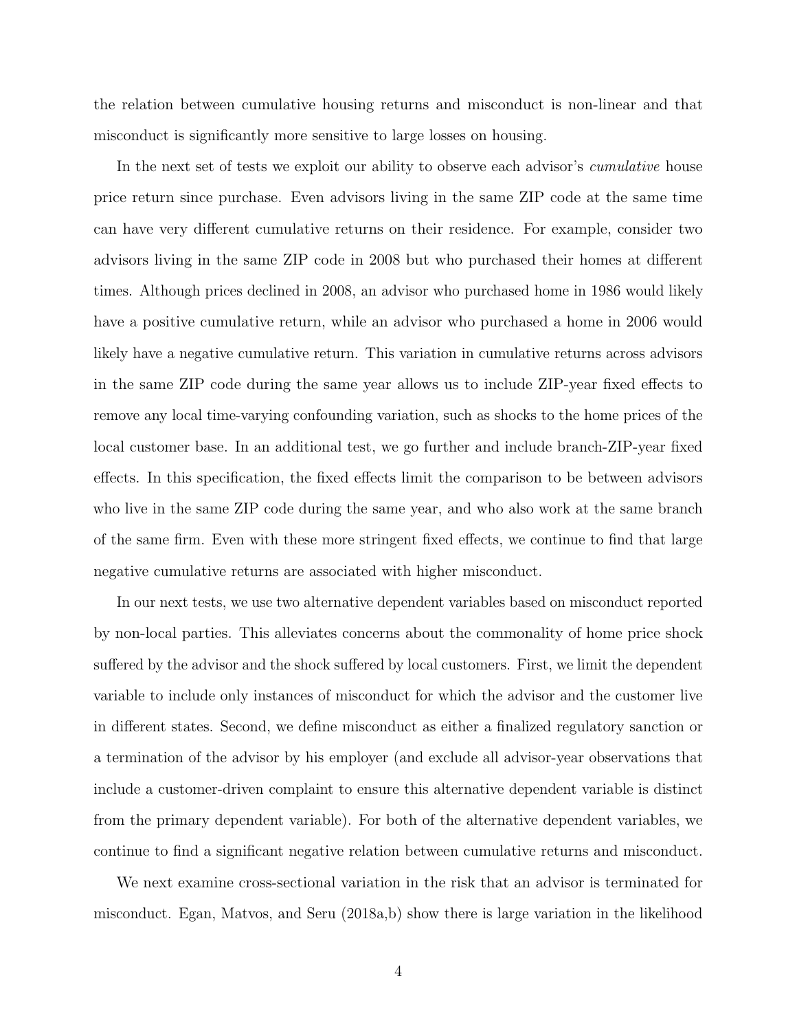the relation between cumulative housing returns and misconduct is non-linear and that misconduct is significantly more sensitive to large losses on housing.

In the next set of tests we exploit our ability to observe each advisor's *cumulative* house price return since purchase. Even advisors living in the same ZIP code at the same time can have very different cumulative returns on their residence. For example, consider two advisors living in the same ZIP code in 2008 but who purchased their homes at different times. Although prices declined in 2008, an advisor who purchased home in 1986 would likely have a positive cumulative return, while an advisor who purchased a home in 2006 would likely have a negative cumulative return. This variation in cumulative returns across advisors in the same ZIP code during the same year allows us to include ZIP-year fixed effects to remove any local time-varying confounding variation, such as shocks to the home prices of the local customer base. In an additional test, we go further and include branch-ZIP-year fixed effects. In this specification, the fixed effects limit the comparison to be between advisors who live in the same ZIP code during the same year, and who also work at the same branch of the same firm. Even with these more stringent fixed effects, we continue to find that large negative cumulative returns are associated with higher misconduct.

In our next tests, we use two alternative dependent variables based on misconduct reported by non-local parties. This alleviates concerns about the commonality of home price shock suffered by the advisor and the shock suffered by local customers. First, we limit the dependent variable to include only instances of misconduct for which the advisor and the customer live in different states. Second, we define misconduct as either a finalized regulatory sanction or a termination of the advisor by his employer (and exclude all advisor-year observations that include a customer-driven complaint to ensure this alternative dependent variable is distinct from the primary dependent variable). For both of the alternative dependent variables, we continue to find a significant negative relation between cumulative returns and misconduct.

We next examine cross-sectional variation in the risk that an advisor is terminated for misconduct. Egan, Matvos, and Seru (2018a,b) show there is large variation in the likelihood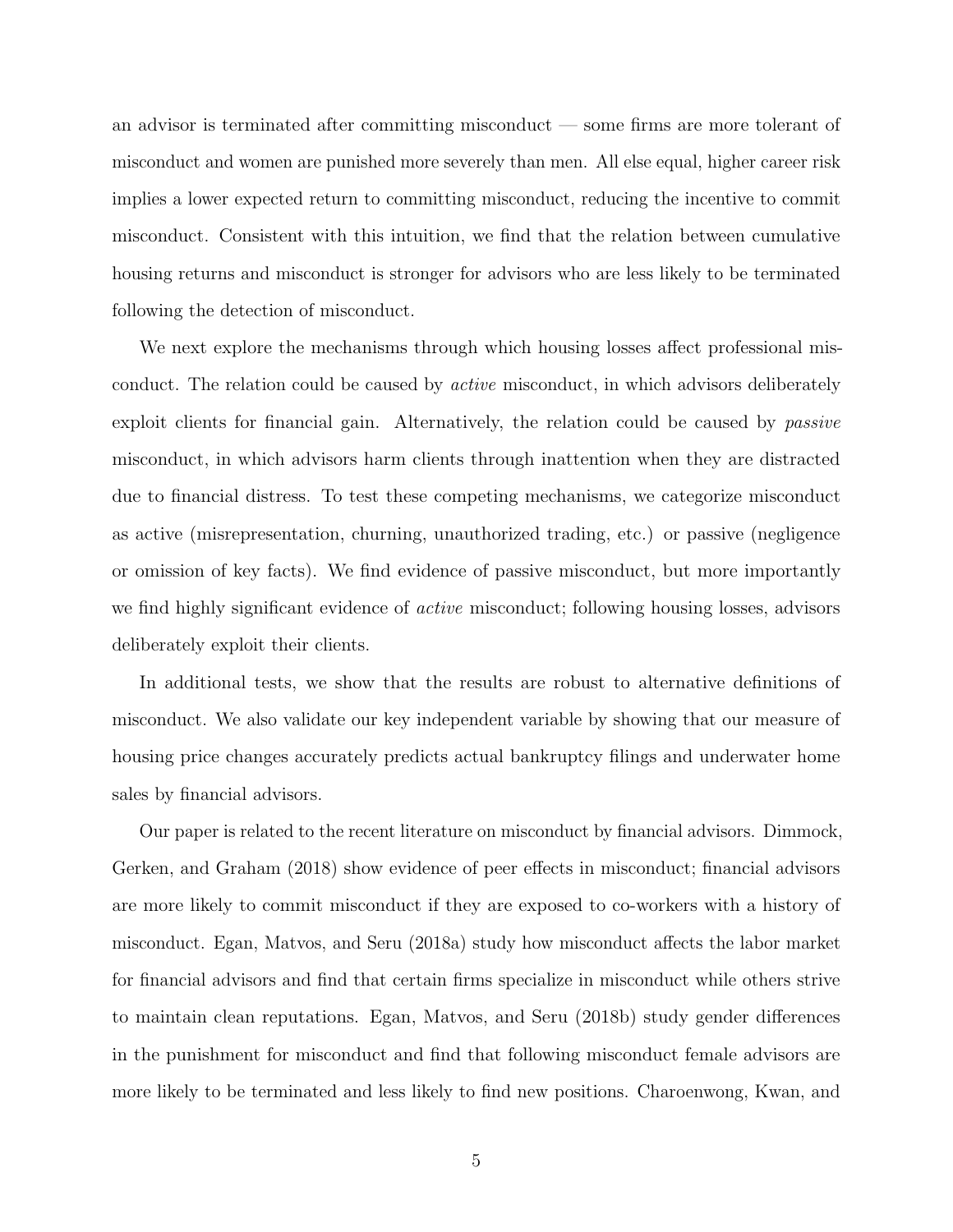an advisor is terminated after committing misconduct — some firms are more tolerant of misconduct and women are punished more severely than men. All else equal, higher career risk implies a lower expected return to committing misconduct, reducing the incentive to commit misconduct. Consistent with this intuition, we find that the relation between cumulative housing returns and misconduct is stronger for advisors who are less likely to be terminated following the detection of misconduct.

We next explore the mechanisms through which housing losses affect professional misconduct. The relation could be caused by *active* misconduct, in which advisors deliberately exploit clients for financial gain. Alternatively, the relation could be caused by *passive* misconduct, in which advisors harm clients through inattention when they are distracted due to financial distress. To test these competing mechanisms, we categorize misconduct as active (misrepresentation, churning, unauthorized trading, etc.) or passive (negligence or omission of key facts). We find evidence of passive misconduct, but more importantly we find highly significant evidence of *active* misconduct; following housing losses, advisors deliberately exploit their clients.

In additional tests, we show that the results are robust to alternative definitions of misconduct. We also validate our key independent variable by showing that our measure of housing price changes accurately predicts actual bankruptcy filings and underwater home sales by financial advisors.

Our paper is related to the recent literature on misconduct by financial advisors. Dimmock, Gerken, and Graham (2018) show evidence of peer effects in misconduct; financial advisors are more likely to commit misconduct if they are exposed to co-workers with a history of misconduct. Egan, Matvos, and Seru (2018a) study how misconduct affects the labor market for financial advisors and find that certain firms specialize in misconduct while others strive to maintain clean reputations. Egan, Matvos, and Seru (2018b) study gender differences in the punishment for misconduct and find that following misconduct female advisors are more likely to be terminated and less likely to find new positions. Charoenwong, Kwan, and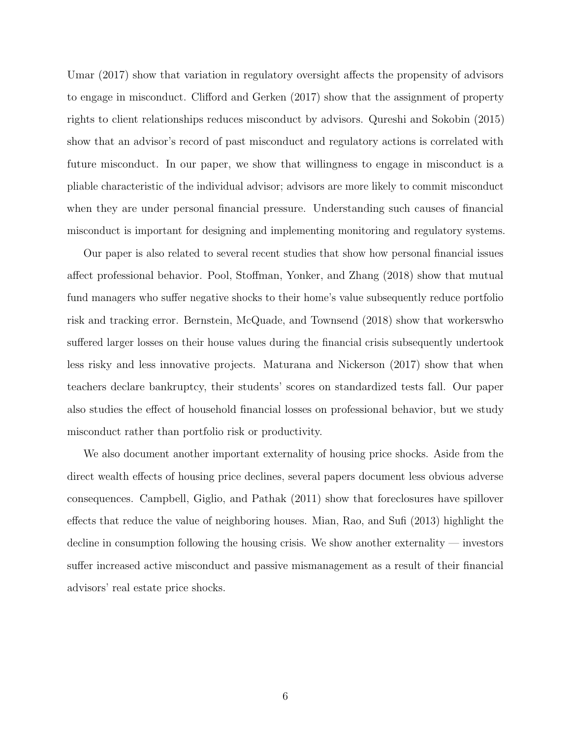Umar (2017) show that variation in regulatory oversight affects the propensity of advisors to engage in misconduct. Clifford and Gerken (2017) show that the assignment of property rights to client relationships reduces misconduct by advisors. Qureshi and Sokobin (2015) show that an advisor's record of past misconduct and regulatory actions is correlated with future misconduct. In our paper, we show that willingness to engage in misconduct is a pliable characteristic of the individual advisor; advisors are more likely to commit misconduct when they are under personal financial pressure. Understanding such causes of financial misconduct is important for designing and implementing monitoring and regulatory systems.

Our paper is also related to several recent studies that show how personal financial issues affect professional behavior. Pool, Stoffman, Yonker, and Zhang (2018) show that mutual fund managers who suffer negative shocks to their home's value subsequently reduce portfolio risk and tracking error. Bernstein, McQuade, and Townsend (2018) show that workerswho suffered larger losses on their house values during the financial crisis subsequently undertook less risky and less innovative projects. Maturana and Nickerson (2017) show that when teachers declare bankruptcy, their students' scores on standardized tests fall. Our paper also studies the effect of household financial losses on professional behavior, but we study misconduct rather than portfolio risk or productivity.

We also document another important externality of housing price shocks. Aside from the direct wealth effects of housing price declines, several papers document less obvious adverse consequences. Campbell, Giglio, and Pathak (2011) show that foreclosures have spillover effects that reduce the value of neighboring houses. Mian, Rao, and Sufi (2013) highlight the decline in consumption following the housing crisis. We show another externality — investors suffer increased active misconduct and passive mismanagement as a result of their financial advisors' real estate price shocks.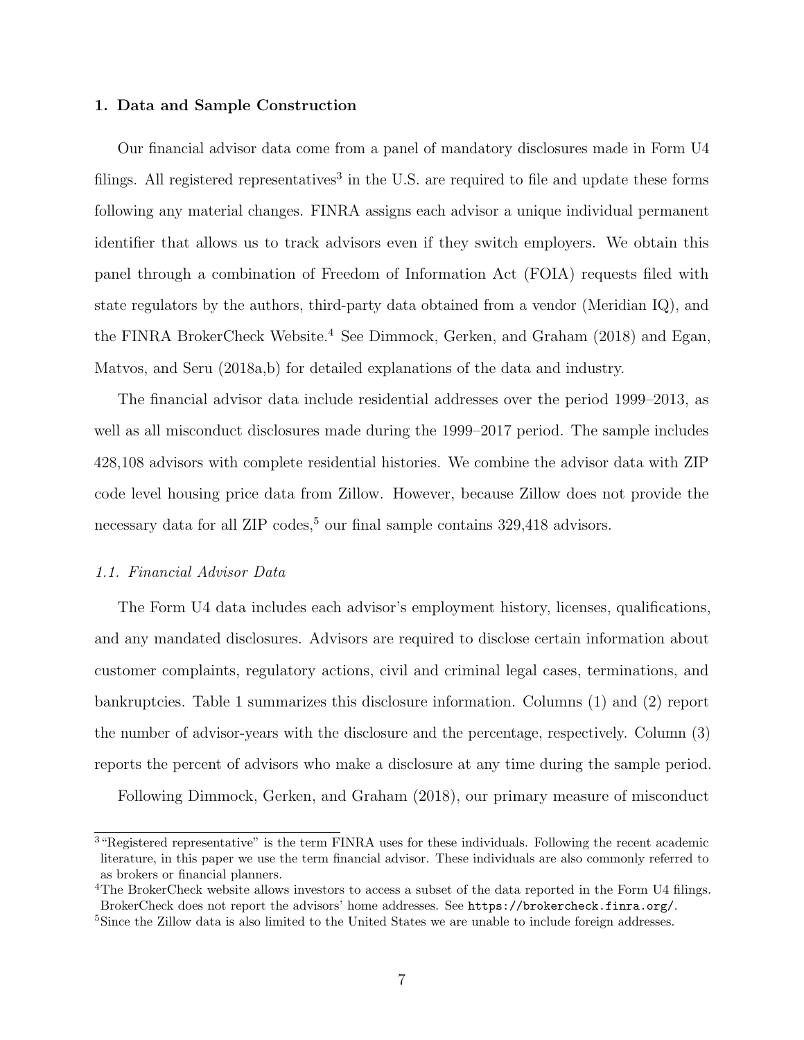## 1. Data and Sample Construction

Our financial advisor data come from a panel of mandatory disclosures made in Form U4 filings. All registered representatives[3] in the U.S. are required to file and update these forms following any material changes. FINRA assigns each advisor a unique individual permanent identifier that allows us to track advisors even if they switch employers. We obtain this panel through a combination of Freedom of Information Act (FOIA) requests filed with state regulators by the authors, third-party data obtained from a vendor (Meridian IQ), and the FINRA BrokerCheck Website.[4] See Dimmock, Gerken, and Graham (2018) and Egan, Matvos, and Seru (2018a,b) for detailed explanations of the data and industry.

The financial advisor data include residential addresses over the period 1999–2013, as well as all misconduct disclosures made during the 1999–2017 period. The sample includes 428,108 advisors with complete residential histories. We combine the advisor data with ZIP code level housing price data from Zillow. However, because Zillow does not provide the necessary data for all ZIP codes,[5] our final sample contains 329,418 advisors.

### *1.1. Financial Advisor Data*

The Form U4 data includes each advisor's employment history, licenses, qualifications, and any mandated disclosures. Advisors are required to disclose certain information about customer complaints, regulatory actions, civil and criminal legal cases, terminations, and bankruptcies. Table 1 summarizes this disclosure information. Columns (1) and (2) report the number of advisor-years with the disclosure and the percentage, respectively. Column (3) reports the percent of advisors who make a disclosure at any time during the sample period.

Following Dimmock, Gerken, and Graham (2018), our primary measure of misconduct

---

[3] "Registered representative" is the term FINRA uses for these individuals. Following the recent academic literature, in this paper we use the term financial advisor. These individuals are also commonly referred to as brokers or financial planners.

[4] The BrokerCheck website allows investors to access a subset of the data reported in the Form U4 filings. BrokerCheck does not report the advisors' home addresses. See `https://brokercheck.finra.org/`.

[5] Since the Zillow data is also limited to the United States we are unable to include foreign addresses.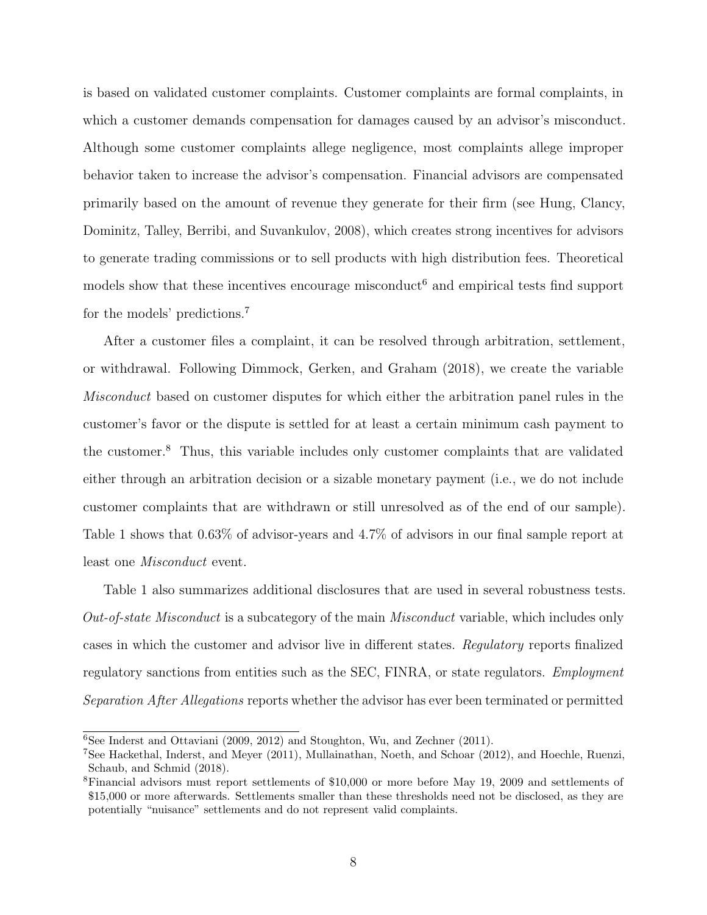is based on validated customer complaints. Customer complaints are formal complaints, in which a customer demands compensation for damages caused by an advisor's misconduct. Although some customer complaints allege negligence, most complaints allege improper behavior taken to increase the advisor's compensation. Financial advisors are compensated primarily based on the amount of revenue they generate for their firm (see Hung, Clancy, Dominitz, Talley, Berribi, and Suvankulov, 2008), which creates strong incentives for advisors to generate trading commissions or to sell products with high distribution fees. Theoretical models show that these incentives encourage misconduct[6] and empirical tests find support for the models' predictions.[7]

After a customer files a complaint, it can be resolved through arbitration, settlement, or withdrawal. Following Dimmock, Gerken, and Graham (2018), we create the variable *Misconduct* based on customer disputes for which either the arbitration panel rules in the customer's favor or the dispute is settled for at least a certain minimum cash payment to the customer.[8] Thus, this variable includes only customer complaints that are validated either through an arbitration decision or a sizable monetary payment (i.e., we do not include customer complaints that are withdrawn or still unresolved as of the end of our sample). Table 1 shows that 0.63% of advisor-years and 4.7% of advisors in our final sample report at least one *Misconduct* event.

Table 1 also summarizes additional disclosures that are used in several robustness tests. *Out-of-state Misconduct* is a subcategory of the main *Misconduct* variable, which includes only cases in which the customer and advisor live in different states. *Regulatory* reports finalized regulatory sanctions from entities such as the SEC, FINRA, or state regulators. *Employment Separation After Allegations* reports whether the advisor has ever been terminated or permitted

---

[6] See Inderst and Ottaviani (2009, 2012) and Stoughton, Wu, and Zechner (2011).

[7] See Hackethal, Inderst, and Meyer (2011), Mullainathan, Noeth, and Schoar (2012), and Hoechle, Ruenzi, Schaub, and Schmid (2018).

[8] Financial advisors must report settlements of $10,000 or more before May 19, 2009 and settlements of $15,000 or more afterwards. Settlements smaller than these thresholds need not be disclosed, as they are potentially "nuisance" settlements and do not represent valid complaints.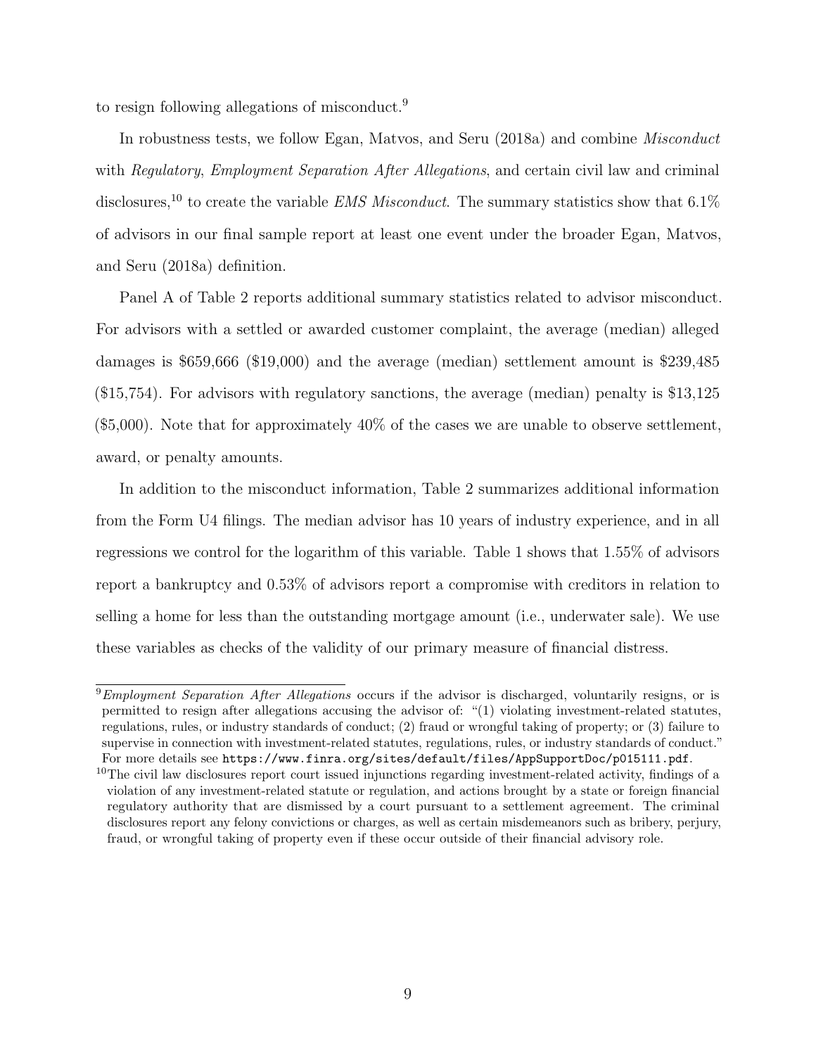to resign following allegations of misconduct.[9]

In robustness tests, we follow Egan, Matvos, and Seru (2018a) and combine *Misconduct* with *Regulatory*, *Employment Separation After Allegations*, and certain civil law and criminal disclosures,[10] to create the variable *EMS Misconduct*. The summary statistics show that 6.1% of advisors in our final sample report at least one event under the broader Egan, Matvos, and Seru (2018a) definition.

Panel A of Table 2 reports additional summary statistics related to advisor misconduct. For advisors with a settled or awarded customer complaint, the average (median) alleged damages is $659,666 ($19,000) and the average (median) settlement amount is $239,485 ($15,754). For advisors with regulatory sanctions, the average (median) penalty is $13,125 ($5,000). Note that for approximately 40% of the cases we are unable to observe settlement, award, or penalty amounts.

In addition to the misconduct information, Table 2 summarizes additional information from the Form U4 filings. The median advisor has 10 years of industry experience, and in all regressions we control for the logarithm of this variable. Table 1 shows that 1.55% of advisors report a bankruptcy and 0.53% of advisors report a compromise with creditors in relation to selling a home for less than the outstanding mortgage amount (i.e., underwater sale). We use these variables as checks of the validity of our primary measure of financial distress.

[9] *Employment Separation After Allegations* occurs if the advisor is discharged, voluntarily resigns, or is permitted to resign after allegations accusing the advisor of: "(1) violating investment-related statutes, regulations, rules, or industry standards of conduct; (2) fraud or wrongful taking of property; or (3) failure to supervise in connection with investment-related statutes, regulations, rules, or industry standards of conduct." For more details see https://www.finra.org/sites/default/files/AppSupportDoc/p015111.pdf.

[10] The civil law disclosures report court issued injunctions regarding investment-related activity, findings of a violation of any investment-related statute or regulation, and actions brought by a state or foreign financial regulatory authority that are dismissed by a court pursuant to a settlement agreement. The criminal disclosures report any felony convictions or charges, as well as certain misdemeanors such as bribery, perjury, fraud, or wrongful taking of property even if these occur outside of their financial advisory role.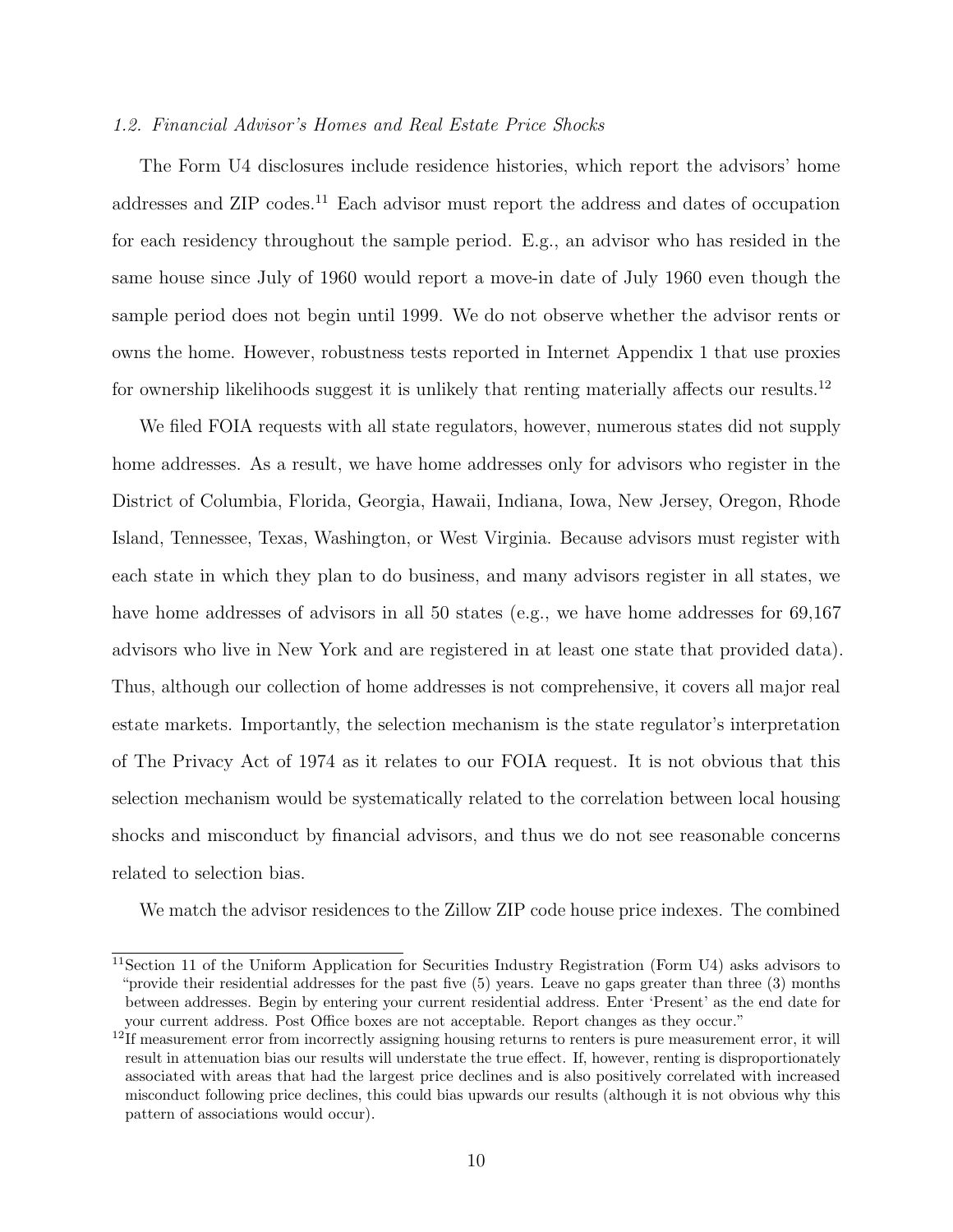### *1.2. Financial Advisor's Homes and Real Estate Price Shocks*

The Form U4 disclosures include residence histories, which report the advisors' home addresses and ZIP codes.[11] Each advisor must report the address and dates of occupation for each residency throughout the sample period. E.g., an advisor who has resided in the same house since July of 1960 would report a move-in date of July 1960 even though the sample period does not begin until 1999. We do not observe whether the advisor rents or owns the home. However, robustness tests reported in Internet Appendix 1 that use proxies for ownership likelihoods suggest it is unlikely that renting materially affects our results.[12]

We filed FOIA requests with all state regulators, however, numerous states did not supply home addresses. As a result, we have home addresses only for advisors who register in the District of Columbia, Florida, Georgia, Hawaii, Indiana, Iowa, New Jersey, Oregon, Rhode Island, Tennessee, Texas, Washington, or West Virginia. Because advisors must register with each state in which they plan to do business, and many advisors register in all states, we have home addresses of advisors in all 50 states (e.g., we have home addresses for 69,167 advisors who live in New York and are registered in at least one state that provided data). Thus, although our collection of home addresses is not comprehensive, it covers all major real estate markets. Importantly, the selection mechanism is the state regulator's interpretation of The Privacy Act of 1974 as it relates to our FOIA request. It is not obvious that this selection mechanism would be systematically related to the correlation between local housing shocks and misconduct by financial advisors, and thus we do not see reasonable concerns related to selection bias.

We match the advisor residences to the Zillow ZIP code house price indexes. The combined

---

[11] Section 11 of the Uniform Application for Securities Industry Registration (Form U4) asks advisors to "provide their residential addresses for the past five (5) years. Leave no gaps greater than three (3) months between addresses. Begin by entering your current residential address. Enter 'Present' as the end date for your current address. Post Office boxes are not acceptable. Report changes as they occur."

[12] If measurement error from incorrectly assigning housing returns to renters is pure measurement error, it will result in attenuation bias our results will understate the true effect. If, however, renting is disproportionately associated with areas that had the largest price declines and is also positively correlated with increased misconduct following price declines, this could bias upwards our results (although it is not obvious why this pattern of associations would occur).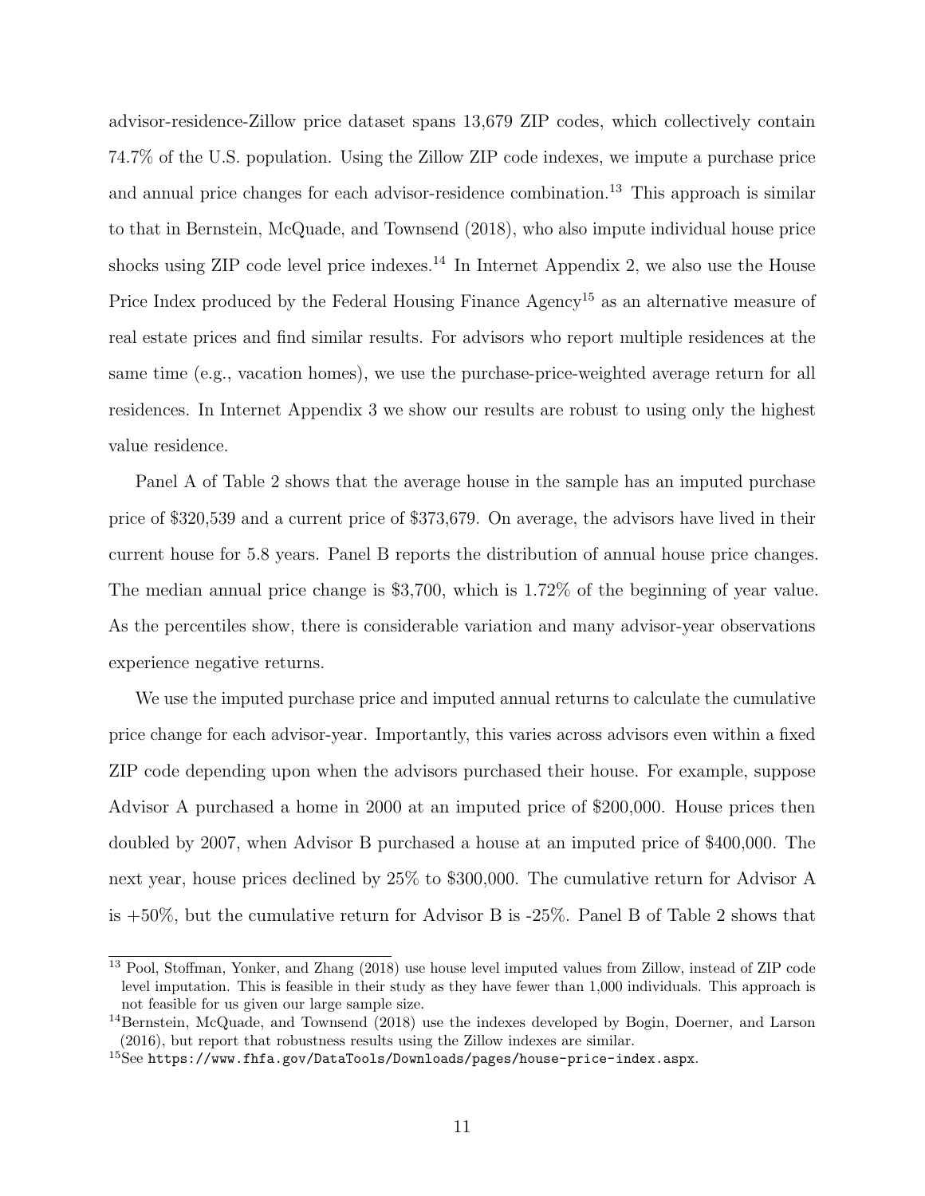advisor-residence-Zillow price dataset spans 13,679 ZIP codes, which collectively contain 74.7% of the U.S. population. Using the Zillow ZIP code indexes, we impute a purchase price and annual price changes for each advisor-residence combination.[13] This approach is similar to that in Bernstein, McQuade, and Townsend (2018), who also impute individual house price shocks using ZIP code level price indexes.[14] In Internet Appendix 2, we also use the House Price Index produced by the Federal Housing Finance Agency[15] as an alternative measure of real estate prices and find similar results. For advisors who report multiple residences at the same time (e.g., vacation homes), we use the purchase-price-weighted average return for all residences. In Internet Appendix 3 we show our results are robust to using only the highest value residence.

Panel A of Table 2 shows that the average house in the sample has an imputed purchase price of $320,539 and a current price of $373,679. On average, the advisors have lived in their current house for 5.8 years. Panel B reports the distribution of annual house price changes. The median annual price change is $3,700, which is 1.72% of the beginning of year value. As the percentiles show, there is considerable variation and many advisor-year observations experience negative returns.

We use the imputed purchase price and imputed annual returns to calculate the cumulative price change for each advisor-year. Importantly, this varies across advisors even within a fixed ZIP code depending upon when the advisors purchased their house. For example, suppose Advisor A purchased a home in 2000 at an imputed price of $200,000. House prices then doubled by 2007, when Advisor B purchased a house at an imputed price of $400,000. The next year, house prices declined by 25% to $300,000. The cumulative return for Advisor A is +50%, but the cumulative return for Advisor B is -25%. Panel B of Table 2 shows that

[13] Pool, Stoffman, Yonker, and Zhang (2018) use house level imputed values from Zillow, instead of ZIP code level imputation. This is feasible in their study as they have fewer than 1,000 individuals. This approach is not feasible for us given our large sample size.

[14] Bernstein, McQuade, and Townsend (2018) use the indexes developed by Bogin, Doerner, and Larson (2016), but report that robustness results using the Zillow indexes are similar.

[15] See `https://www.fhfa.gov/DataTools/Downloads/pages/house-price-index.aspx`.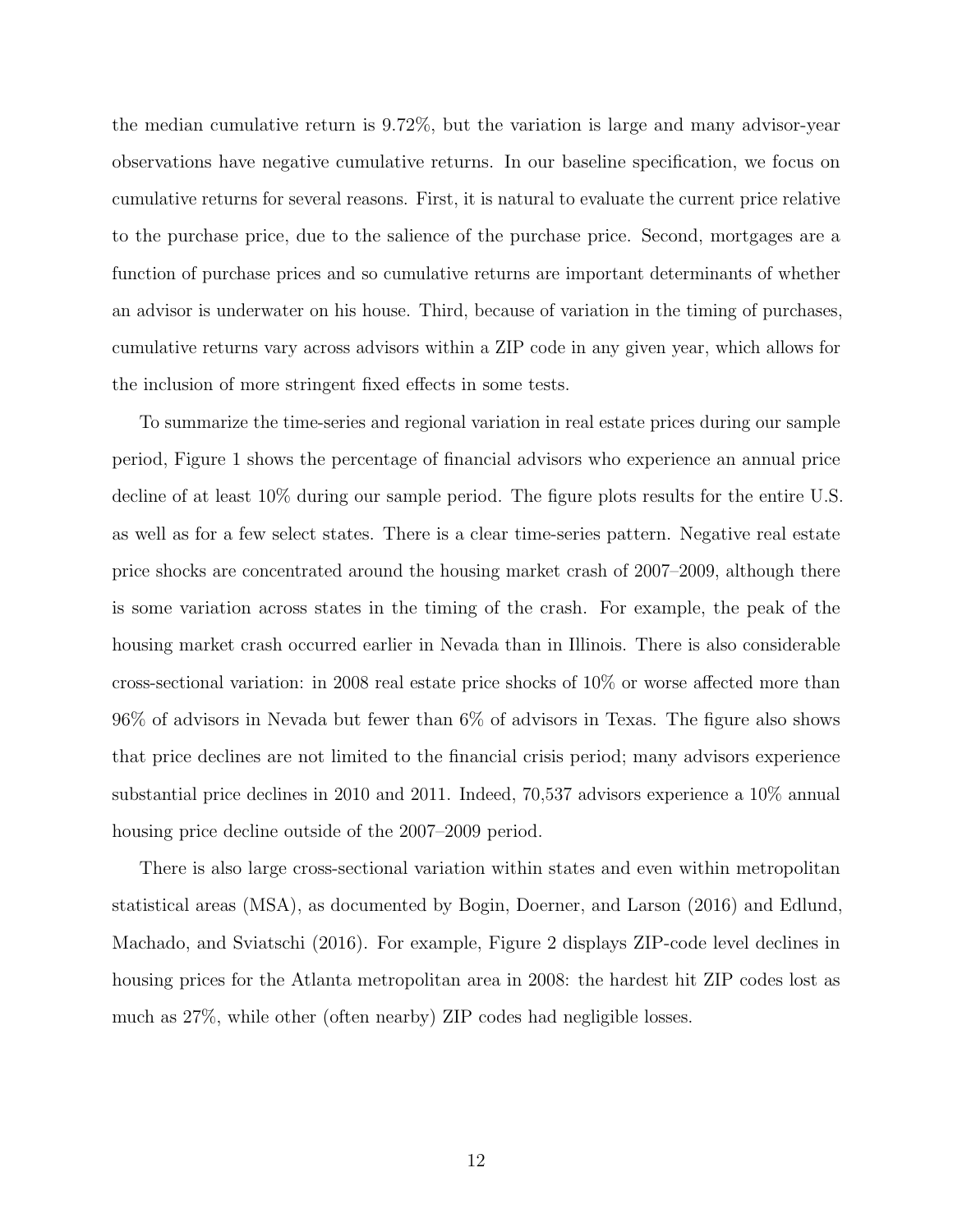the median cumulative return is 9.72%, but the variation is large and many advisor-year observations have negative cumulative returns. In our baseline specification, we focus on cumulative returns for several reasons. First, it is natural to evaluate the current price relative to the purchase price, due to the salience of the purchase price. Second, mortgages are a function of purchase prices and so cumulative returns are important determinants of whether an advisor is underwater on his house. Third, because of variation in the timing of purchases, cumulative returns vary across advisors within a ZIP code in any given year, which allows for the inclusion of more stringent fixed effects in some tests.

To summarize the time-series and regional variation in real estate prices during our sample period, Figure 1 shows the percentage of financial advisors who experience an annual price decline of at least 10% during our sample period. The figure plots results for the entire U.S. as well as for a few select states. There is a clear time-series pattern. Negative real estate price shocks are concentrated around the housing market crash of 2007–2009, although there is some variation across states in the timing of the crash. For example, the peak of the housing market crash occurred earlier in Nevada than in Illinois. There is also considerable cross-sectional variation: in 2008 real estate price shocks of 10% or worse affected more than 96% of advisors in Nevada but fewer than 6% of advisors in Texas. The figure also shows that price declines are not limited to the financial crisis period; many advisors experience substantial price declines in 2010 and 2011. Indeed, 70,537 advisors experience a 10% annual housing price decline outside of the 2007–2009 period.

There is also large cross-sectional variation within states and even within metropolitan statistical areas (MSA), as documented by Bogin, Doerner, and Larson (2016) and Edlund, Machado, and Sviatschi (2016). For example, Figure 2 displays ZIP-code level declines in housing prices for the Atlanta metropolitan area in 2008: the hardest hit ZIP codes lost as much as 27%, while other (often nearby) ZIP codes had negligible losses.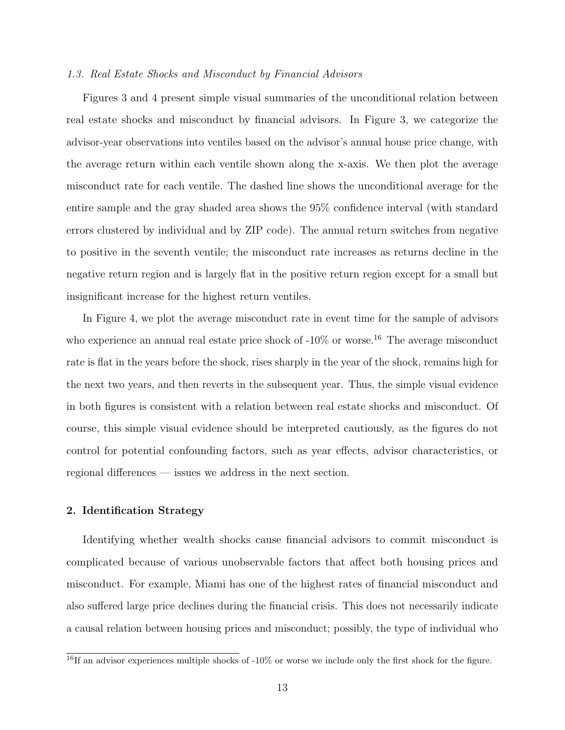### *1.3. Real Estate Shocks and Misconduct by Financial Advisors*

Figures 3 and 4 present simple visual summaries of the unconditional relation between real estate shocks and misconduct by financial advisors. In Figure 3, we categorize the advisor-year observations into ventiles based on the advisor's annual house price change, with the average return within each ventile shown along the x-axis. We then plot the average misconduct rate for each ventile. The dashed line shows the unconditional average for the entire sample and the gray shaded area shows the 95% confidence interval (with standard errors clustered by individual and by ZIP code). The annual return switches from negative to positive in the seventh ventile; the misconduct rate increases as returns decline in the negative return region and is largely flat in the positive return region except for a small but insignificant increase for the highest return ventiles.

In Figure 4, we plot the average misconduct rate in event time for the sample of advisors who experience an annual real estate price shock of -10% or worse.[16] The average misconduct rate is flat in the years before the shock, rises sharply in the year of the shock, remains high for the next two years, and then reverts in the subsequent year. Thus, the simple visual evidence in both figures is consistent with a relation between real estate shocks and misconduct. Of course, this simple visual evidence should be interpreted cautiously, as the figures do not control for potential confounding factors, such as year effects, advisor characteristics, or regional differences — issues we address in the next section.

## 2. Identification Strategy

Identifying whether wealth shocks cause financial advisors to commit misconduct is complicated because of various unobservable factors that affect both housing prices and misconduct. For example, Miami has one of the highest rates of financial misconduct and also suffered large price declines during the financial crisis. This does not necessarily indicate a causal relation between housing prices and misconduct; possibly, the type of individual who

[16] If an advisor experiences multiple shocks of -10% or worse we include only the first shock for the figure.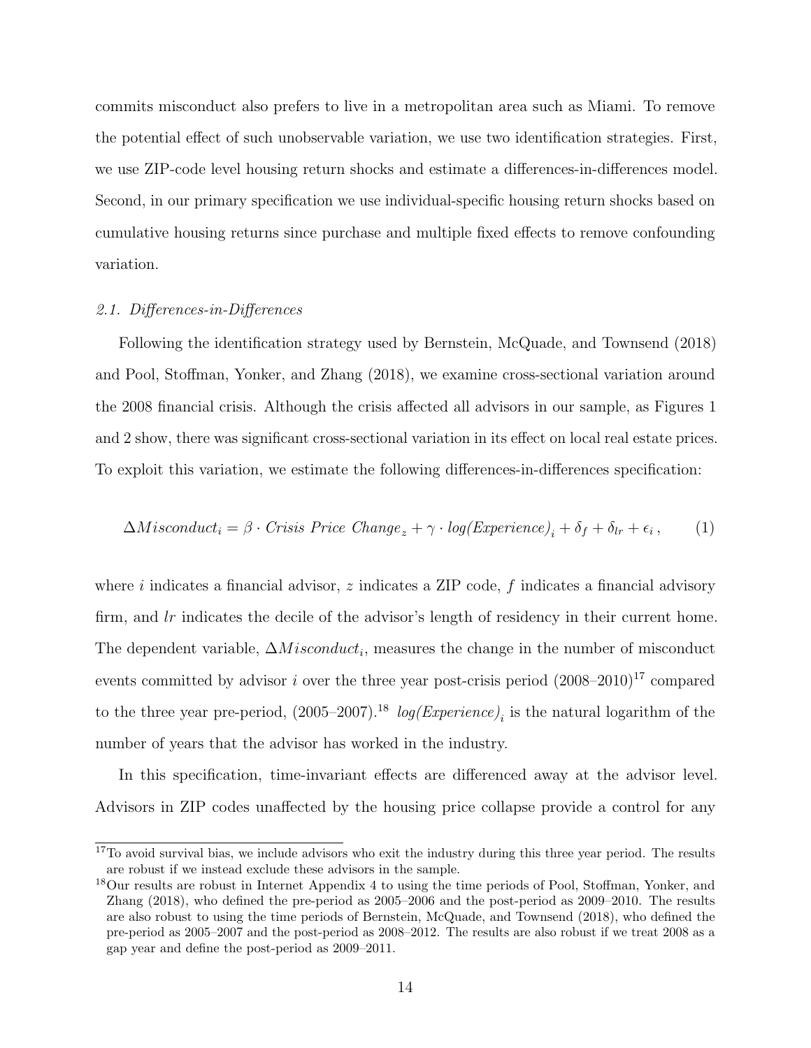commits misconduct also prefers to live in a metropolitan area such as Miami. To remove the potential effect of such unobservable variation, we use two identification strategies. First, we use ZIP-code level housing return shocks and estimate a differences-in-differences model. Second, in our primary specification we use individual-specific housing return shocks based on cumulative housing returns since purchase and multiple fixed effects to remove confounding variation.

### *2.1. Differences-in-Differences*

Following the identification strategy used by Bernstein, McQuade, and Townsend (2018) and Pool, Stoffman, Yonker, and Zhang (2018), we examine cross-sectional variation around the 2008 financial crisis. Although the crisis affected all advisors in our sample, as Figures 1 and 2 show, there was significant cross-sectional variation in its effect on local real estate prices. To exploit this variation, we estimate the following differences-in-differences specification:

$$\Delta Misconduct_i = \beta \cdot \textit{Crisis Price Change}_z + \gamma \cdot \textit{log(Experience)}_i + \delta_f + \delta_{lr} + \epsilon_i \,, \qquad (1)$$

where $i$ indicates a financial advisor, $z$ indicates a ZIP code, $f$ indicates a financial advisory firm, and $lr$ indicates the decile of the advisor's length of residency in their current home. The dependent variable, $\Delta Misconduct_i$, measures the change in the number of misconduct events committed by advisor $i$ over the three year post-crisis period (2008–2010)[17] compared to the three year pre-period, (2005–2007).[18] $\textit{log(Experience)}_i$ is the natural logarithm of the number of years that the advisor has worked in the industry.

In this specification, time-invariant effects are differenced away at the advisor level. Advisors in ZIP codes unaffected by the housing price collapse provide a control for any

[17] To avoid survival bias, we include advisors who exit the industry during this three year period. The results are robust if we instead exclude these advisors in the sample.

[18] Our results are robust in Internet Appendix 4 to using the time periods of Pool, Stoffman, Yonker, and Zhang (2018), who defined the pre-period as 2005–2006 and the post-period as 2009–2010. The results are also robust to using the time periods of Bernstein, McQuade, and Townsend (2018), who defined the pre-period as 2005–2007 and the post-period as 2008–2012. The results are also robust if we treat 2008 as a gap year and define the post-period as 2009–2011.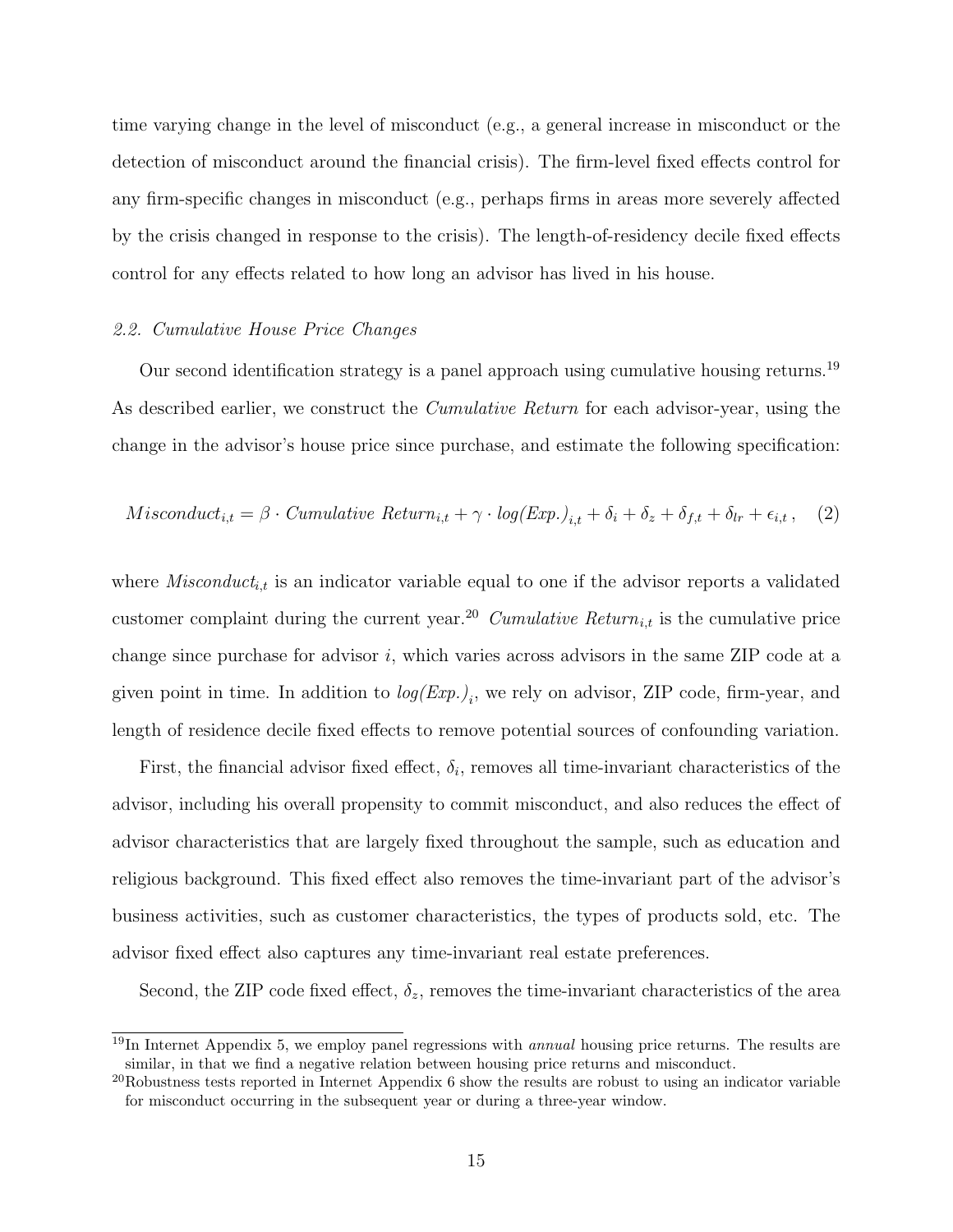time varying change in the level of misconduct (e.g., a general increase in misconduct or the detection of misconduct around the financial crisis). The firm-level fixed effects control for any firm-specific changes in misconduct (e.g., perhaps firms in areas more severely affected by the crisis changed in response to the crisis). The length-of-residency decile fixed effects control for any effects related to how long an advisor has lived in his house.

### *2.2. Cumulative House Price Changes*

Our second identification strategy is a panel approach using cumulative housing returns.[19] As described earlier, we construct the *Cumulative Return* for each advisor-year, using the change in the advisor's house price since purchase, and estimate the following specification:

$$Misconduct_{i,t} = \beta \cdot \textit{Cumulative Return}_{i,t} + \gamma \cdot \textit{log(Exp.)}_{i,t} + \delta_i + \delta_z + \delta_{f,t} + \delta_{lr} + \epsilon_{i,t} \,, \quad (2)$$

where $Misconduct_{i,t}$ is an indicator variable equal to one if the advisor reports a validated customer complaint during the current year.[20] $\textit{Cumulative Return}_{i,t}$ is the cumulative price change since purchase for advisor $i$, which varies across advisors in the same ZIP code at a given point in time. In addition to $\textit{log(Exp.)}_i$, we rely on advisor, ZIP code, firm-year, and length of residence decile fixed effects to remove potential sources of confounding variation.

First, the financial advisor fixed effect, $\delta_i$, removes all time-invariant characteristics of the advisor, including his overall propensity to commit misconduct, and also reduces the effect of advisor characteristics that are largely fixed throughout the sample, such as education and religious background. This fixed effect also removes the time-invariant part of the advisor's business activities, such as customer characteristics, the types of products sold, etc. The advisor fixed effect also captures any time-invariant real estate preferences.

Second, the ZIP code fixed effect, $\delta_z$, removes the time-invariant characteristics of the area

[19] In Internet Appendix 5, we employ panel regressions with *annual* housing price returns. The results are similar, in that we find a negative relation between housing price returns and misconduct.

[20] Robustness tests reported in Internet Appendix 6 show the results are robust to using an indicator variable for misconduct occurring in the subsequent year or during a three-year window.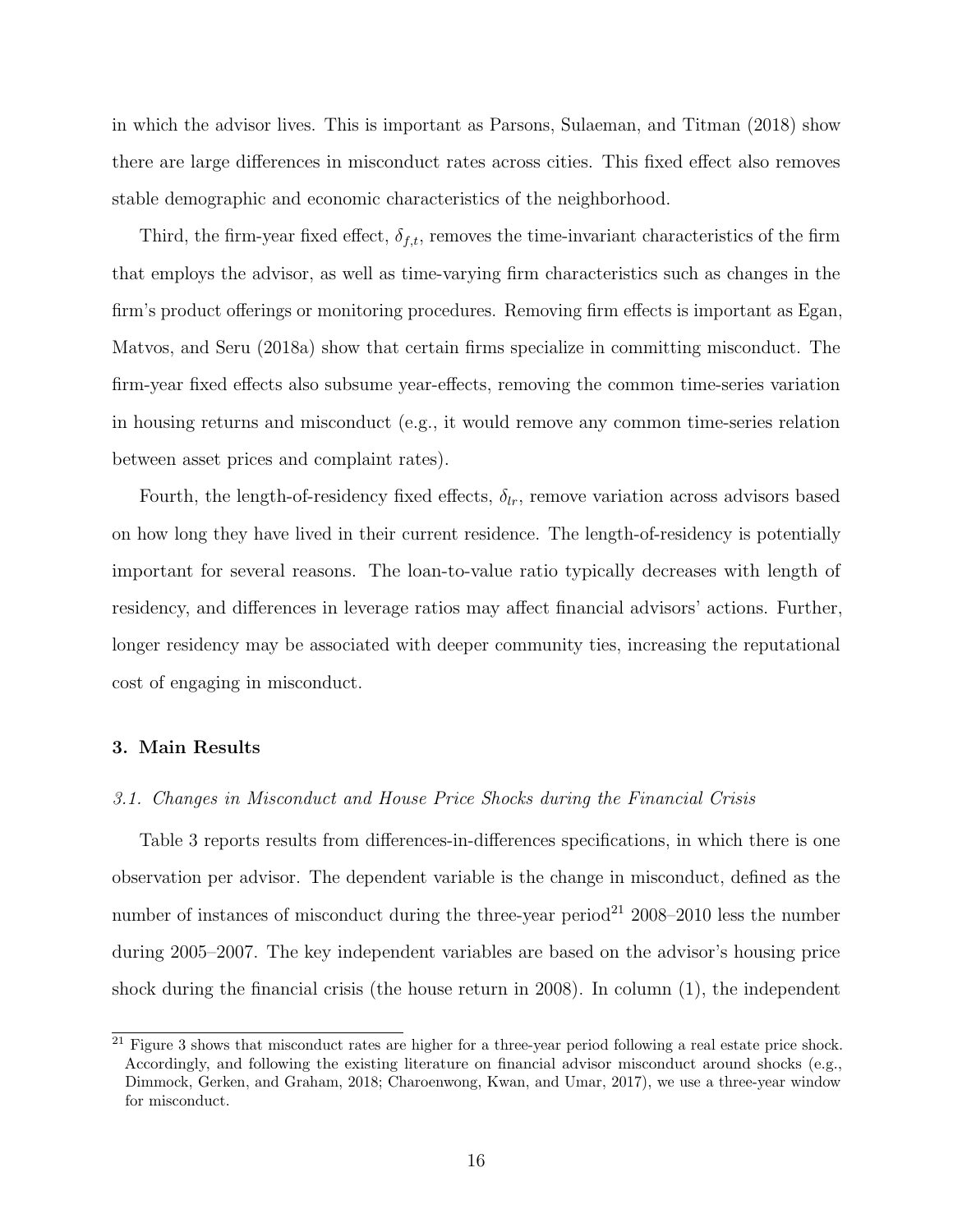in which the advisor lives. This is important as Parsons, Sulaeman, and Titman (2018) show there are large differences in misconduct rates across cities. This fixed effect also removes stable demographic and economic characteristics of the neighborhood.

Third, the firm-year fixed effect, $\delta_{f,t}$, removes the time-invariant characteristics of the firm that employs the advisor, as well as time-varying firm characteristics such as changes in the firm's product offerings or monitoring procedures. Removing firm effects is important as Egan, Matvos, and Seru (2018a) show that certain firms specialize in committing misconduct. The firm-year fixed effects also subsume year-effects, removing the common time-series variation in housing returns and misconduct (e.g., it would remove any common time-series relation between asset prices and complaint rates).

Fourth, the length-of-residency fixed effects, $\delta_{lr}$, remove variation across advisors based on how long they have lived in their current residence. The length-of-residency is potentially important for several reasons. The loan-to-value ratio typically decreases with length of residency, and differences in leverage ratios may affect financial advisors' actions. Further, longer residency may be associated with deeper community ties, increasing the reputational cost of engaging in misconduct.

### 3. Main Results

#### *3.1. Changes in Misconduct and House Price Shocks during the Financial Crisis*

Table 3 reports results from differences-in-differences specifications, in which there is one observation per advisor. The dependent variable is the change in misconduct, defined as the number of instances of misconduct during the three-year period[21] 2008–2010 less the number during 2005–2007. The key independent variables are based on the advisor's housing price shock during the financial crisis (the house return in 2008). In column (1), the independent

[21] Figure 3 shows that misconduct rates are higher for a three-year period following a real estate price shock. Accordingly, and following the existing literature on financial advisor misconduct around shocks (e.g., Dimmock, Gerken, and Graham, 2018; Charoenwong, Kwan, and Umar, 2017), we use a three-year window for misconduct.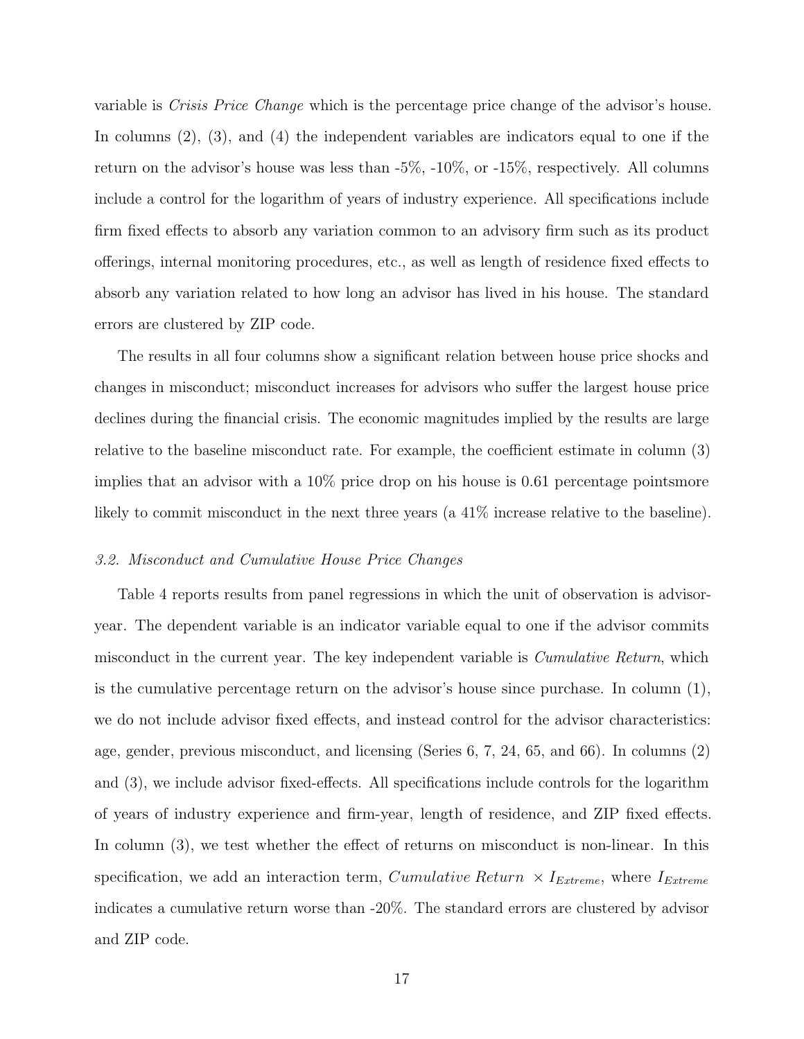variable is *Crisis Price Change* which is the percentage price change of the advisor's house. In columns (2), (3), and (4) the independent variables are indicators equal to one if the return on the advisor's house was less than -5%, -10%, or -15%, respectively. All columns include a control for the logarithm of years of industry experience. All specifications include firm fixed effects to absorb any variation common to an advisory firm such as its product offerings, internal monitoring procedures, etc., as well as length of residence fixed effects to absorb any variation related to how long an advisor has lived in his house. The standard errors are clustered by ZIP code.

The results in all four columns show a significant relation between house price shocks and changes in misconduct; misconduct increases for advisors who suffer the largest house price declines during the financial crisis. The economic magnitudes implied by the results are large relative to the baseline misconduct rate. For example, the coefficient estimate in column (3) implies that an advisor with a 10% price drop on his house is 0.61 percentage pointsmore likely to commit misconduct in the next three years (a 41% increase relative to the baseline).

### *3.2. Misconduct and Cumulative House Price Changes*

Table 4 reports results from panel regressions in which the unit of observation is advisor-year. The dependent variable is an indicator variable equal to one if the advisor commits misconduct in the current year. The key independent variable is *Cumulative Return*, which is the cumulative percentage return on the advisor's house since purchase. In column (1), we do not include advisor fixed effects, and instead control for the advisor characteristics: age, gender, previous misconduct, and licensing (Series 6, 7, 24, 65, and 66). In columns (2) and (3), we include advisor fixed-effects. All specifications include controls for the logarithm of years of industry experience and firm-year, length of residence, and ZIP fixed effects. In column (3), we test whether the effect of returns on misconduct is non-linear. In this specification, we add an interaction term, *Cumulative Return* $\times I_{Extreme}$, where $I_{Extreme}$ indicates a cumulative return worse than -20%. The standard errors are clustered by advisor and ZIP code.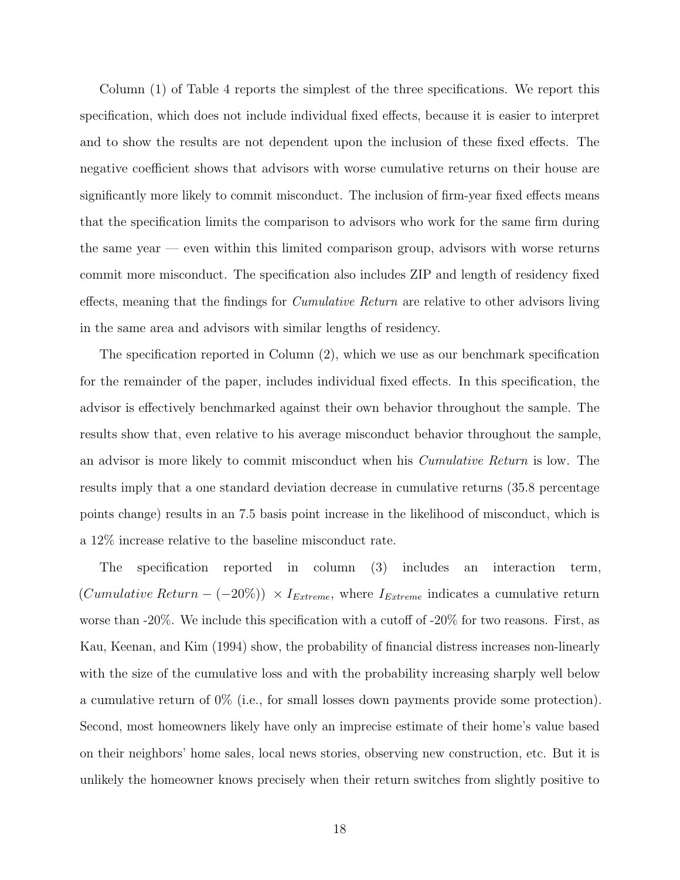Column (1) of Table 4 reports the simplest of the three specifications. We report this specification, which does not include individual fixed effects, because it is easier to interpret and to show the results are not dependent upon the inclusion of these fixed effects. The negative coefficient shows that advisors with worse cumulative returns on their house are significantly more likely to commit misconduct. The inclusion of firm-year fixed effects means that the specification limits the comparison to advisors who work for the same firm during the same year — even within this limited comparison group, advisors with worse returns commit more misconduct. The specification also includes ZIP and length of residency fixed effects, meaning that the findings for *Cumulative Return* are relative to other advisors living in the same area and advisors with similar lengths of residency.

The specification reported in Column (2), which we use as our benchmark specification for the remainder of the paper, includes individual fixed effects. In this specification, the advisor is effectively benchmarked against their own behavior throughout the sample. The results show that, even relative to his average misconduct behavior throughout the sample, an advisor is more likely to commit misconduct when his *Cumulative Return* is low. The results imply that a one standard deviation decrease in cumulative returns (35.8 percentage points change) results in an 7.5 basis point increase in the likelihood of misconduct, which is a 12% increase relative to the baseline misconduct rate.

The specification reported in column (3) includes an interaction term, $(\textit{Cumulative Return} - (-20\%)) \times I_{Extreme}$, where $I_{Extreme}$ indicates a cumulative return worse than -20%. We include this specification with a cutoff of -20% for two reasons. First, as Kau, Keenan, and Kim (1994) show, the probability of financial distress increases non-linearly with the size of the cumulative loss and with the probability increasing sharply well below a cumulative return of 0% (i.e., for small losses down payments provide some protection). Second, most homeowners likely have only an imprecise estimate of their home's value based on their neighbors' home sales, local news stories, observing new construction, etc. But it is unlikely the homeowner knows precisely when their return switches from slightly positive to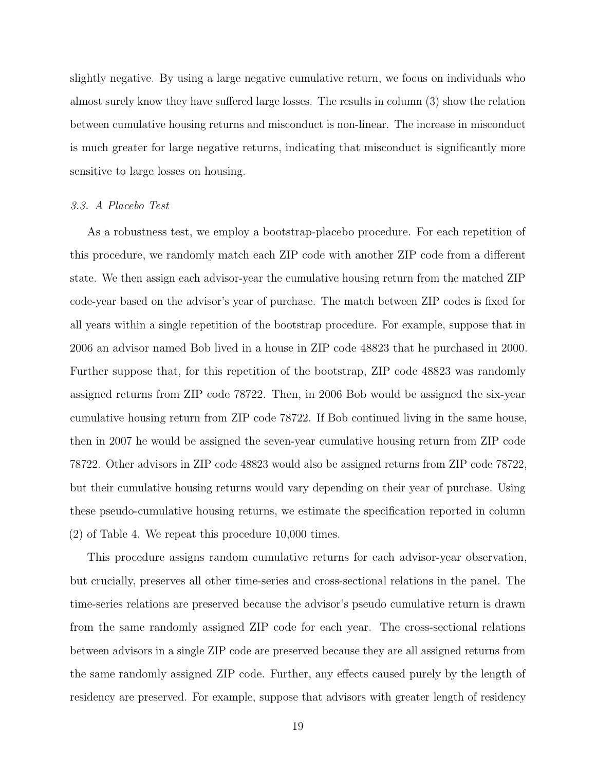slightly negative. By using a large negative cumulative return, we focus on individuals who almost surely know they have suffered large losses. The results in column (3) show the relation between cumulative housing returns and misconduct is non-linear. The increase in misconduct is much greater for large negative returns, indicating that misconduct is significantly more sensitive to large losses on housing.

### *3.3. A Placebo Test*

As a robustness test, we employ a bootstrap-placebo procedure. For each repetition of this procedure, we randomly match each ZIP code with another ZIP code from a different state. We then assign each advisor-year the cumulative housing return from the matched ZIP code-year based on the advisor's year of purchase. The match between ZIP codes is fixed for all years within a single repetition of the bootstrap procedure. For example, suppose that in 2006 an advisor named Bob lived in a house in ZIP code 48823 that he purchased in 2000. Further suppose that, for this repetition of the bootstrap, ZIP code 48823 was randomly assigned returns from ZIP code 78722. Then, in 2006 Bob would be assigned the six-year cumulative housing return from ZIP code 78722. If Bob continued living in the same house, then in 2007 he would be assigned the seven-year cumulative housing return from ZIP code 78722. Other advisors in ZIP code 48823 would also be assigned returns from ZIP code 78722, but their cumulative housing returns would vary depending on their year of purchase. Using these pseudo-cumulative housing returns, we estimate the specification reported in column (2) of Table 4. We repeat this procedure 10,000 times.

This procedure assigns random cumulative returns for each advisor-year observation, but crucially, preserves all other time-series and cross-sectional relations in the panel. The time-series relations are preserved because the advisor's pseudo cumulative return is drawn from the same randomly assigned ZIP code for each year. The cross-sectional relations between advisors in a single ZIP code are preserved because they are all assigned returns from the same randomly assigned ZIP code. Further, any effects caused purely by the length of residency are preserved. For example, suppose that advisors with greater length of residency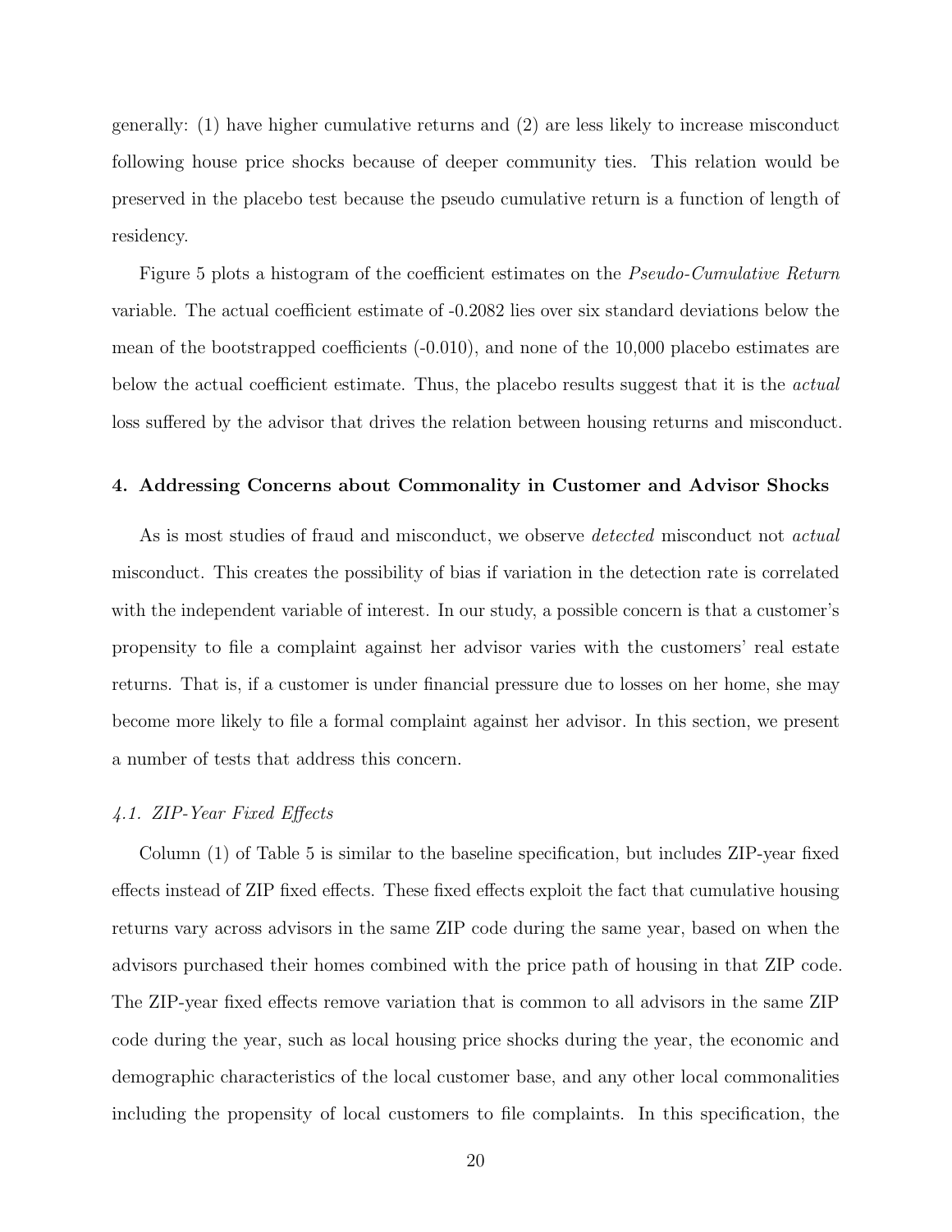generally: (1) have higher cumulative returns and (2) are less likely to increase misconduct following house price shocks because of deeper community ties. This relation would be preserved in the placebo test because the pseudo cumulative return is a function of length of residency.

Figure 5 plots a histogram of the coefficient estimates on the *Pseudo-Cumulative Return* variable. The actual coefficient estimate of -0.2082 lies over six standard deviations below the mean of the bootstrapped coefficients (-0.010), and none of the 10,000 placebo estimates are below the actual coefficient estimate. Thus, the placebo results suggest that it is the *actual* loss suffered by the advisor that drives the relation between housing returns and misconduct.

## 4. Addressing Concerns about Commonality in Customer and Advisor Shocks

As is most studies of fraud and misconduct, we observe *detected* misconduct not *actual* misconduct. This creates the possibility of bias if variation in the detection rate is correlated with the independent variable of interest. In our study, a possible concern is that a customer's propensity to file a complaint against her advisor varies with the customers' real estate returns. That is, if a customer is under financial pressure due to losses on her home, she may become more likely to file a formal complaint against her advisor. In this section, we present a number of tests that address this concern.

### *4.1. ZIP-Year Fixed Effects*

Column (1) of Table 5 is similar to the baseline specification, but includes ZIP-year fixed effects instead of ZIP fixed effects. These fixed effects exploit the fact that cumulative housing returns vary across advisors in the same ZIP code during the same year, based on when the advisors purchased their homes combined with the price path of housing in that ZIP code. The ZIP-year fixed effects remove variation that is common to all advisors in the same ZIP code during the year, such as local housing price shocks during the year, the economic and demographic characteristics of the local customer base, and any other local commonalities including the propensity of local customers to file complaints. In this specification, the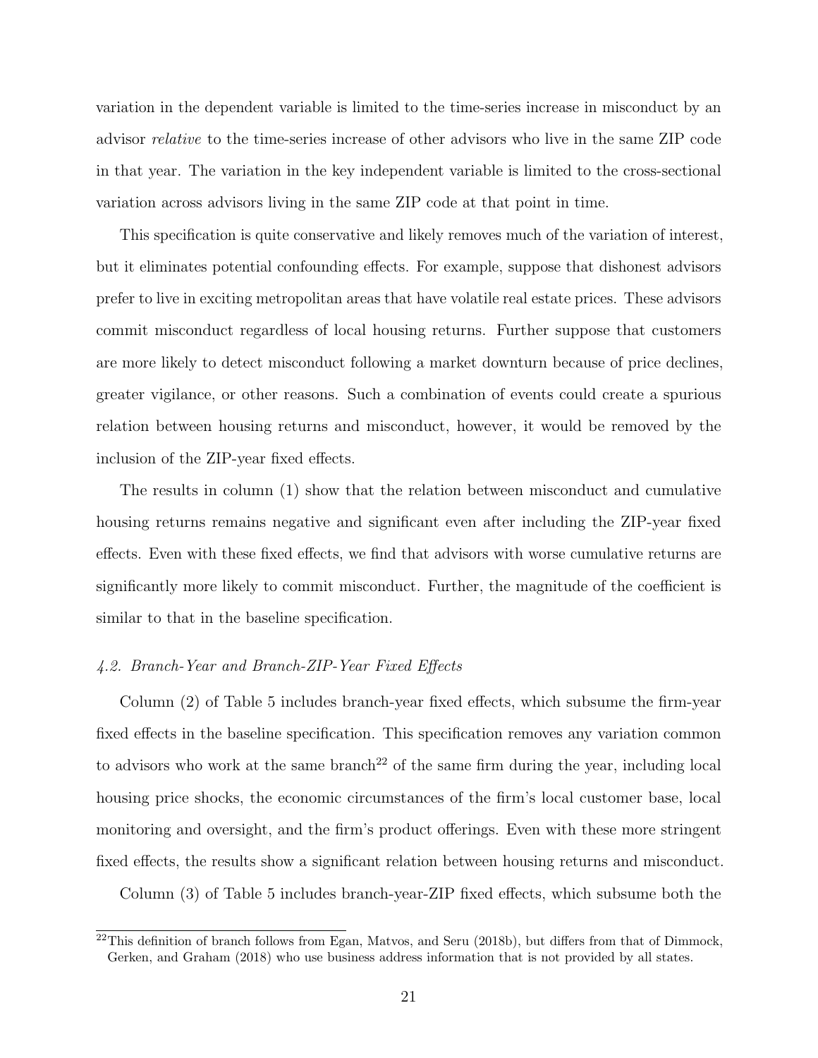variation in the dependent variable is limited to the time-series increase in misconduct by an advisor *relative* to the time-series increase of other advisors who live in the same ZIP code in that year. The variation in the key independent variable is limited to the cross-sectional variation across advisors living in the same ZIP code at that point in time.

This specification is quite conservative and likely removes much of the variation of interest, but it eliminates potential confounding effects. For example, suppose that dishonest advisors prefer to live in exciting metropolitan areas that have volatile real estate prices. These advisors commit misconduct regardless of local housing returns. Further suppose that customers are more likely to detect misconduct following a market downturn because of price declines, greater vigilance, or other reasons. Such a combination of events could create a spurious relation between housing returns and misconduct, however, it would be removed by the inclusion of the ZIP-year fixed effects.

The results in column (1) show that the relation between misconduct and cumulative housing returns remains negative and significant even after including the ZIP-year fixed effects. Even with these fixed effects, we find that advisors with worse cumulative returns are significantly more likely to commit misconduct. Further, the magnitude of the coefficient is similar to that in the baseline specification.

### *4.2. Branch-Year and Branch-ZIP-Year Fixed Effects*

Column (2) of Table 5 includes branch-year fixed effects, which subsume the firm-year fixed effects in the baseline specification. This specification removes any variation common to advisors who work at the same branch[22] of the same firm during the year, including local housing price shocks, the economic circumstances of the firm's local customer base, local monitoring and oversight, and the firm's product offerings. Even with these more stringent fixed effects, the results show a significant relation between housing returns and misconduct.

Column (3) of Table 5 includes branch-year-ZIP fixed effects, which subsume both the

[22] This definition of branch follows from Egan, Matvos, and Seru (2018b), but differs from that of Dimmock, Gerken, and Graham (2018) who use business address information that is not provided by all states.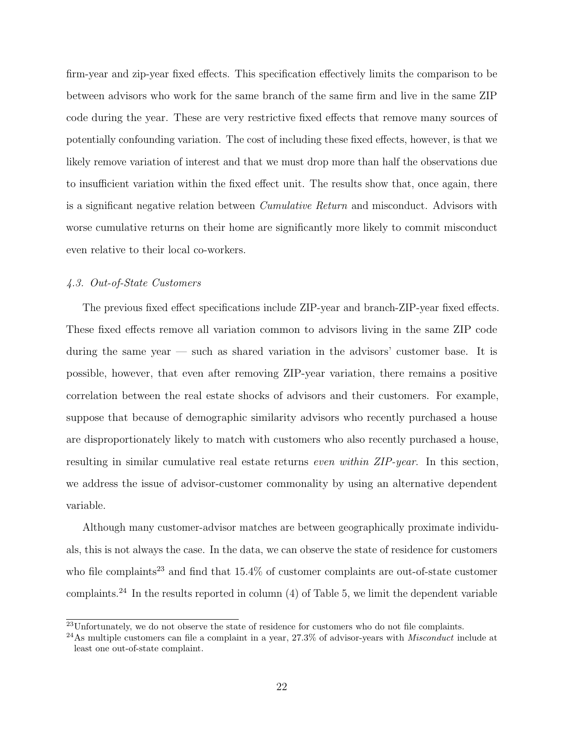firm-year and zip-year fixed effects. This specification effectively limits the comparison to be between advisors who work for the same branch of the same firm and live in the same ZIP code during the year. These are very restrictive fixed effects that remove many sources of potentially confounding variation. The cost of including these fixed effects, however, is that we likely remove variation of interest and that we must drop more than half the observations due to insufficient variation within the fixed effect unit. The results show that, once again, there is a significant negative relation between *Cumulative Return* and misconduct. Advisors with worse cumulative returns on their home are significantly more likely to commit misconduct even relative to their local co-workers.

### *4.3. Out-of-State Customers*

The previous fixed effect specifications include ZIP-year and branch-ZIP-year fixed effects. These fixed effects remove all variation common to advisors living in the same ZIP code during the same year — such as shared variation in the advisors' customer base. It is possible, however, that even after removing ZIP-year variation, there remains a positive correlation between the real estate shocks of advisors and their customers. For example, suppose that because of demographic similarity advisors who recently purchased a house are disproportionately likely to match with customers who also recently purchased a house, resulting in similar cumulative real estate returns *even within ZIP-year*. In this section, we address the issue of advisor-customer commonality by using an alternative dependent variable.

Although many customer-advisor matches are between geographically proximate individuals, this is not always the case. In the data, we can observe the state of residence for customers who file complaints[23] and find that 15.4% of customer complaints are out-of-state customer complaints.[24] In the results reported in column (4) of Table 5, we limit the dependent variable

[23]Unfortunately, we do not observe the state of residence for customers who do not file complaints.

[24]As multiple customers can file a complaint in a year, 27.3% of advisor-years with *Misconduct* include at least one out-of-state complaint.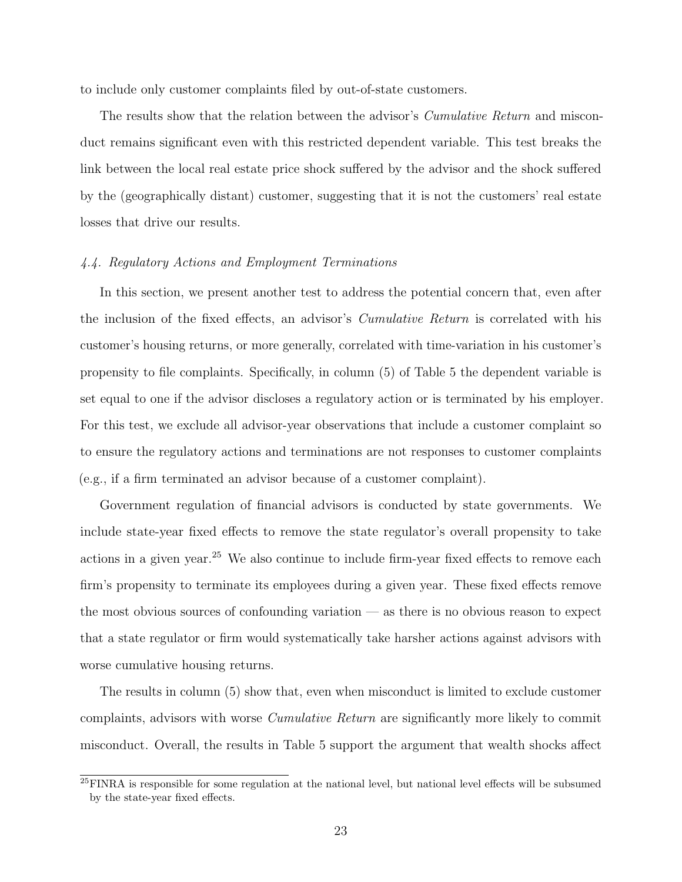to include only customer complaints filed by out-of-state customers.

The results show that the relation between the advisor's *Cumulative Return* and misconduct remains significant even with this restricted dependent variable. This test breaks the link between the local real estate price shock suffered by the advisor and the shock suffered by the (geographically distant) customer, suggesting that it is not the customers' real estate losses that drive our results.

### *4.4. Regulatory Actions and Employment Terminations*

In this section, we present another test to address the potential concern that, even after the inclusion of the fixed effects, an advisor's *Cumulative Return* is correlated with his customer's housing returns, or more generally, correlated with time-variation in his customer's propensity to file complaints. Specifically, in column (5) of Table 5 the dependent variable is set equal to one if the advisor discloses a regulatory action or is terminated by his employer. For this test, we exclude all advisor-year observations that include a customer complaint so to ensure the regulatory actions and terminations are not responses to customer complaints (e.g., if a firm terminated an advisor because of a customer complaint).

Government regulation of financial advisors is conducted by state governments. We include state-year fixed effects to remove the state regulator's overall propensity to take actions in a given year.[25] We also continue to include firm-year fixed effects to remove each firm's propensity to terminate its employees during a given year. These fixed effects remove the most obvious sources of confounding variation — as there is no obvious reason to expect that a state regulator or firm would systematically take harsher actions against advisors with worse cumulative housing returns.

The results in column (5) show that, even when misconduct is limited to exclude customer complaints, advisors with worse *Cumulative Return* are significantly more likely to commit misconduct. Overall, the results in Table 5 support the argument that wealth shocks affect

[25] FINRA is responsible for some regulation at the national level, but national level effects will be subsumed by the state-year fixed effects.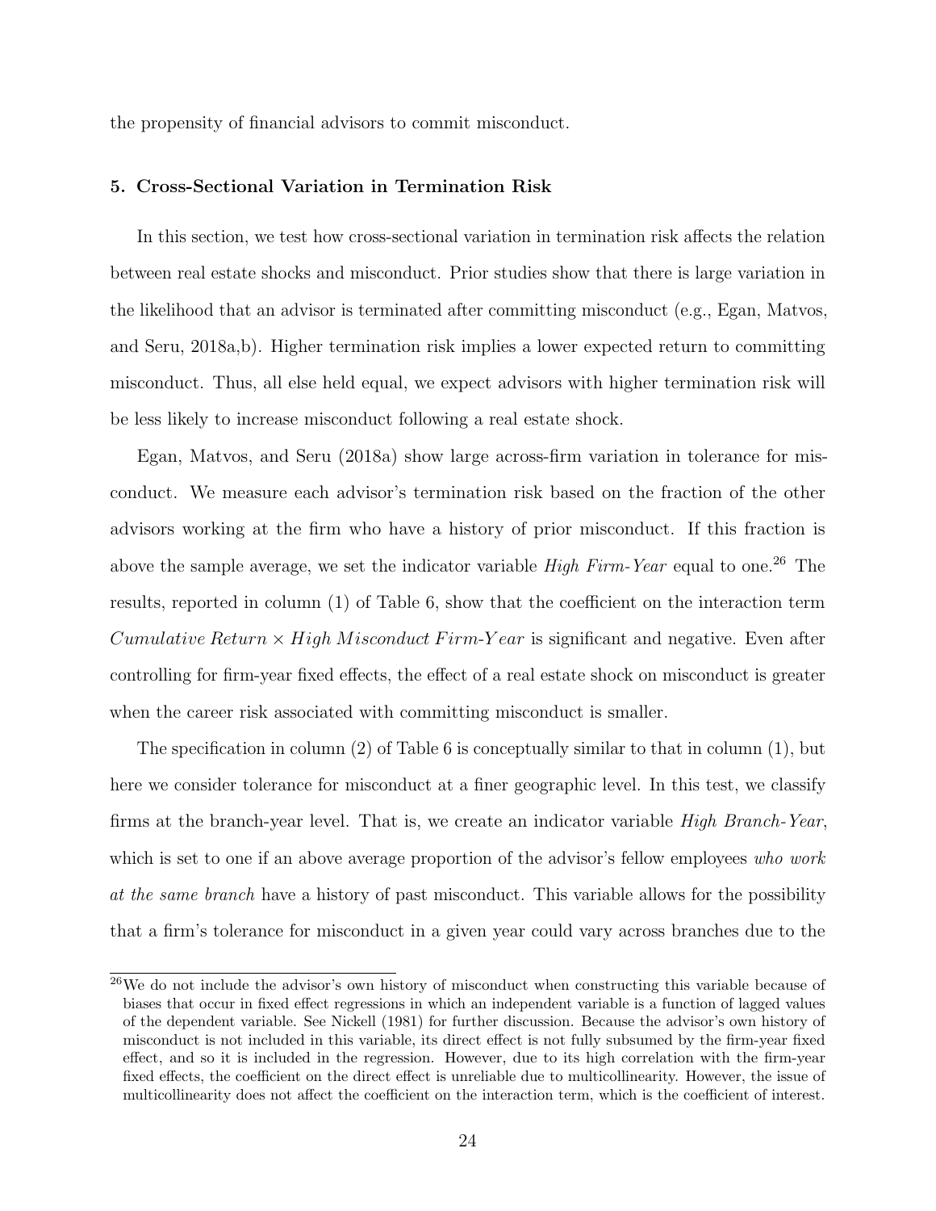the propensity of financial advisors to commit misconduct.

### 5. Cross-Sectional Variation in Termination Risk

In this section, we test how cross-sectional variation in termination risk affects the relation between real estate shocks and misconduct. Prior studies show that there is large variation in the likelihood that an advisor is terminated after committing misconduct (e.g., Egan, Matvos, and Seru, 2018a,b). Higher termination risk implies a lower expected return to committing misconduct. Thus, all else held equal, we expect advisors with higher termination risk will be less likely to increase misconduct following a real estate shock.

Egan, Matvos, and Seru (2018a) show large across-firm variation in tolerance for misconduct. We measure each advisor's termination risk based on the fraction of the other advisors working at the firm who have a history of prior misconduct. If this fraction is above the sample average, we set the indicator variable *High Firm-Year* equal to one.[26] The results, reported in column (1) of Table 6, show that the coefficient on the interaction term $Cumulative\ Return \times High\ Misconduct\ Firm\text{-}Year$ is significant and negative. Even after controlling for firm-year fixed effects, the effect of a real estate shock on misconduct is greater when the career risk associated with committing misconduct is smaller.

The specification in column (2) of Table 6 is conceptually similar to that in column (1), but here we consider tolerance for misconduct at a finer geographic level. In this test, we classify firms at the branch-year level. That is, we create an indicator variable *High Branch-Year*, which is set to one if an above average proportion of the advisor's fellow employees *who work at the same branch* have a history of past misconduct. This variable allows for the possibility that a firm's tolerance for misconduct in a given year could vary across branches due to the

[26] We do not include the advisor's own history of misconduct when constructing this variable because of biases that occur in fixed effect regressions in which an independent variable is a function of lagged values of the dependent variable. See Nickell (1981) for further discussion. Because the advisor's own history of misconduct is not included in this variable, its direct effect is not fully subsumed by the firm-year fixed effect, and so it is included in the regression. However, due to its high correlation with the firm-year fixed effects, the coefficient on the direct effect is unreliable due to multicollinearity. However, the issue of multicollinearity does not affect the coefficient on the interaction term, which is the coefficient of interest.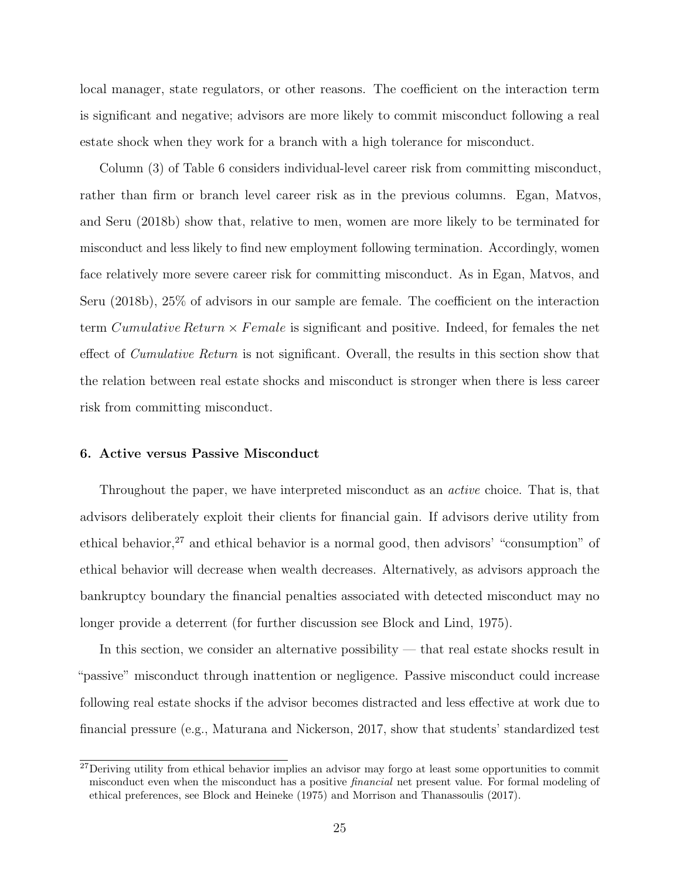local manager, state regulators, or other reasons. The coefficient on the interaction term is significant and negative; advisors are more likely to commit misconduct following a real estate shock when they work for a branch with a high tolerance for misconduct.

Column (3) of Table 6 considers individual-level career risk from committing misconduct, rather than firm or branch level career risk as in the previous columns. Egan, Matvos, and Seru (2018b) show that, relative to men, women are more likely to be terminated for misconduct and less likely to find new employment following termination. Accordingly, women face relatively more severe career risk for committing misconduct. As in Egan, Matvos, and Seru (2018b), 25% of advisors in our sample are female. The coefficient on the interaction term $Cumulative\,Return \times Female$ is significant and positive. Indeed, for females the net effect of *Cumulative Return* is not significant. Overall, the results in this section show that the relation between real estate shocks and misconduct is stronger when there is less career risk from committing misconduct.

### 6. Active versus Passive Misconduct

Throughout the paper, we have interpreted misconduct as an *active* choice. That is, that advisors deliberately exploit their clients for financial gain. If advisors derive utility from ethical behavior,[27] and ethical behavior is a normal good, then advisors' "consumption" of ethical behavior will decrease when wealth decreases. Alternatively, as advisors approach the bankruptcy boundary the financial penalties associated with detected misconduct may no longer provide a deterrent (for further discussion see Block and Lind, 1975).

In this section, we consider an alternative possibility — that real estate shocks result in "passive" misconduct through inattention or negligence. Passive misconduct could increase following real estate shocks if the advisor becomes distracted and less effective at work due to financial pressure (e.g., Maturana and Nickerson, 2017, show that students' standardized test

[27] Deriving utility from ethical behavior implies an advisor may forgo at least some opportunities to commit misconduct even when the misconduct has a positive *financial* net present value. For formal modeling of ethical preferences, see Block and Heineke (1975) and Morrison and Thanassoulis (2017).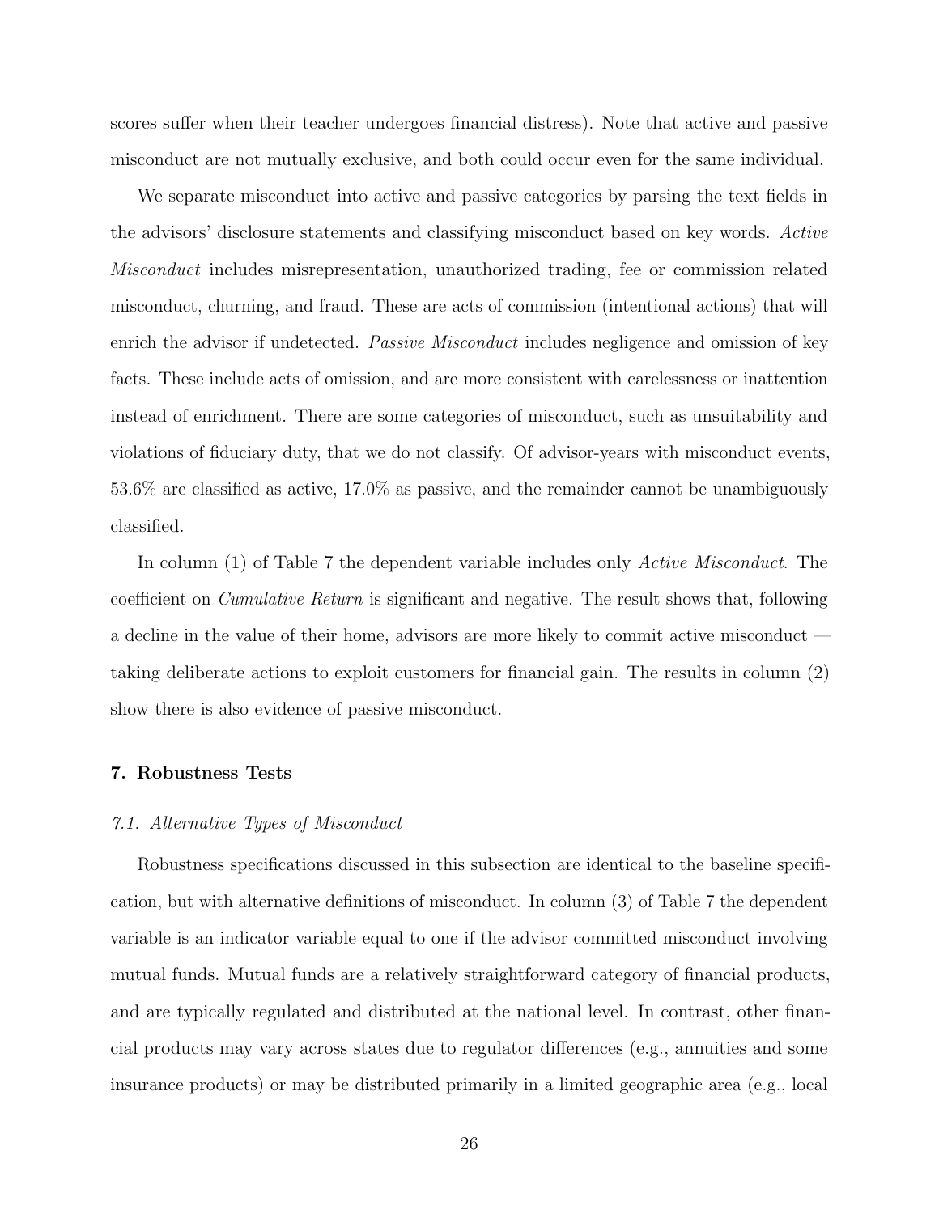scores suffer when their teacher undergoes financial distress). Note that active and passive misconduct are not mutually exclusive, and both could occur even for the same individual.

We separate misconduct into active and passive categories by parsing the text fields in the advisors' disclosure statements and classifying misconduct based on key words. *Active Misconduct* includes misrepresentation, unauthorized trading, fee or commission related misconduct, churning, and fraud. These are acts of commission (intentional actions) that will enrich the advisor if undetected. *Passive Misconduct* includes negligence and omission of key facts. These include acts of omission, and are more consistent with carelessness or inattention instead of enrichment. There are some categories of misconduct, such as unsuitability and violations of fiduciary duty, that we do not classify. Of advisor-years with misconduct events, 53.6% are classified as active, 17.0% as passive, and the remainder cannot be unambiguously classified.

In column (1) of Table 7 the dependent variable includes only *Active Misconduct*. The coefficient on *Cumulative Return* is significant and negative. The result shows that, following a decline in the value of their home, advisors are more likely to commit active misconduct — taking deliberate actions to exploit customers for financial gain. The results in column (2) show there is also evidence of passive misconduct.

## 7. Robustness Tests

### *7.1. Alternative Types of Misconduct*

Robustness specifications discussed in this subsection are identical to the baseline specification, but with alternative definitions of misconduct. In column (3) of Table 7 the dependent variable is an indicator variable equal to one if the advisor committed misconduct involving mutual funds. Mutual funds are a relatively straightforward category of financial products, and are typically regulated and distributed at the national level. In contrast, other financial products may vary across states due to regulator differences (e.g., annuities and some insurance products) or may be distributed primarily in a limited geographic area (e.g., local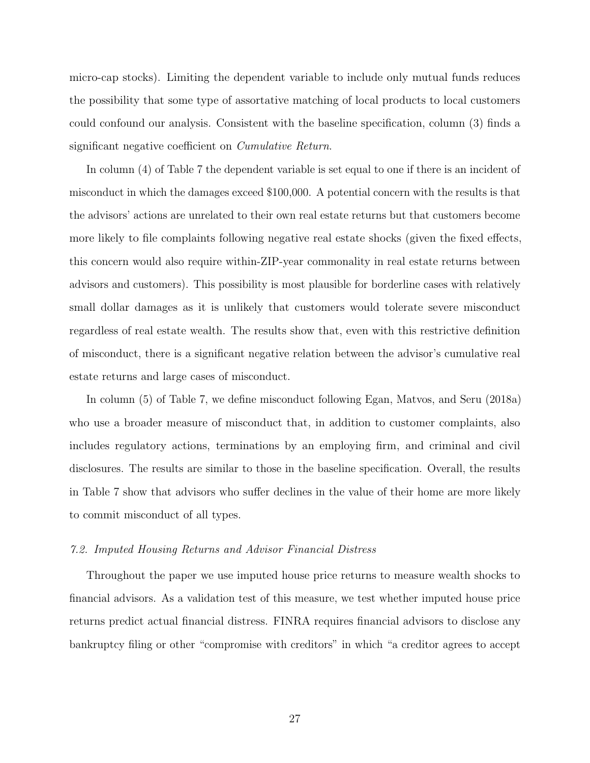micro-cap stocks). Limiting the dependent variable to include only mutual funds reduces the possibility that some type of assortative matching of local products to local customers could confound our analysis. Consistent with the baseline specification, column (3) finds a significant negative coefficient on *Cumulative Return*.

In column (4) of Table 7 the dependent variable is set equal to one if there is an incident of misconduct in which the damages exceed $100,000. A potential concern with the results is that the advisors' actions are unrelated to their own real estate returns but that customers become more likely to file complaints following negative real estate shocks (given the fixed effects, this concern would also require within-ZIP-year commonality in real estate returns between advisors and customers). This possibility is most plausible for borderline cases with relatively small dollar damages as it is unlikely that customers would tolerate severe misconduct regardless of real estate wealth. The results show that, even with this restrictive definition of misconduct, there is a significant negative relation between the advisor's cumulative real estate returns and large cases of misconduct.

In column (5) of Table 7, we define misconduct following Egan, Matvos, and Seru (2018a) who use a broader measure of misconduct that, in addition to customer complaints, also includes regulatory actions, terminations by an employing firm, and criminal and civil disclosures. The results are similar to those in the baseline specification. Overall, the results in Table 7 show that advisors who suffer declines in the value of their home are more likely to commit misconduct of all types.

### *7.2. Imputed Housing Returns and Advisor Financial Distress*

Throughout the paper we use imputed house price returns to measure wealth shocks to financial advisors. As a validation test of this measure, we test whether imputed house price returns predict actual financial distress. FINRA requires financial advisors to disclose any bankruptcy filing or other "compromise with creditors" in which "a creditor agrees to accept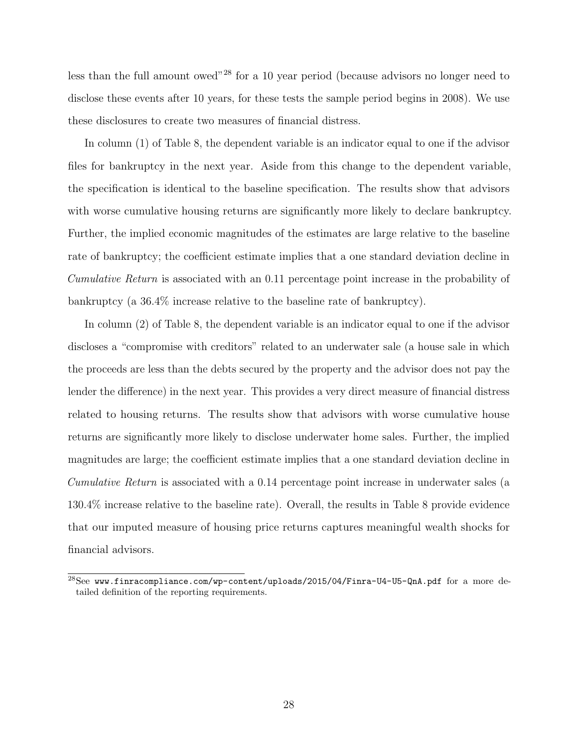less than the full amount owed"[28] for a 10 year period (because advisors no longer need to disclose these events after 10 years, for these tests the sample period begins in 2008). We use these disclosures to create two measures of financial distress.

In column (1) of Table 8, the dependent variable is an indicator equal to one if the advisor files for bankruptcy in the next year. Aside from this change to the dependent variable, the specification is identical to the baseline specification. The results show that advisors with worse cumulative housing returns are significantly more likely to declare bankruptcy. Further, the implied economic magnitudes of the estimates are large relative to the baseline rate of bankruptcy; the coefficient estimate implies that a one standard deviation decline in *Cumulative Return* is associated with an 0.11 percentage point increase in the probability of bankruptcy (a 36.4% increase relative to the baseline rate of bankruptcy).

In column (2) of Table 8, the dependent variable is an indicator equal to one if the advisor discloses a "compromise with creditors" related to an underwater sale (a house sale in which the proceeds are less than the debts secured by the property and the advisor does not pay the lender the difference) in the next year. This provides a very direct measure of financial distress related to housing returns. The results show that advisors with worse cumulative house returns are significantly more likely to disclose underwater home sales. Further, the implied magnitudes are large; the coefficient estimate implies that a one standard deviation decline in *Cumulative Return* is associated with a 0.14 percentage point increase in underwater sales (a 130.4% increase relative to the baseline rate). Overall, the results in Table 8 provide evidence that our imputed measure of housing price returns captures meaningful wealth shocks for financial advisors.

[28] See `www.finracompliance.com/wp-content/uploads/2015/04/Finra-U4-U5-QnA.pdf` for a more detailed definition of the reporting requirements.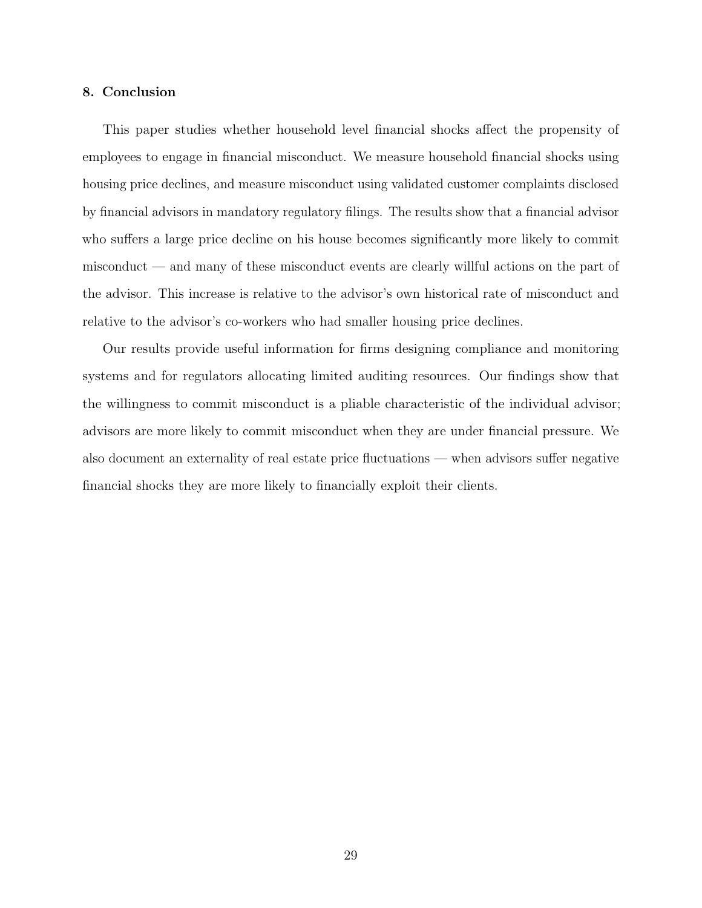## 8. Conclusion

This paper studies whether household level financial shocks affect the propensity of employees to engage in financial misconduct. We measure household financial shocks using housing price declines, and measure misconduct using validated customer complaints disclosed by financial advisors in mandatory regulatory filings. The results show that a financial advisor who suffers a large price decline on his house becomes significantly more likely to commit misconduct — and many of these misconduct events are clearly willful actions on the part of the advisor. This increase is relative to the advisor's own historical rate of misconduct and relative to the advisor's co-workers who had smaller housing price declines.

Our results provide useful information for firms designing compliance and monitoring systems and for regulators allocating limited auditing resources. Our findings show that the willingness to commit misconduct is a pliable characteristic of the individual advisor; advisors are more likely to commit misconduct when they are under financial pressure. We also document an externality of real estate price fluctuations — when advisors suffer negative financial shocks they are more likely to financially exploit their clients.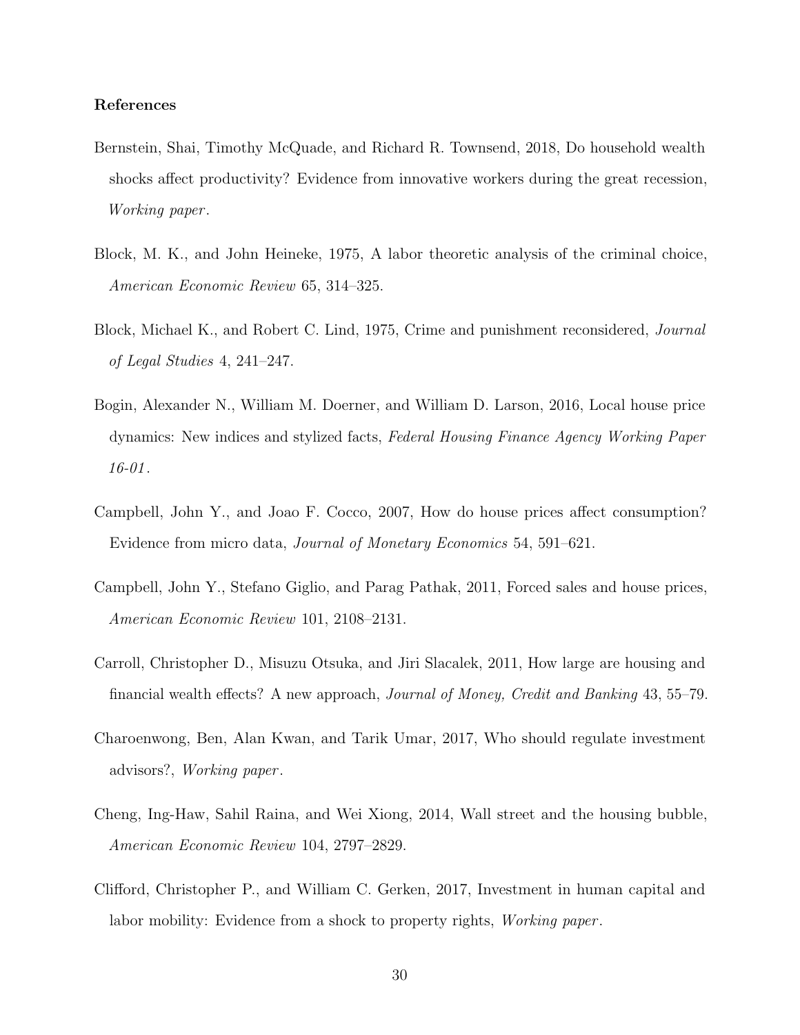**References**

Bernstein, Shai, Timothy McQuade, and Richard R. Townsend, 2018, Do household wealth shocks affect productivity? Evidence from innovative workers during the great recession, *Working paper*.

Block, M. K., and John Heineke, 1975, A labor theoretic analysis of the criminal choice, *American Economic Review* 65, 314–325.

Block, Michael K., and Robert C. Lind, 1975, Crime and punishment reconsidered, *Journal of Legal Studies* 4, 241–247.

Bogin, Alexander N., William M. Doerner, and William D. Larson, 2016, Local house price dynamics: New indices and stylized facts, *Federal Housing Finance Agency Working Paper 16-01*.

Campbell, John Y., and Joao F. Cocco, 2007, How do house prices affect consumption? Evidence from micro data, *Journal of Monetary Economics* 54, 591–621.

Campbell, John Y., Stefano Giglio, and Parag Pathak, 2011, Forced sales and house prices, *American Economic Review* 101, 2108–2131.

Carroll, Christopher D., Misuzu Otsuka, and Jiri Slacalek, 2011, How large are housing and financial wealth effects? A new approach, *Journal of Money, Credit and Banking* 43, 55–79.

Charoenwong, Ben, Alan Kwan, and Tarik Umar, 2017, Who should regulate investment advisors?, *Working paper*.

Cheng, Ing-Haw, Sahil Raina, and Wei Xiong, 2014, Wall street and the housing bubble, *American Economic Review* 104, 2797–2829.

Clifford, Christopher P., and William C. Gerken, 2017, Investment in human capital and labor mobility: Evidence from a shock to property rights, *Working paper*.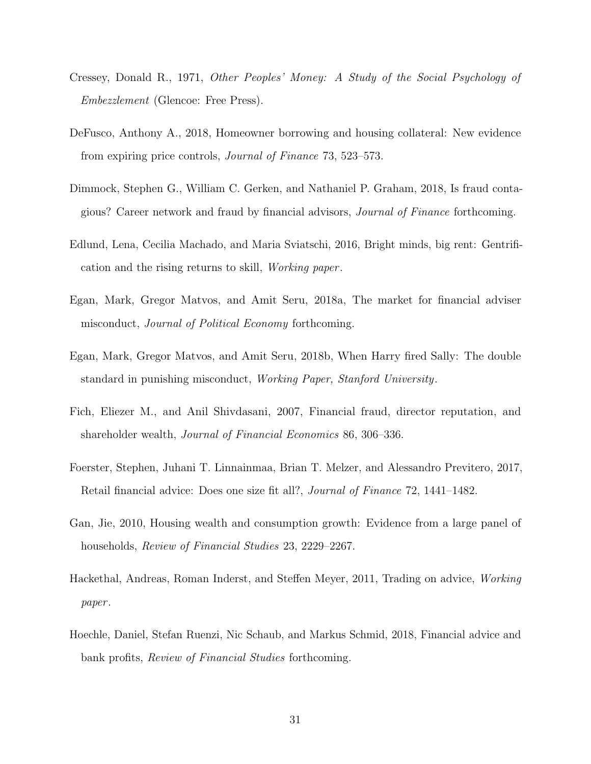Cressey, Donald R., 1971, *Other Peoples' Money: A Study of the Social Psychology of Embezzlement* (Glencoe: Free Press).

DeFusco, Anthony A., 2018, Homeowner borrowing and housing collateral: New evidence from expiring price controls, *Journal of Finance* 73, 523–573.

Dimmock, Stephen G., William C. Gerken, and Nathaniel P. Graham, 2018, Is fraud contagious? Career network and fraud by financial advisors, *Journal of Finance* forthcoming.

Edlund, Lena, Cecilia Machado, and Maria Sviatschi, 2016, Bright minds, big rent: Gentrification and the rising returns to skill, *Working paper*.

Egan, Mark, Gregor Matvos, and Amit Seru, 2018a, The market for financial adviser misconduct, *Journal of Political Economy* forthcoming.

Egan, Mark, Gregor Matvos, and Amit Seru, 2018b, When Harry fired Sally: The double standard in punishing misconduct, *Working Paper, Stanford University*.

Fich, Eliezer M., and Anil Shivdasani, 2007, Financial fraud, director reputation, and shareholder wealth, *Journal of Financial Economics* 86, 306–336.

Foerster, Stephen, Juhani T. Linnainmaa, Brian T. Melzer, and Alessandro Previtero, 2017, Retail financial advice: Does one size fit all?, *Journal of Finance* 72, 1441–1482.

Gan, Jie, 2010, Housing wealth and consumption growth: Evidence from a large panel of households, *Review of Financial Studies* 23, 2229–2267.

Hackethal, Andreas, Roman Inderst, and Steffen Meyer, 2011, Trading on advice, *Working paper*.

Hoechle, Daniel, Stefan Ruenzi, Nic Schaub, and Markus Schmid, 2018, Financial advice and bank profits, *Review of Financial Studies* forthcoming.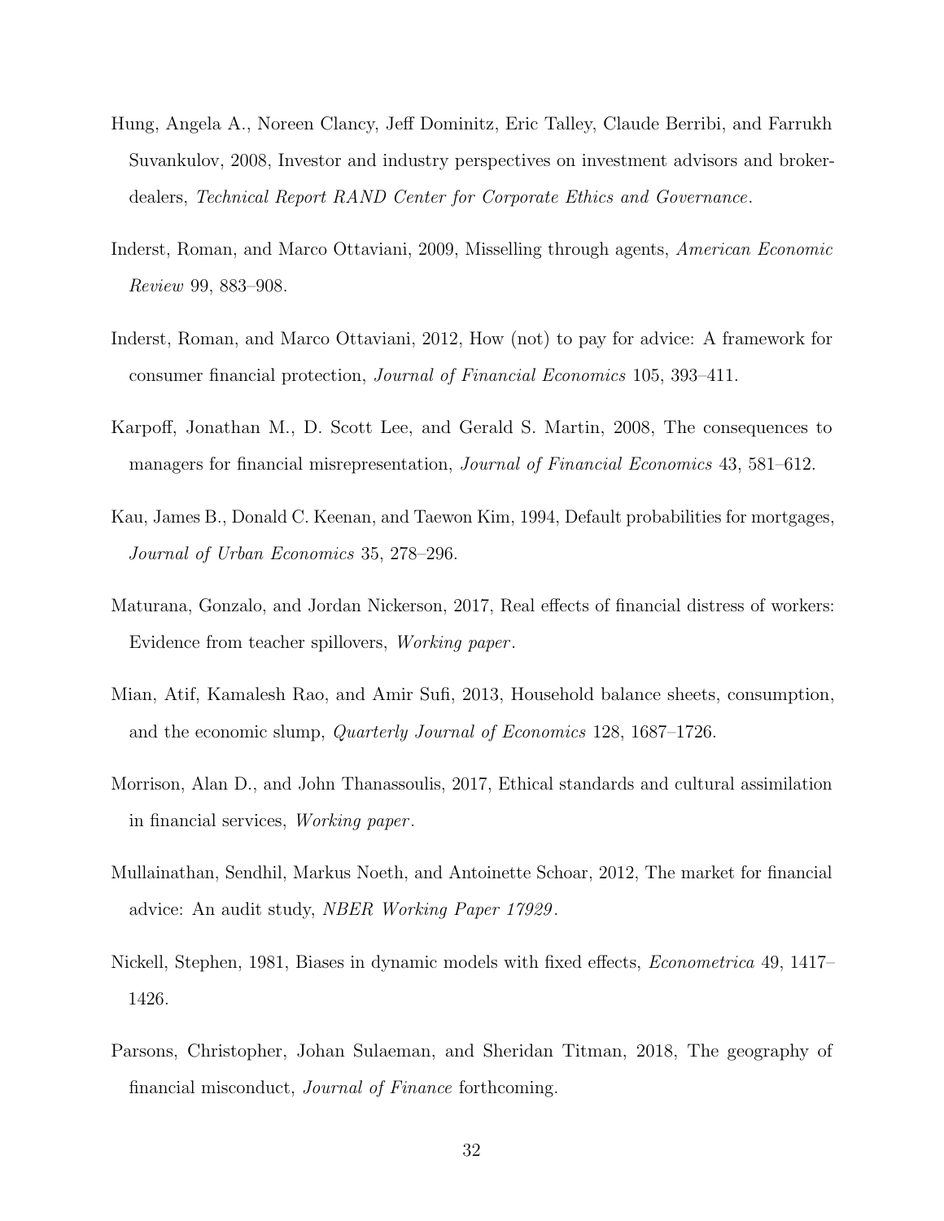Hung, Angela A., Noreen Clancy, Jeff Dominitz, Eric Talley, Claude Berribi, and Farrukh Suvankulov, 2008, Investor and industry perspectives on investment advisors and broker-dealers, *Technical Report RAND Center for Corporate Ethics and Governance*.

Inderst, Roman, and Marco Ottaviani, 2009, Misselling through agents, *American Economic Review* 99, 883–908.

Inderst, Roman, and Marco Ottaviani, 2012, How (not) to pay for advice: A framework for consumer financial protection, *Journal of Financial Economics* 105, 393–411.

Karpoff, Jonathan M., D. Scott Lee, and Gerald S. Martin, 2008, The consequences to managers for financial misrepresentation, *Journal of Financial Economics* 43, 581–612.

Kau, James B., Donald C. Keenan, and Taewon Kim, 1994, Default probabilities for mortgages, *Journal of Urban Economics* 35, 278–296.

Maturana, Gonzalo, and Jordan Nickerson, 2017, Real effects of financial distress of workers: Evidence from teacher spillovers, *Working paper*.

Mian, Atif, Kamalesh Rao, and Amir Sufi, 2013, Household balance sheets, consumption, and the economic slump, *Quarterly Journal of Economics* 128, 1687–1726.

Morrison, Alan D., and John Thanassoulis, 2017, Ethical standards and cultural assimilation in financial services, *Working paper*.

Mullainathan, Sendhil, Markus Noeth, and Antoinette Schoar, 2012, The market for financial advice: An audit study, *NBER Working Paper 17929*.

Nickell, Stephen, 1981, Biases in dynamic models with fixed effects, *Econometrica* 49, 1417–1426.

Parsons, Christopher, Johan Sulaeman, and Sheridan Titman, 2018, The geography of financial misconduct, *Journal of Finance* forthcoming.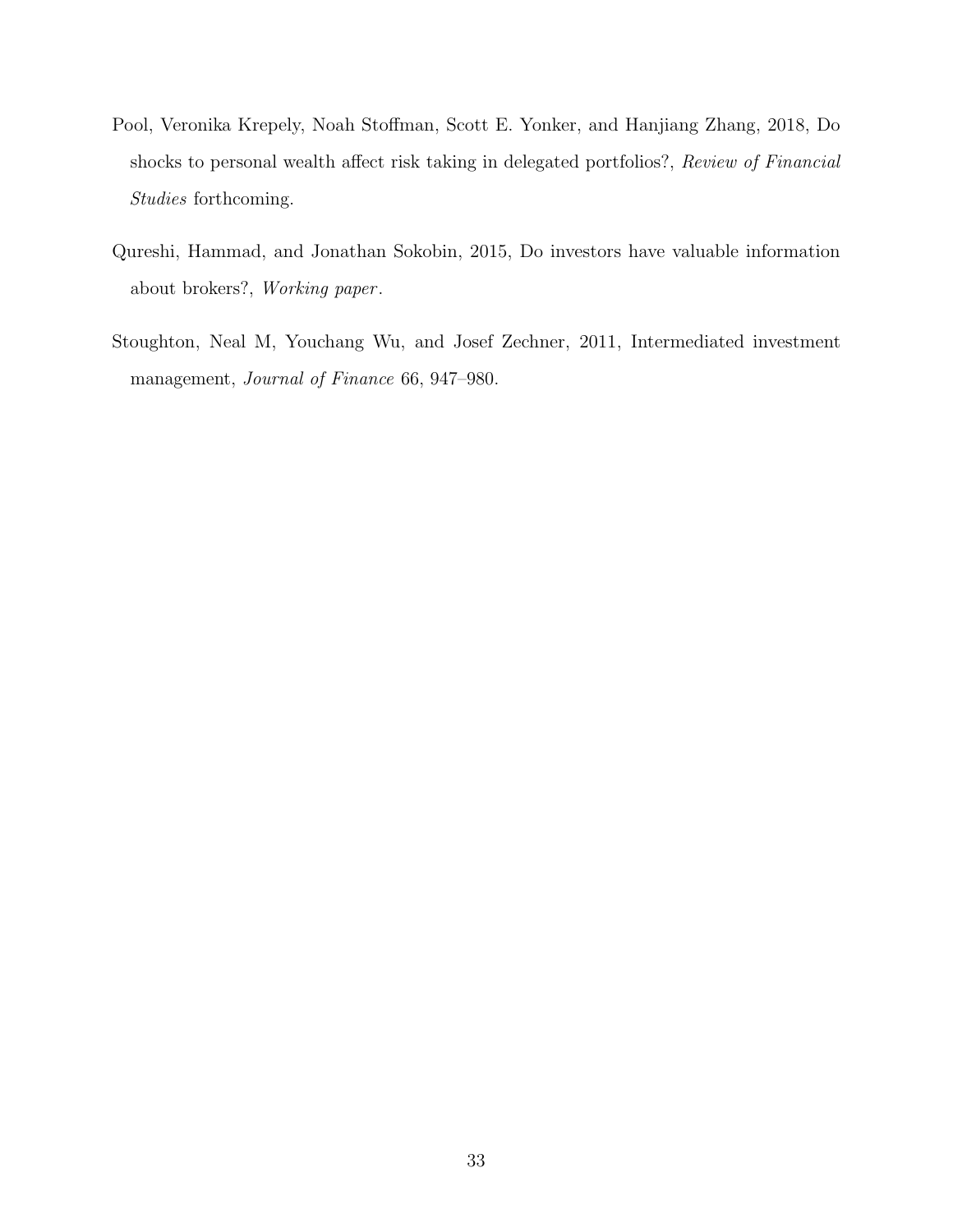Pool, Veronika Krepely, Noah Stoffman, Scott E. Yonker, and Hanjiang Zhang, 2018, Do shocks to personal wealth affect risk taking in delegated portfolios?, *Review of Financial Studies* forthcoming.

Qureshi, Hammad, and Jonathan Sokobin, 2015, Do investors have valuable information about brokers?, *Working paper*.

Stoughton, Neal M, Youchang Wu, and Josef Zechner, 2011, Intermediated investment management, *Journal of Finance* 66, 947–980.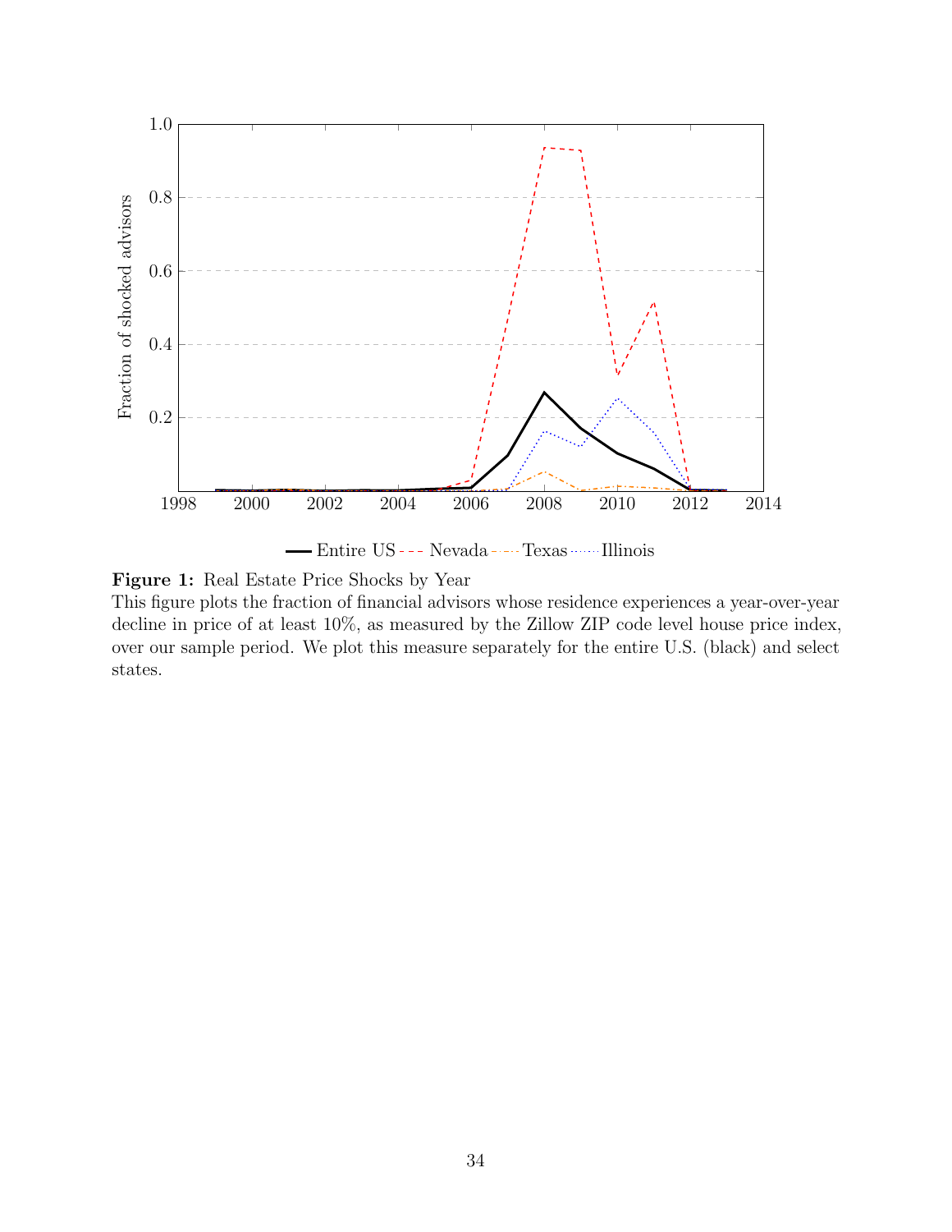**Figure 1:** Real Estate Price Shocks by Year

This figure plots the fraction of financial advisors whose residence experiences a year-over-year decline in price of at least 10%, as measured by the Zillow ZIP code level house price index, over our sample period. We plot this measure separately for the entire U.S. (black) and select states.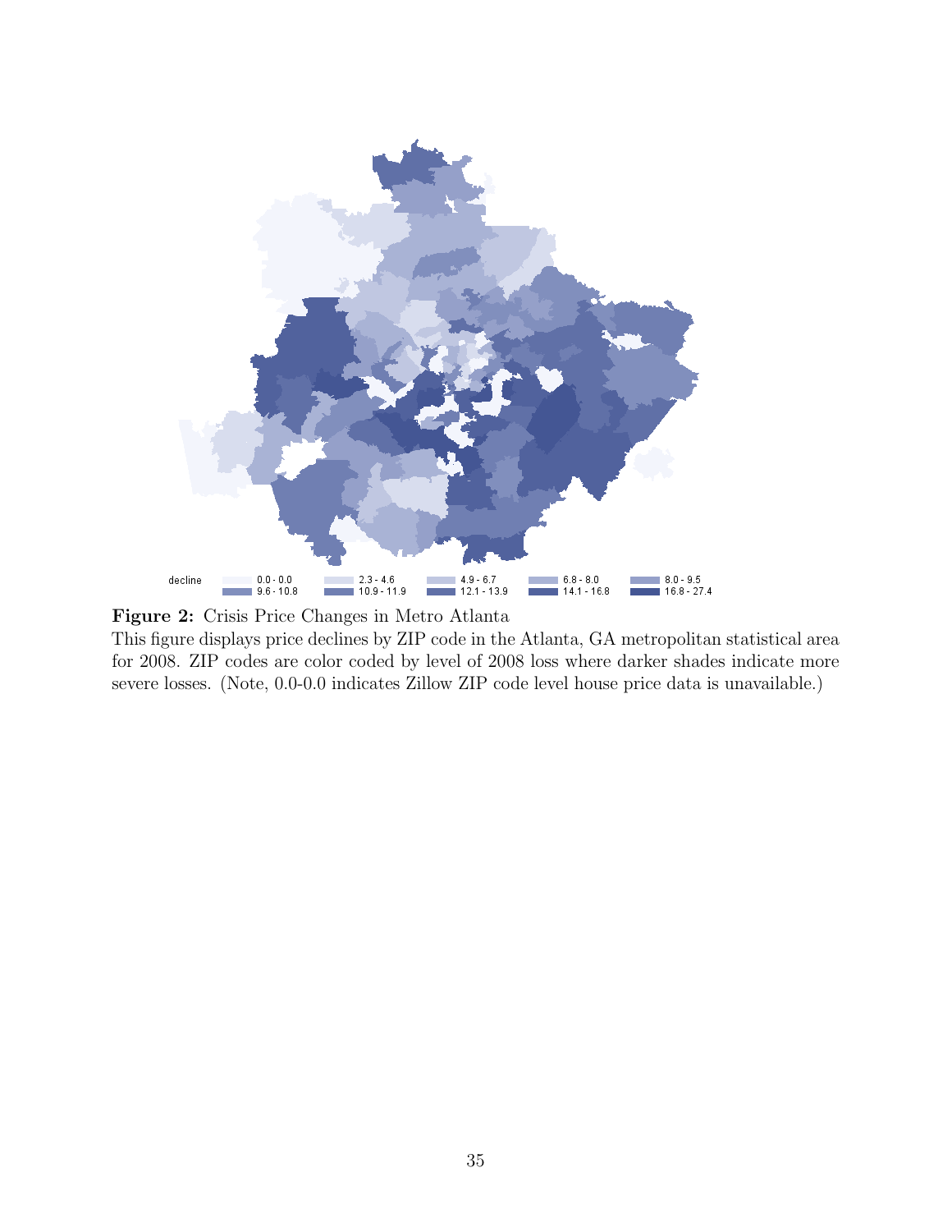**Figure 2:** Crisis Price Changes in Metro Atlanta
This figure displays price declines by ZIP code in the Atlanta, GA metropolitan statistical area for 2008. ZIP codes are color coded by level of 2008 loss where darker shades indicate more severe losses. (Note, 0.0-0.0 indicates Zillow ZIP code level house price data is unavailable.)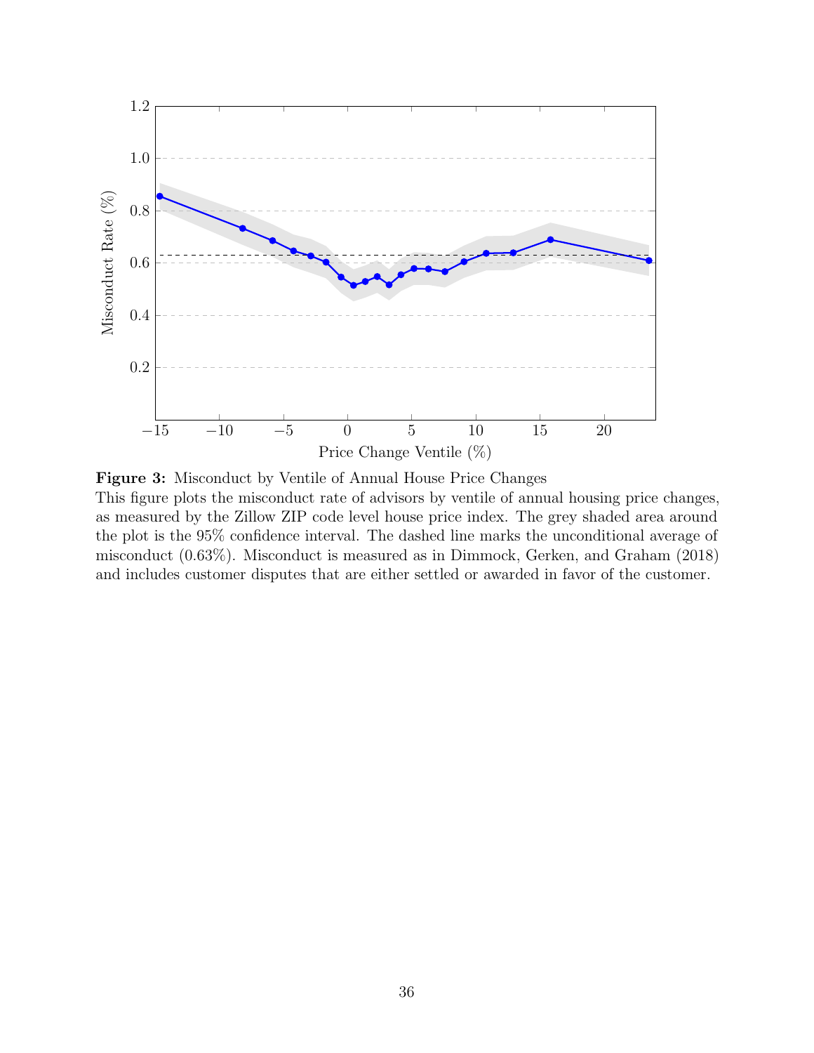**Figure 3:** Misconduct by Ventile of Annual House Price Changes

This figure plots the misconduct rate of advisors by ventile of annual housing price changes, as measured by the Zillow ZIP code level house price index. The grey shaded area around the plot is the 95% confidence interval. The dashed line marks the unconditional average of misconduct (0.63%). Misconduct is measured as in Dimmock, Gerken, and Graham (2018) and includes customer disputes that are either settled or awarded in favor of the customer.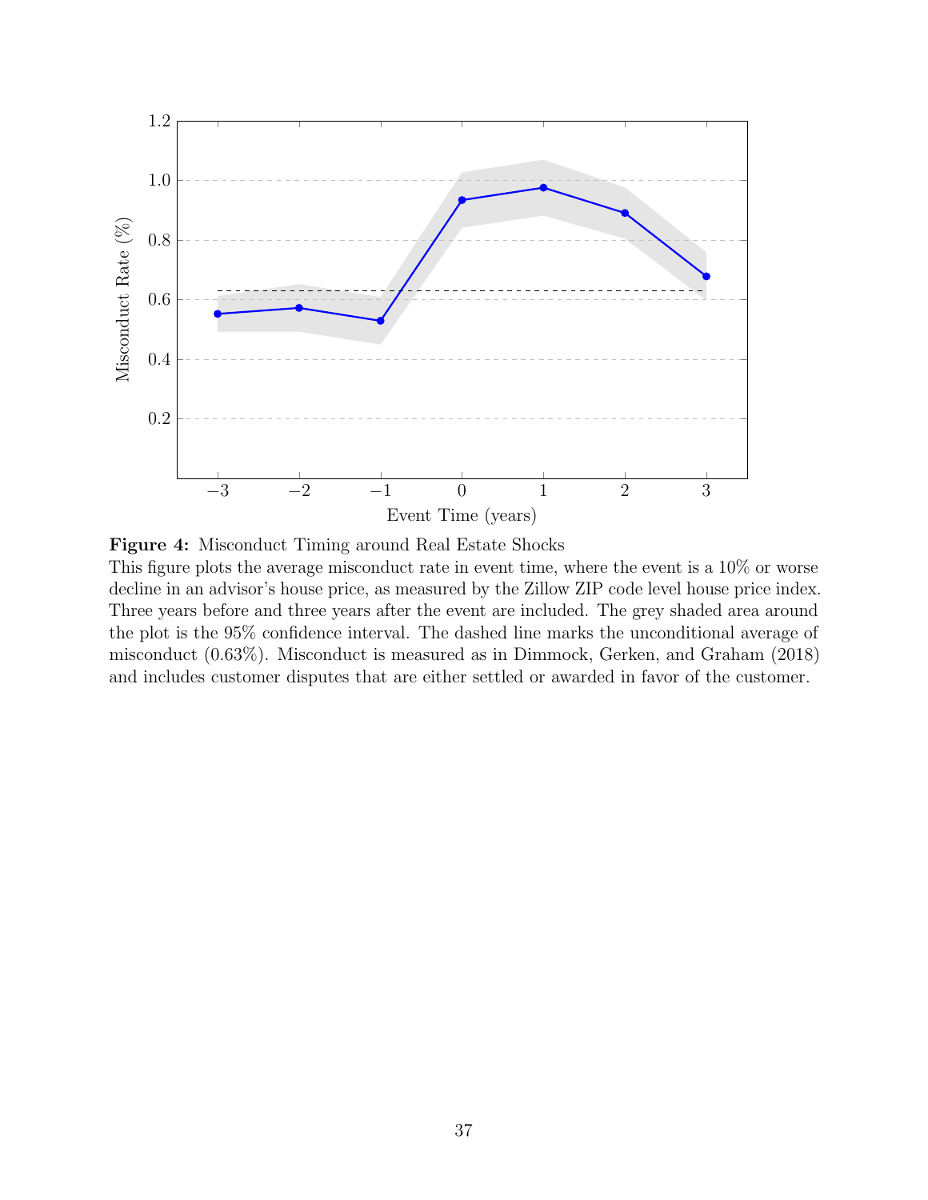**Figure 4:** Misconduct Timing around Real Estate Shocks

This figure plots the average misconduct rate in event time, where the event is a 10% or worse decline in an advisor's house price, as measured by the Zillow ZIP code level house price index. Three years before and three years after the event are included. The grey shaded area around the plot is the 95% confidence interval. The dashed line marks the unconditional average of misconduct (0.63%). Misconduct is measured as in Dimmock, Gerken, and Graham (2018) and includes customer disputes that are either settled or awarded in favor of the customer.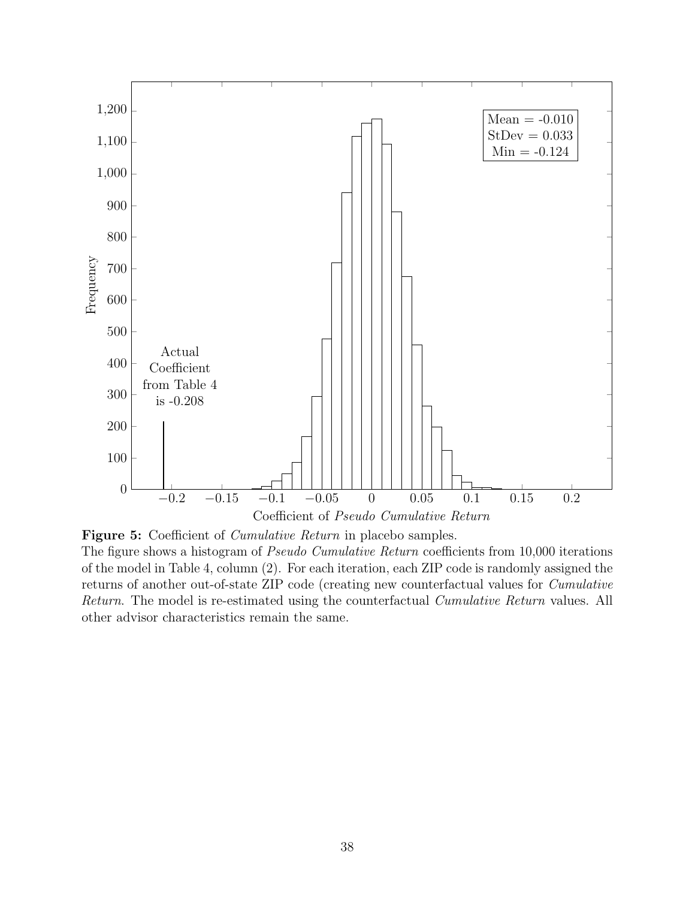**Figure 5:** Coefficient of *Cumulative Return* in placebo samples.

The figure shows a histogram of *Pseudo Cumulative Return* coefficients from 10,000 iterations of the model in Table 4, column (2). For each iteration, each ZIP code is randomly assigned the returns of another out-of-state ZIP code (creating new counterfactual values for *Cumulative Return*. The model is re-estimated using the counterfactual *Cumulative Return* values. All other advisor characteristics remain the same.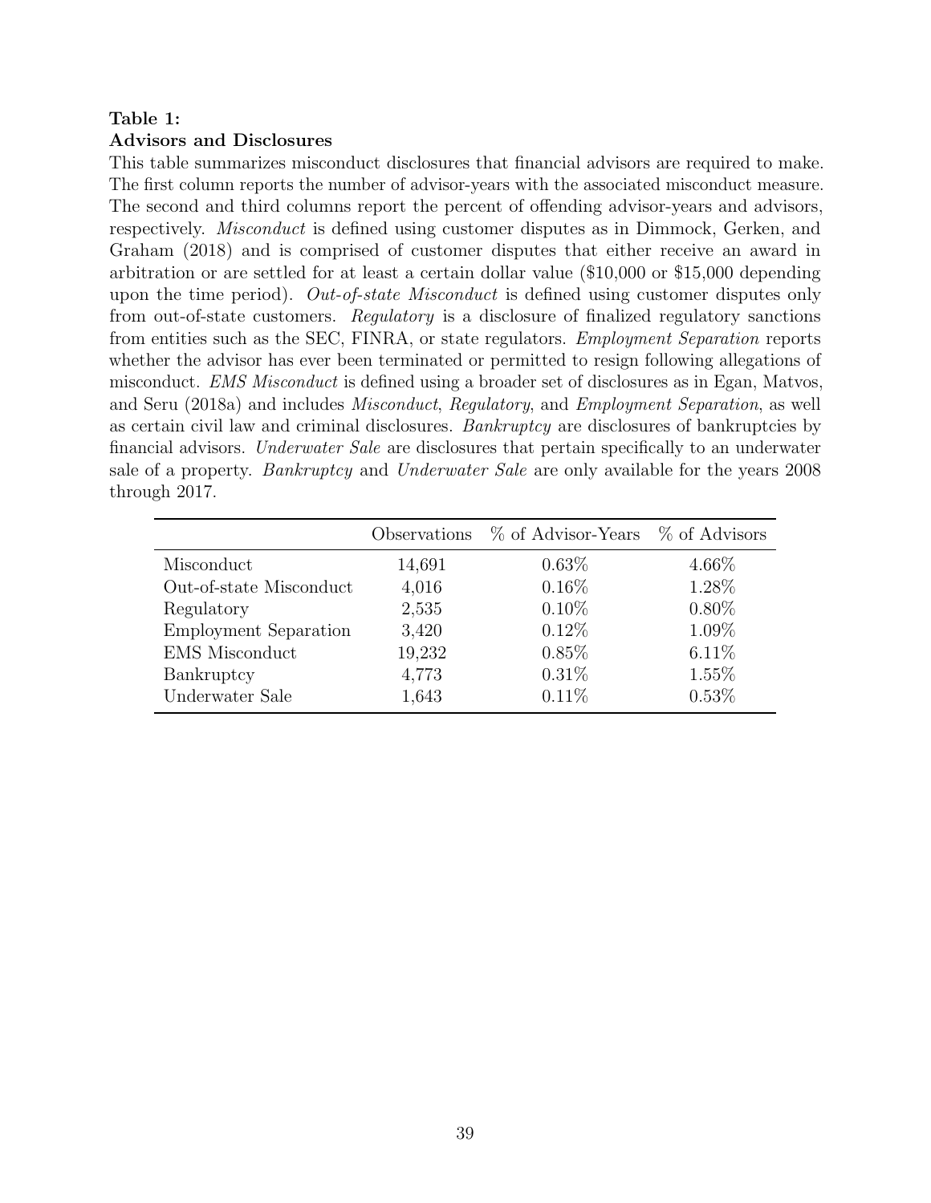**Table 1:**
**Advisors and Disclosures**

This table summarizes misconduct disclosures that financial advisors are required to make. The first column reports the number of advisor-years with the associated misconduct measure. The second and third columns report the percent of offending advisor-years and advisors, respectively. *Misconduct* is defined using customer disputes as in Dimmock, Gerken, and Graham (2018) and is comprised of customer disputes that either receive an award in arbitration or are settled for at least a certain dollar value ($10,000 or $15,000 depending upon the time period). *Out-of-state Misconduct* is defined using customer disputes only from out-of-state customers. *Regulatory* is a disclosure of finalized regulatory sanctions from entities such as the SEC, FINRA, or state regulators. *Employment Separation* reports whether the advisor has ever been terminated or permitted to resign following allegations of misconduct. *EMS Misconduct* is defined using a broader set of disclosures as in Egan, Matvos, and Seru (2018a) and includes *Misconduct*, *Regulatory*, and *Employment Separation*, as well as certain civil law and criminal disclosures. *Bankruptcy* are disclosures of bankruptcies by financial advisors. *Underwater Sale* are disclosures that pertain specifically to an underwater sale of a property. *Bankruptcy* and *Underwater Sale* are only available for the years 2008 through 2017.

| | Observations | % of Advisor-Years | % of Advisors |
|---|---|---|---|
| Misconduct | 14,691 | 0.63% | 4.66% |
| Out-of-state Misconduct | 4,016 | 0.16% | 1.28% |
| Regulatory | 2,535 | 0.10% | 0.80% |
| Employment Separation | 3,420 | 0.12% | 1.09% |
| EMS Misconduct | 19,232 | 0.85% | 6.11% |
| Bankruptcy | 4,773 | 0.31% | 1.55% |
| Underwater Sale | 1,643 | 0.11% | 0.53% |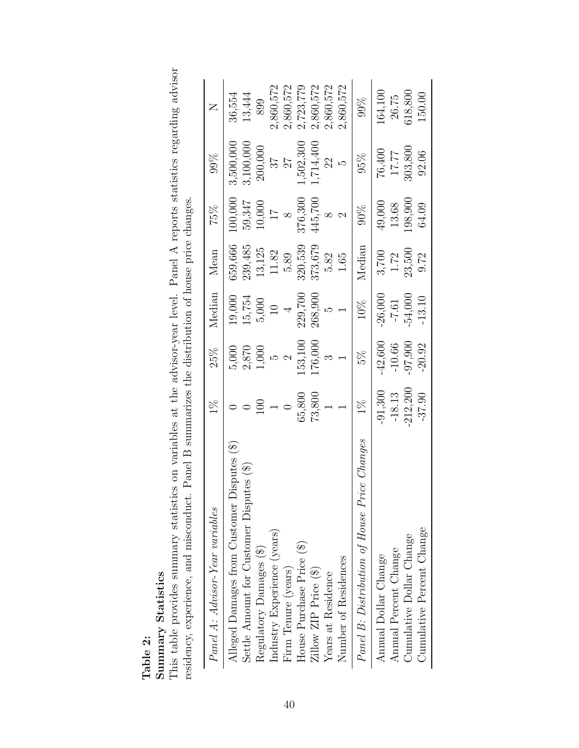**Table 2:**

**Summary Statistics**

This table provides summary statistics on variables at the advisor-year level. Panel A reports statistics regarding advisor residency, experience, and misconduct. Panel B summarizes the distribution of house price changes.

| *Panel A: Advisor-Year variables* | 1% | 25% | Median | Mean | 75% | 99% | N |
|---|---|---|---|---|---|---|---|
| Alleged Damages from Customer Disputes ($) | 0 | 5,000 | 19,000 | 659,666 | 100,000 | 3,500,000 | 36,554 |
| Settle Amount for Customer Disputes ($) | 0 | 2,870 | 15,754 | 239,485 | 59,347 | 3,100,000 | 13,444 |
| Regulatory Damages ($) | 100 | 1,000 | 5,000 | 13,125 | 10,000 | 200,000 | 899 |
| Industry Experience (years) | 1 | 5 | 10 | 11.82 | 17 | 37 | 2,860,572 |
| Firm Tenure (years) | 0 | 2 | 4 | 5.89 | 8 | 27 | 2,860,572 |
| House Purchase Price ($) | 65,800 | 153,100 | 229,700 | 320,539 | 376,300 | 1,502,300 | 2,723,779 |
| Zillow ZIP Price ($) | 73,800 | 176,000 | 268,900 | 373,679 | 445,700 | 1,714,400 | 2,860,572 |
| Years at Residence | 1 | 3 | 5 | 5.82 | 8 | 22 | 2,860,572 |
| Number of Residences | 1 | 1 | 1 | 1.65 | 2 | 5 | 2,860,572 |
| *Panel B: Distribution of House Price Changes* | 1% | 5% | 10% | Median | 90% | 95% | 99% |
| Annual Dollar Change | -91,300 | -42,600 | -26,000 | 3,700 | 49,000 | 76,400 | 164,100 |
| Annual Percent Change | -18.13 | -10.66 | -7.61 | 1.72 | 13.68 | 17.77 | 26.75 |
| Cumulative Dollar Change | -212,200 | -97,900 | -54,000 | 23,500 | 198,900 | 303,800 | 618,800 |
| Cumulative Percent Change | -37.90 | -20.92 | -13.10 | 9.72 | 64.09 | 92.06 | 150.00 |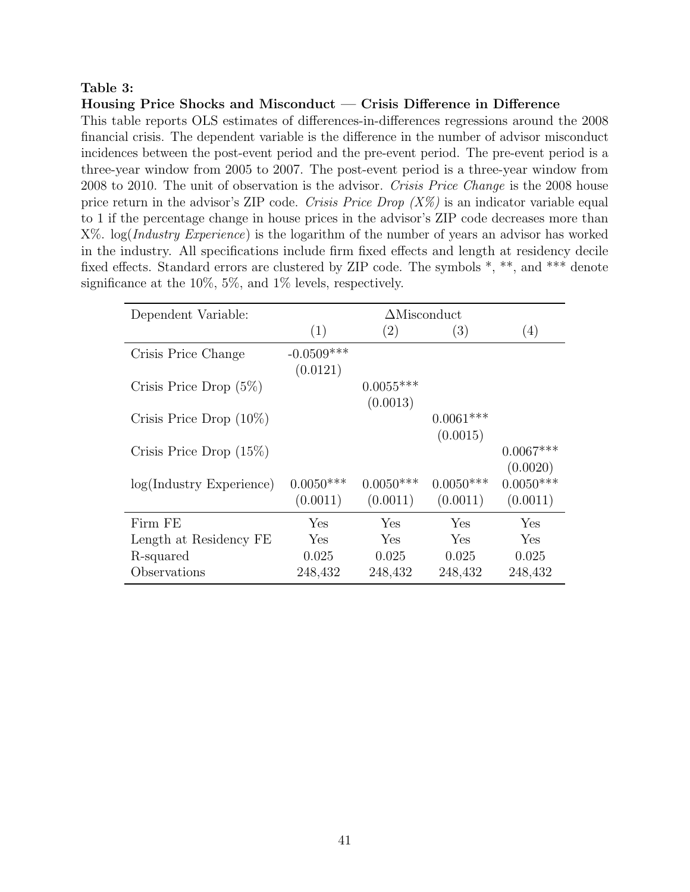**Table 3:**
**Housing Price Shocks and Misconduct — Crisis Difference in Difference**

This table reports OLS estimates of differences-in-differences regressions around the 2008 financial crisis. The dependent variable is the difference in the number of advisor misconduct incidences between the post-event period and the pre-event period. The pre-event period is a three-year window from 2005 to 2007. The post-event period is a three-year window from 2008 to 2010. The unit of observation is the advisor. *Crisis Price Change* is the 2008 house price return in the advisor's ZIP code. *Crisis Price Drop (X%)* is an indicator variable equal to 1 if the percentage change in house prices in the advisor's ZIP code decreases more than X%. log(*Industry Experience*) is the logarithm of the number of years an advisor has worked in the industry. All specifications include firm fixed effects and length at residency decile fixed effects. Standard errors are clustered by ZIP code. The symbols *, **, and *** denote significance at the 10%, 5%, and 1% levels, respectively.

| Dependent Variable: | $\Delta$Misconduct | | | |
|---|---|---|---|---|
| | (1) | (2) | (3) | (4) |
| Crisis Price Change | -0.0509*** | | | |
| | (0.0121) | | | |
| Crisis Price Drop (5%) | | 0.0055*** | | |
| | | (0.0013) | | |
| Crisis Price Drop (10%) | | | 0.0061*** | |
| | | | (0.0015) | |
| Crisis Price Drop (15%) | | | | 0.0067*** |
| | | | | (0.0020) |
| log(Industry Experience) | 0.0050*** | 0.0050*** | 0.0050*** | 0.0050*** |
| | (0.0011) | (0.0011) | (0.0011) | (0.0011) |
| Firm FE | Yes | Yes | Yes | Yes |
| Length at Residency FE | Yes | Yes | Yes | Yes |
| R-squared | 0.025 | 0.025 | 0.025 | 0.025 |
| Observations | 248,432 | 248,432 | 248,432 | 248,432 |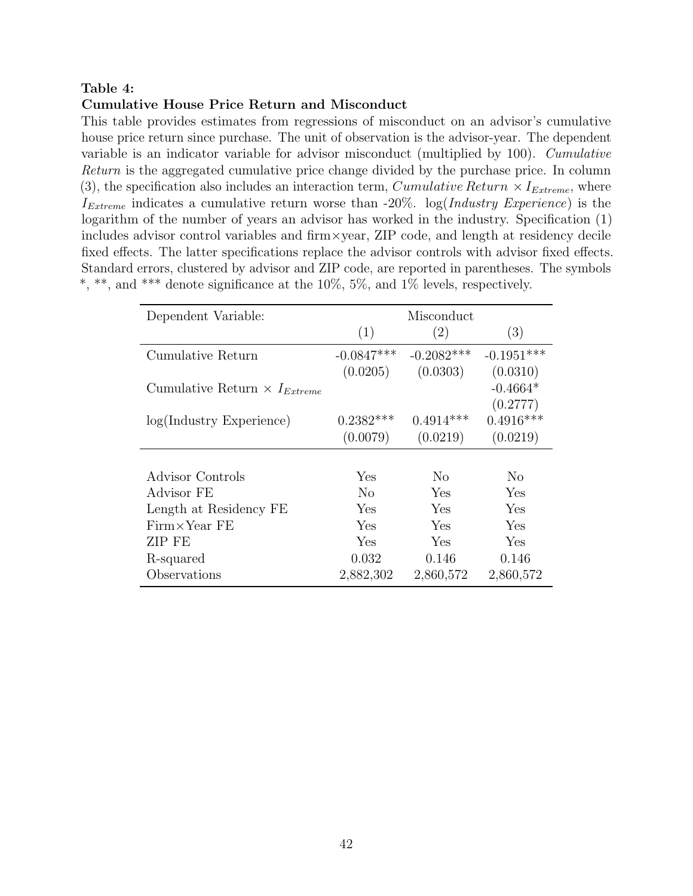**Table 4:**
**Cumulative House Price Return and Misconduct**

This table provides estimates from regressions of misconduct on an advisor's cumulative house price return since purchase. The unit of observation is the advisor-year. The dependent variable is an indicator variable for advisor misconduct (multiplied by 100). *Cumulative Return* is the aggregated cumulative price change divided by the purchase price. In column (3), the specification also includes an interaction term, $Cumulative\,Return \times I_{Extreme}$, where $I_{Extreme}$ indicates a cumulative return worse than -20%. log(*Industry Experience*) is the logarithm of the number of years an advisor has worked in the industry. Specification (1) includes advisor control variables and firm×year, ZIP code, and length at residency decile fixed effects. The latter specifications replace the advisor controls with advisor fixed effects. Standard errors, clustered by advisor and ZIP code, are reported in parentheses. The symbols \*, \*\*, and \*\*\* denote significance at the 10%, 5%, and 1% levels, respectively.

| Dependent Variable: | Misconduct | | |
|---|---|---|---|
| | (1) | (2) | (3) |
| Cumulative Return | -0.0847*** | -0.2082*** | -0.1951*** |
| | (0.0205) | (0.0303) | (0.0310) |
| Cumulative Return × $I_{Extreme}$ | | | -0.4664* |
| | | | (0.2777) |
| log(Industry Experience) | 0.2382*** | 0.4914*** | 0.4916*** |
| | (0.0079) | (0.0219) | (0.0219) |
| | | | |
| Advisor Controls | Yes | No | No |
| Advisor FE | No | Yes | Yes |
| Length at Residency FE | Yes | Yes | Yes |
| Firm×Year FE | Yes | Yes | Yes |
| ZIP FE | Yes | Yes | Yes |
| R-squared | 0.032 | 0.146 | 0.146 |
| Observations | 2,882,302 | 2,860,572 | 2,860,572 |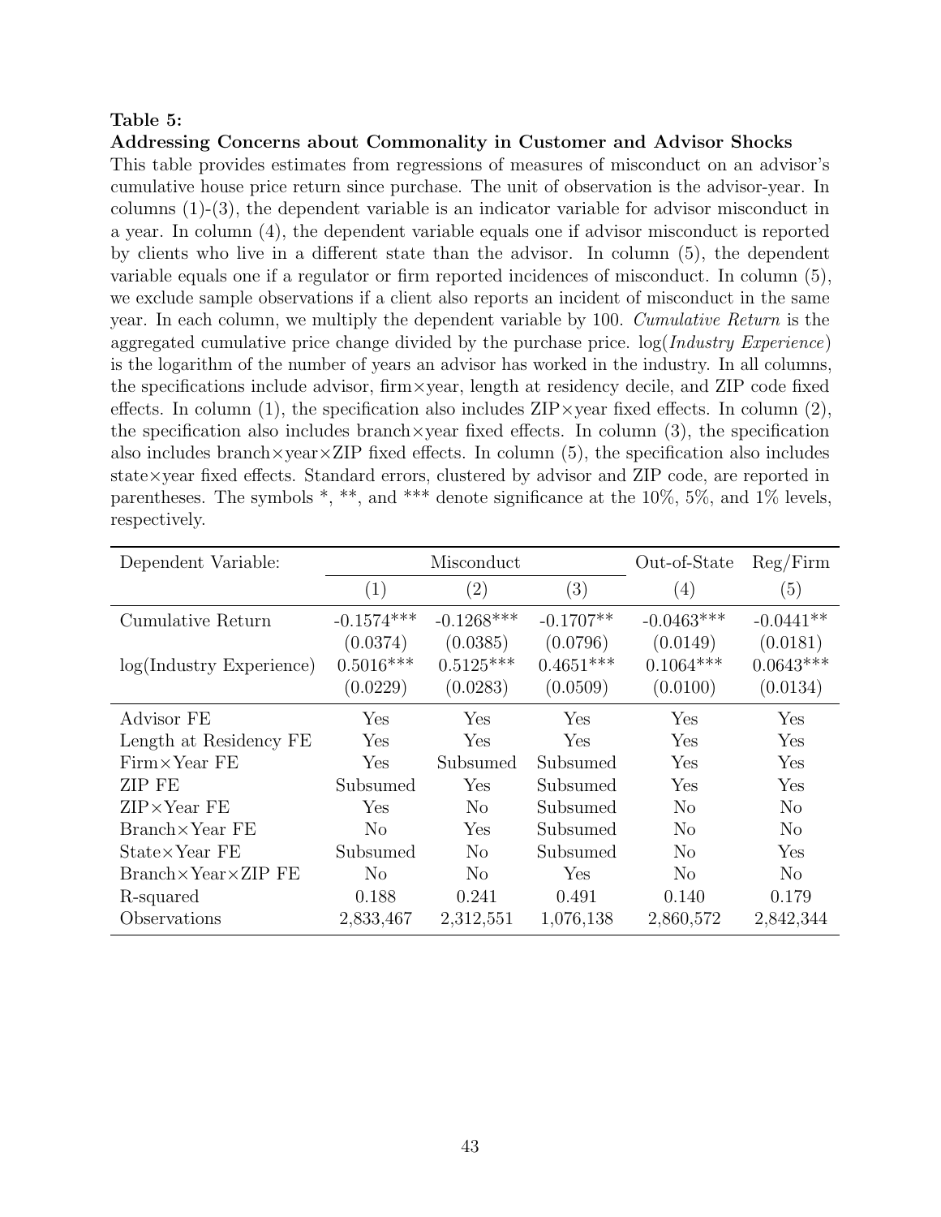**Table 5:**

**Addressing Concerns about Commonality in Customer and Advisor Shocks**

This table provides estimates from regressions of measures of misconduct on an advisor's cumulative house price return since purchase. The unit of observation is the advisor-year. In columns (1)-(3), the dependent variable is an indicator variable for advisor misconduct in a year. In column (4), the dependent variable equals one if advisor misconduct is reported by clients who live in a different state than the advisor. In column (5), the dependent variable equals one if a regulator or firm reported incidences of misconduct. In column (5), we exclude sample observations if a client also reports an incident of misconduct in the same year. In each column, we multiply the dependent variable by 100. *Cumulative Return* is the aggregated cumulative price change divided by the purchase price. log(*Industry Experience*) is the logarithm of the number of years an advisor has worked in the industry. In all columns, the specifications include advisor, firm×year, length at residency decile, and ZIP code fixed effects. In column (1), the specification also includes ZIP×year fixed effects. In column (2), the specification also includes branch×year fixed effects. In column (3), the specification also includes branch×year×ZIP fixed effects. In column (5), the specification also includes state×year fixed effects. Standard errors, clustered by advisor and ZIP code, are reported in parentheses. The symbols *, **, and *** denote significance at the 10%, 5%, and 1% levels, respectively.

| Dependent Variable: | Misconduct | | | Out-of-State | Reg/Firm |
|---|---|---|---|---|---|
| | (1) | (2) | (3) | (4) | (5) |
| Cumulative Return | -0.1574*** | -0.1268*** | -0.1707** | -0.0463*** | -0.0441** |
| | (0.0374) | (0.0385) | (0.0796) | (0.0149) | (0.0181) |
| log(Industry Experience) | 0.5016*** | 0.5125*** | 0.4651*** | 0.1064*** | 0.0643*** |
| | (0.0229) | (0.0283) | (0.0509) | (0.0100) | (0.0134) |
| Advisor FE | Yes | Yes | Yes | Yes | Yes |
| Length at Residency FE | Yes | Yes | Yes | Yes | Yes |
| Firm×Year FE | Yes | Subsumed | Subsumed | Yes | Yes |
| ZIP FE | Subsumed | Yes | Subsumed | Yes | Yes |
| ZIP×Year FE | Yes | No | Subsumed | No | No |
| Branch×Year FE | No | Yes | Subsumed | No | No |
| State×Year FE | Subsumed | No | Subsumed | No | Yes |
| Branch×Year×ZIP FE | No | No | Yes | No | No |
| R-squared | 0.188 | 0.241 | 0.491 | 0.140 | 0.179 |
| Observations | 2,833,467 | 2,312,551 | 1,076,138 | 2,860,572 | 2,842,344 |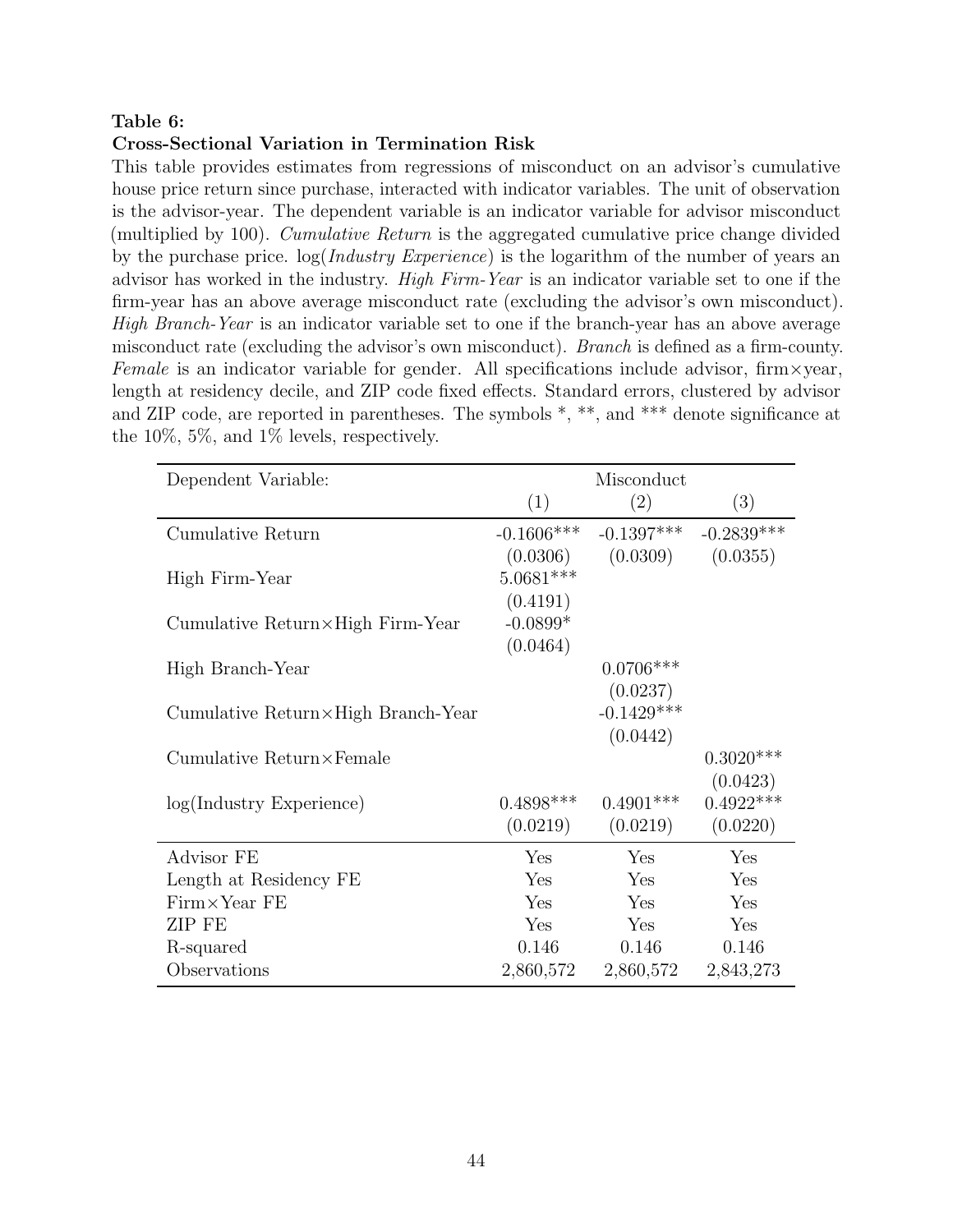**Table 6:**
**Cross-Sectional Variation in Termination Risk**

This table provides estimates from regressions of misconduct on an advisor's cumulative house price return since purchase, interacted with indicator variables. The unit of observation is the advisor-year. The dependent variable is an indicator variable for advisor misconduct (multiplied by 100). *Cumulative Return* is the aggregated cumulative price change divided by the purchase price. log(*Industry Experience*) is the logarithm of the number of years an advisor has worked in the industry. *High Firm-Year* is an indicator variable set to one if the firm-year has an above average misconduct rate (excluding the advisor's own misconduct). *High Branch-Year* is an indicator variable set to one if the branch-year has an above average misconduct rate (excluding the advisor's own misconduct). *Branch* is defined as a firm-county. *Female* is an indicator variable for gender. All specifications include advisor, firm×year, length at residency decile, and ZIP code fixed effects. Standard errors, clustered by advisor and ZIP code, are reported in parentheses. The symbols *, **, and *** denote significance at the 10%, 5%, and 1% levels, respectively.

| Dependent Variable: | Misconduct | | |
|---|---|---|---|
| | (1) | (2) | (3) |
| Cumulative Return | -0.1606*** | -0.1397*** | -0.2839*** |
| | (0.0306) | (0.0309) | (0.0355) |
| High Firm-Year | 5.0681*** | | |
| | (0.4191) | | |
| Cumulative Return×High Firm-Year | -0.0899* | | |
| | (0.0464) | | |
| High Branch-Year | | 0.0706*** | |
| | | (0.0237) | |
| Cumulative Return×High Branch-Year | | -0.1429*** | |
| | | (0.0442) | |
| Cumulative Return×Female | | | 0.3020*** |
| | | | (0.0423) |
| log(Industry Experience) | 0.4898*** | 0.4901*** | 0.4922*** |
| | (0.0219) | (0.0219) | (0.0220) |
| Advisor FE | Yes | Yes | Yes |
| Length at Residency FE | Yes | Yes | Yes |
| Firm×Year FE | Yes | Yes | Yes |
| ZIP FE | Yes | Yes | Yes |
| R-squared | 0.146 | 0.146 | 0.146 |
| Observations | 2,860,572 | 2,860,572 | 2,843,273 |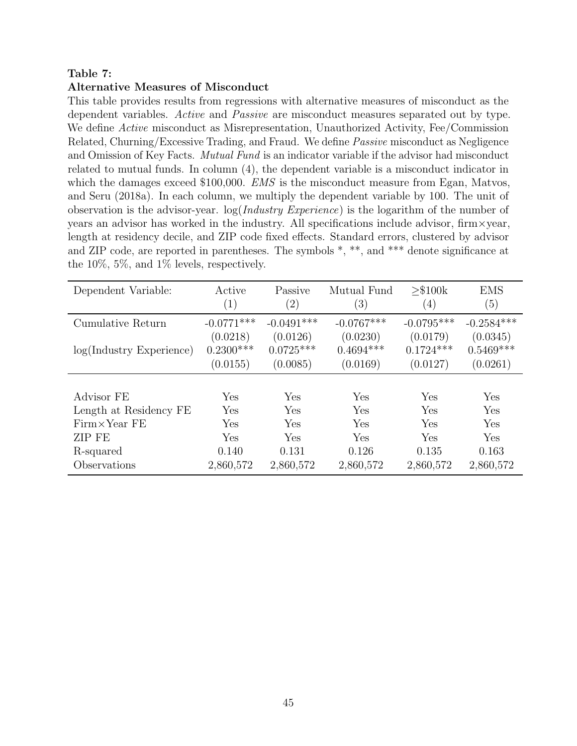**Table 7:**
**Alternative Measures of Misconduct**

This table provides results from regressions with alternative measures of misconduct as the dependent variables. *Active* and *Passive* are misconduct measures separated out by type. We define *Active* misconduct as Misrepresentation, Unauthorized Activity, Fee/Commission Related, Churning/Excessive Trading, and Fraud. We define *Passive* misconduct as Negligence and Omission of Key Facts. *Mutual Fund* is an indicator variable if the advisor had misconduct related to mutual funds. In column (4), the dependent variable is a misconduct indicator in which the damages exceed \$100,000. *EMS* is the misconduct measure from Egan, Matvos, and Seru (2018a). In each column, we multiply the dependent variable by 100. The unit of observation is the advisor-year. log(*Industry Experience*) is the logarithm of the number of years an advisor has worked in the industry. All specifications include advisor, firm×year, length at residency decile, and ZIP code fixed effects. Standard errors, clustered by advisor and ZIP code, are reported in parentheses. The symbols *, **, and *** denote significance at the 10%, 5%, and 1% levels, respectively.

| Dependent Variable: | Active (1) | Passive (2) | Mutual Fund (3) | ≥\$100k (4) | EMS (5) |
|---|---|---|---|---|---|
| Cumulative Return | -0.0771*** | -0.0491*** | -0.0767*** | -0.0795*** | -0.2584*** |
| | (0.0218) | (0.0126) | (0.0230) | (0.0179) | (0.0345) |
| log(Industry Experience) | 0.2300*** | 0.0725*** | 0.4694*** | 0.1724*** | 0.5469*** |
| | (0.0155) | (0.0085) | (0.0169) | (0.0127) | (0.0261) |
| | | | | | |
| Advisor FE | Yes | Yes | Yes | Yes | Yes |
| Length at Residency FE | Yes | Yes | Yes | Yes | Yes |
| Firm×Year FE | Yes | Yes | Yes | Yes | Yes |
| ZIP FE | Yes | Yes | Yes | Yes | Yes |
| R-squared | 0.140 | 0.131 | 0.126 | 0.135 | 0.163 |
| Observations | 2,860,572 | 2,860,572 | 2,860,572 | 2,860,572 | 2,860,572 |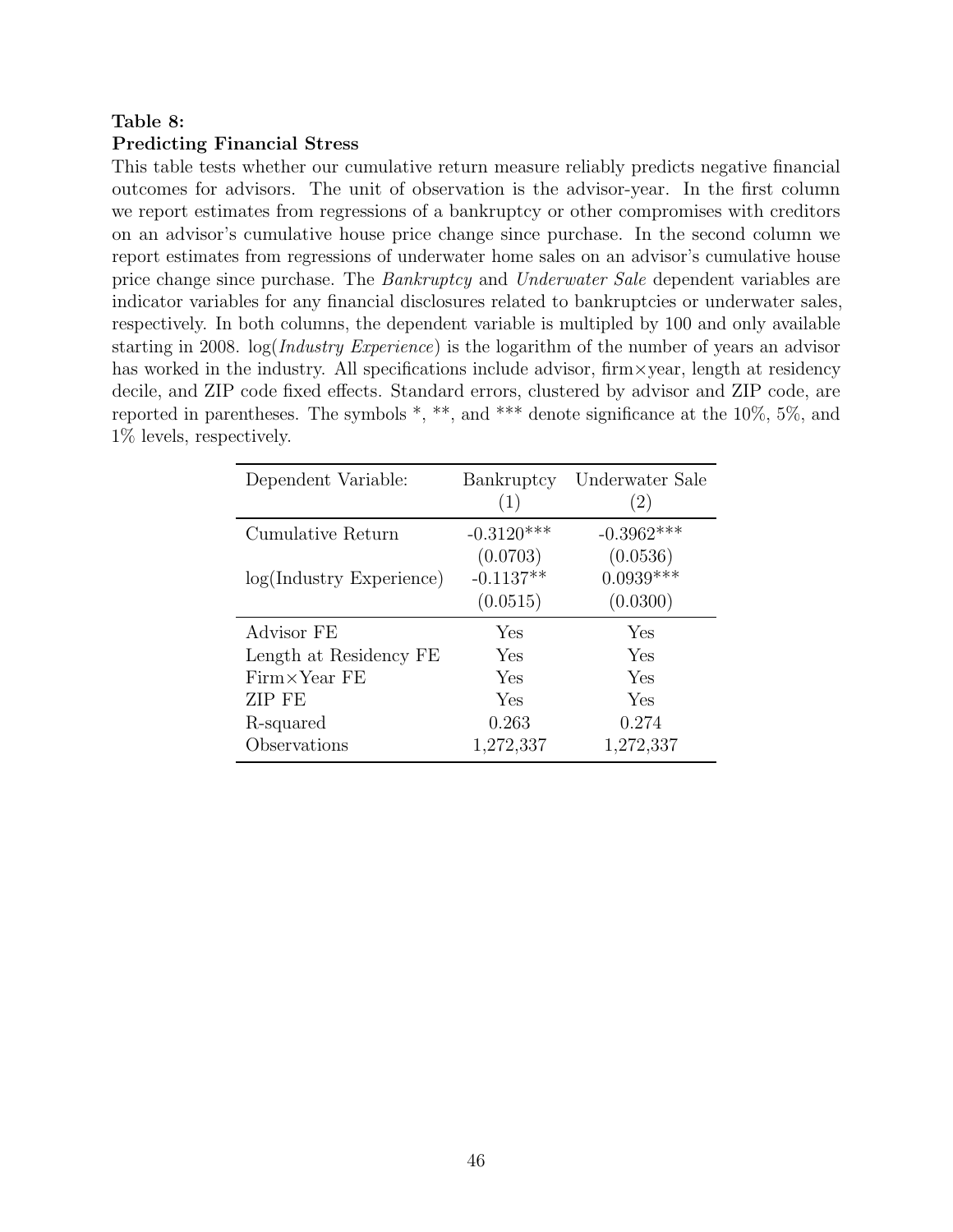**Table 8:**
**Predicting Financial Stress**

This table tests whether our cumulative return measure reliably predicts negative financial outcomes for advisors. The unit of observation is the advisor-year. In the first column we report estimates from regressions of a bankruptcy or other compromises with creditors on an advisor's cumulative house price change since purchase. In the second column we report estimates from regressions of underwater home sales on an advisor's cumulative house price change since purchase. The *Bankruptcy* and *Underwater Sale* dependent variables are indicator variables for any financial disclosures related to bankruptcies or underwater sales, respectively. In both columns, the dependent variable is multipled by 100 and only available starting in 2008. log(*Industry Experience*) is the logarithm of the number of years an advisor has worked in the industry. All specifications include advisor, firm×year, length at residency decile, and ZIP code fixed effects. Standard errors, clustered by advisor and ZIP code, are reported in parentheses. The symbols *, **, and *** denote significance at the 10%, 5%, and 1% levels, respectively.

| Dependent Variable: | Bankruptcy (1) | Underwater Sale (2) |
|---|---|---|
| Cumulative Return | -0.3120*** | -0.3962*** |
| | (0.0703) | (0.0536) |
| log(Industry Experience) | -0.1137** | 0.0939*** |
| | (0.0515) | (0.0300) |
| Advisor FE | Yes | Yes |
| Length at Residency FE | Yes | Yes |
| Firm×Year FE | Yes | Yes |
| ZIP FE | Yes | Yes |
| R-squared | 0.263 | 0.274 |
| Observations | 1,272,337 | 1,272,337 |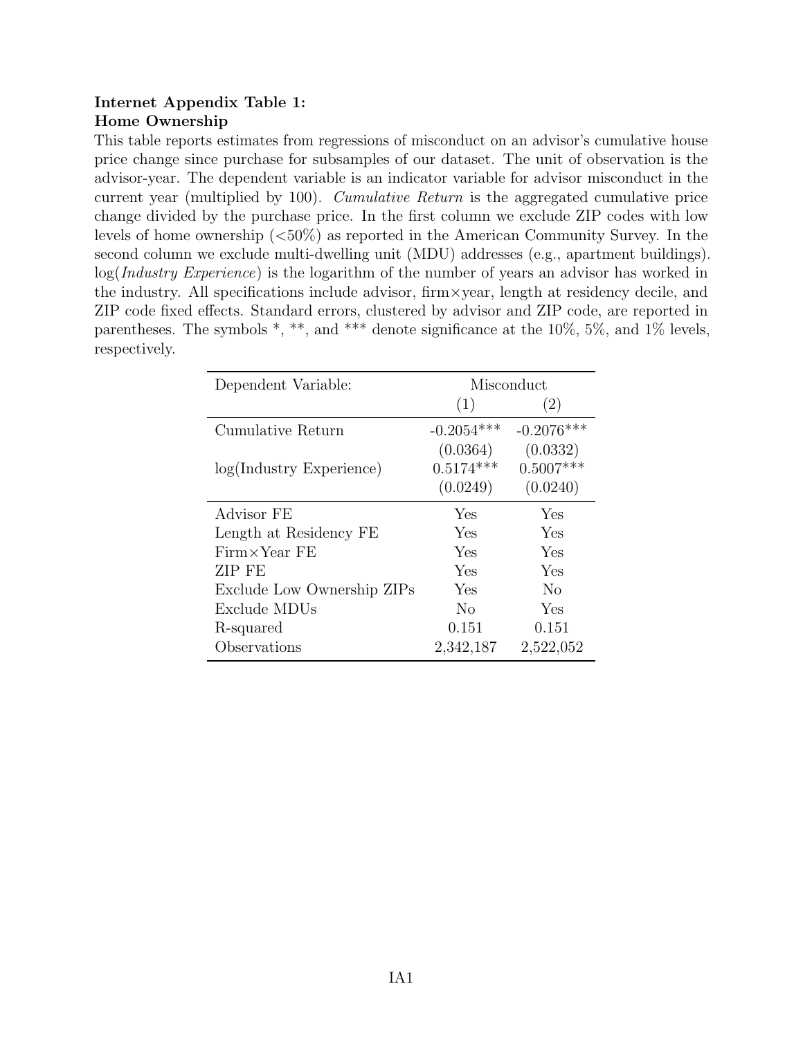**Internet Appendix Table 1:**
**Home Ownership**

This table reports estimates from regressions of misconduct on an advisor's cumulative house price change since purchase for subsamples of our dataset. The unit of observation is the advisor-year. The dependent variable is an indicator variable for advisor misconduct in the current year (multiplied by 100). *Cumulative Return* is the aggregated cumulative price change divided by the purchase price. In the first column we exclude ZIP codes with low levels of home ownership (<50%) as reported in the American Community Survey. In the second column we exclude multi-dwelling unit (MDU) addresses (e.g., apartment buildings). log(*Industry Experience*) is the logarithm of the number of years an advisor has worked in the industry. All specifications include advisor, firm×year, length at residency decile, and ZIP code fixed effects. Standard errors, clustered by advisor and ZIP code, are reported in parentheses. The symbols *, **, and *** denote significance at the 10%, 5%, and 1% levels, respectively.

| Dependent Variable: | Misconduct | |
|---|---|---|
| | (1) | (2) |
| Cumulative Return | -0.2054*** | -0.2076*** |
| | (0.0364) | (0.0332) |
| log(Industry Experience) | 0.5174*** | 0.5007*** |
| | (0.0249) | (0.0240) |
| Advisor FE | Yes | Yes |
| Length at Residency FE | Yes | Yes |
| Firm×Year FE | Yes | Yes |
| ZIP FE | Yes | Yes |
| Exclude Low Ownership ZIPs | Yes | No |
| Exclude MDUs | No | Yes |
| R-squared | 0.151 | 0.151 |
| Observations | 2,342,187 | 2,522,052 |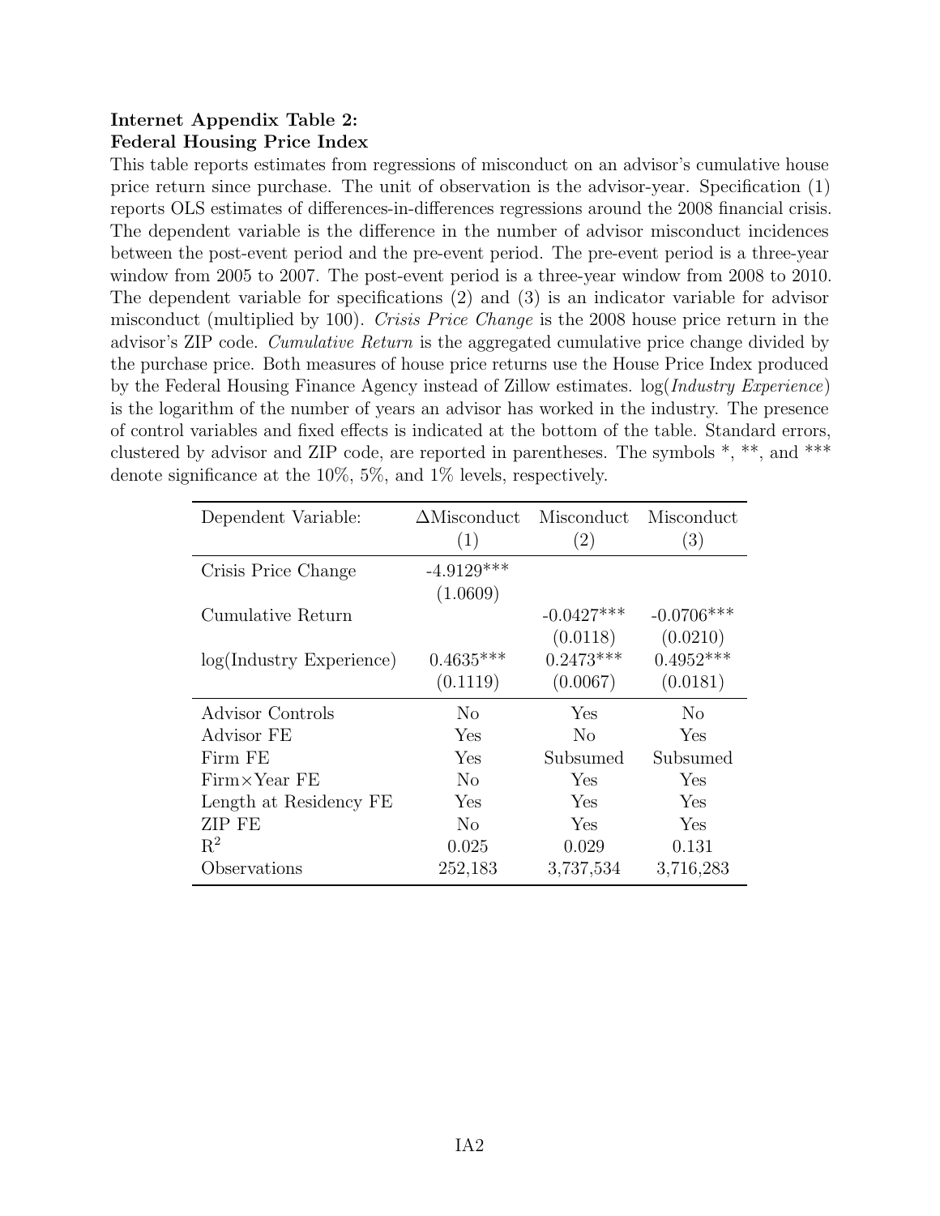**Internet Appendix Table 2:**
**Federal Housing Price Index**

This table reports estimates from regressions of misconduct on an advisor's cumulative house price return since purchase. The unit of observation is the advisor-year. Specification (1) reports OLS estimates of differences-in-differences regressions around the 2008 financial crisis. The dependent variable is the difference in the number of advisor misconduct incidences between the post-event period and the pre-event period. The pre-event period is a three-year window from 2005 to 2007. The post-event period is a three-year window from 2008 to 2010. The dependent variable for specifications (2) and (3) is an indicator variable for advisor misconduct (multiplied by 100). *Crisis Price Change* is the 2008 house price return in the advisor's ZIP code. *Cumulative Return* is the aggregated cumulative price change divided by the purchase price. Both measures of house price returns use the House Price Index produced by the Federal Housing Finance Agency instead of Zillow estimates. log(*Industry Experience*) is the logarithm of the number of years an advisor has worked in the industry. The presence of control variables and fixed effects is indicated at the bottom of the table. Standard errors, clustered by advisor and ZIP code, are reported in parentheses. The symbols *, **, and *** denote significance at the 10%, 5%, and 1% levels, respectively.

| Dependent Variable: | $\Delta$Misconduct (1) | Misconduct (2) | Misconduct (3) |
|---|---|---|---|
| Crisis Price Change | -4.9129*** | | |
| | (1.0609) | | |
| Cumulative Return | | -0.0427*** | -0.0706*** |
| | | (0.0118) | (0.0210) |
| log(Industry Experience) | 0.4635*** | 0.2473*** | 0.4952*** |
| | (0.1119) | (0.0067) | (0.0181) |
| Advisor Controls | No | Yes | No |
| Advisor FE | Yes | No | Yes |
| Firm FE | Yes | Subsumed | Subsumed |
| Firm×Year FE | No | Yes | Yes |
| Length at Residency FE | Yes | Yes | Yes |
| ZIP FE | No | Yes | Yes |
| $R^2$ | 0.025 | 0.029 | 0.131 |
| Observations | 252,183 | 3,737,534 | 3,716,283 |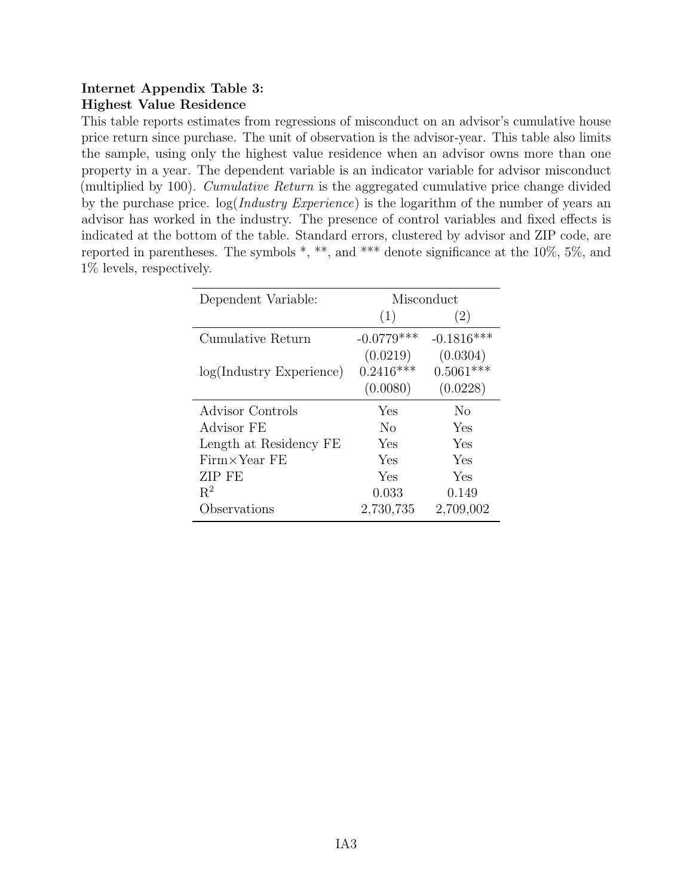**Internet Appendix Table 3:**
**Highest Value Residence**

This table reports estimates from regressions of misconduct on an advisor's cumulative house price return since purchase. The unit of observation is the advisor-year. This table also limits the sample, using only the highest value residence when an advisor owns more than one property in a year. The dependent variable is an indicator variable for advisor misconduct (multiplied by 100). *Cumulative Return* is the aggregated cumulative price change divided by the purchase price. log(*Industry Experience*) is the logarithm of the number of years an advisor has worked in the industry. The presence of control variables and fixed effects is indicated at the bottom of the table. Standard errors, clustered by advisor and ZIP code, are reported in parentheses. The symbols *, **, and *** denote significance at the 10%, 5%, and 1% levels, respectively.

| Dependent Variable: | Misconduct | |
|---|---|---|
| | (1) | (2) |
| Cumulative Return | -0.0779*** | -0.1816*** |
| | (0.0219) | (0.0304) |
| log(Industry Experience) | 0.2416*** | 0.5061*** |
| | (0.0080) | (0.0228) |
| Advisor Controls | Yes | No |
| Advisor FE | No | Yes |
| Length at Residency FE | Yes | Yes |
| Firm×Year FE | Yes | Yes |
| ZIP FE | Yes | Yes |
| $R^2$ | 0.033 | 0.149 |
| Observations | 2,730,735 | 2,709,002 |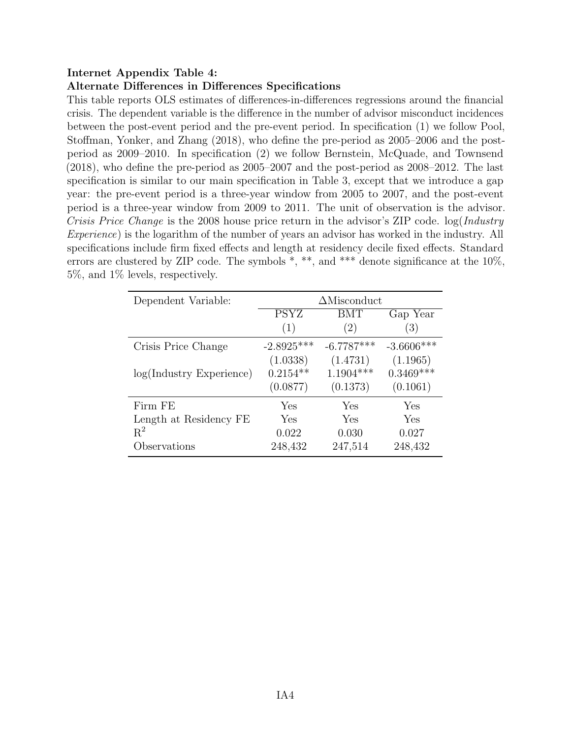**Internet Appendix Table 4:**
**Alternate Differences in Differences Specifications**

This table reports OLS estimates of differences-in-differences regressions around the financial crisis. The dependent variable is the difference in the number of advisor misconduct incidences between the post-event period and the pre-event period. In specification (1) we follow Pool, Stoffman, Yonker, and Zhang (2018), who define the pre-period as 2005–2006 and the post-period as 2009–2010. In specification (2) we follow Bernstein, McQuade, and Townsend (2018), who define the pre-period as 2005–2007 and the post-period as 2008–2012. The last specification is similar to our main specification in Table 3, except that we introduce a gap year: the pre-event period is a three-year window from 2005 to 2007, and the post-event period is a three-year window from 2009 to 2011. The unit of observation is the advisor. *Crisis Price Change* is the 2008 house price return in the advisor's ZIP code. log(*Industry Experience*) is the logarithm of the number of years an advisor has worked in the industry. All specifications include firm fixed effects and length at residency decile fixed effects. Standard errors are clustered by ZIP code. The symbols *, **, and *** denote significance at the 10%, 5%, and 1% levels, respectively.

| Dependent Variable: | ΔMisconduct | | |
|---|---|---|---|
| | PSYZ | BMT | Gap Year |
| | (1) | (2) | (3) |
| Crisis Price Change | -2.8925*** | -6.7787*** | -3.6606*** |
| | (1.0338) | (1.4731) | (1.1965) |
| log(Industry Experience) | 0.2154** | 1.1904*** | 0.3469*** |
| | (0.0877) | (0.1373) | (0.1061) |
| Firm FE | Yes | Yes | Yes |
| Length at Residency FE | Yes | Yes | Yes |
| $R^2$ | 0.022 | 0.030 | 0.027 |
| Observations | 248,432 | 247,514 | 248,432 |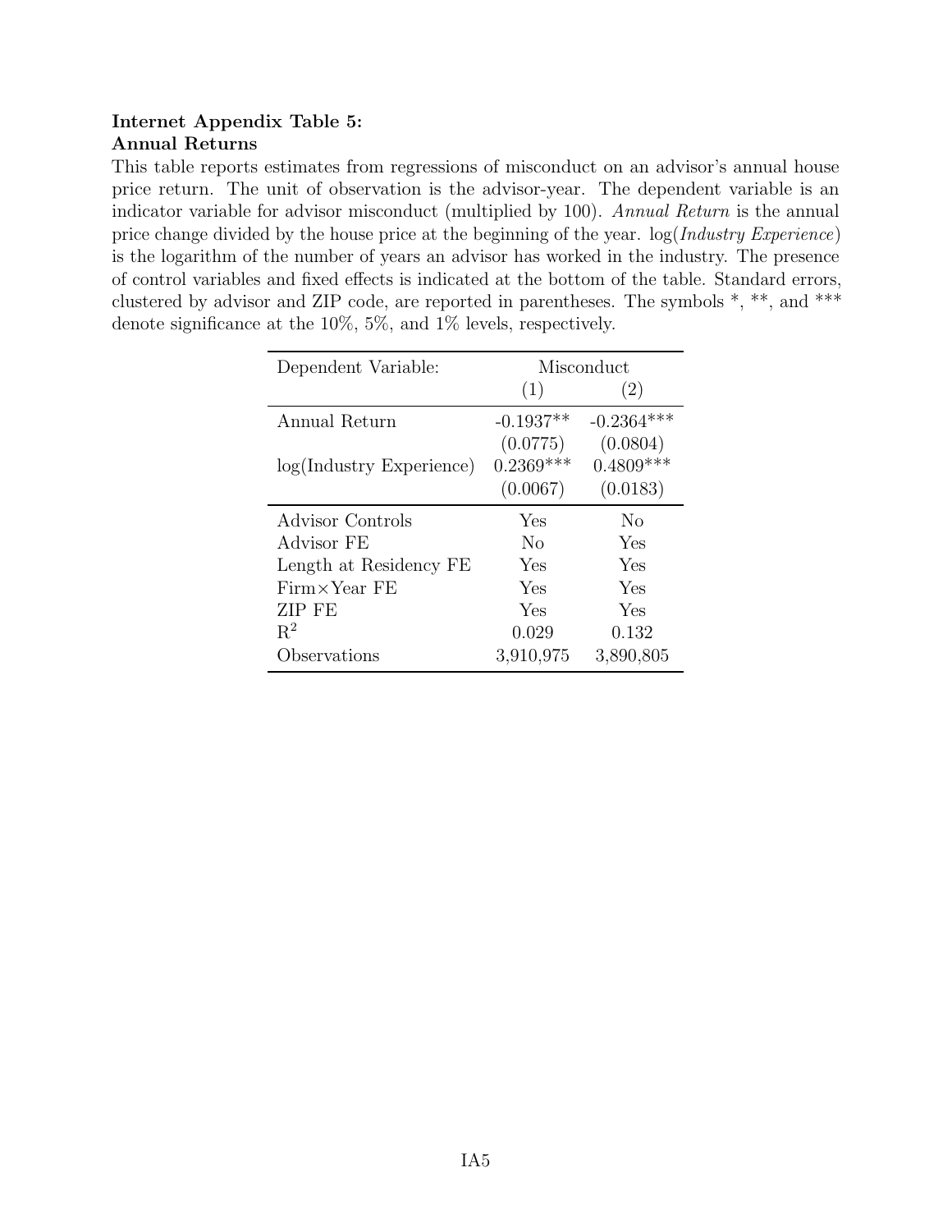**Internet Appendix Table 5:**
**Annual Returns**

This table reports estimates from regressions of misconduct on an advisor's annual house price return. The unit of observation is the advisor-year. The dependent variable is an indicator variable for advisor misconduct (multiplied by 100). *Annual Return* is the annual price change divided by the house price at the beginning of the year. log(*Industry Experience*) is the logarithm of the number of years an advisor has worked in the industry. The presence of control variables and fixed effects is indicated at the bottom of the table. Standard errors, clustered by advisor and ZIP code, are reported in parentheses. The symbols *, **, and *** denote significance at the 10%, 5%, and 1% levels, respectively.

| Dependent Variable: | Misconduct | |
|---|---|---|
| | (1) | (2) |
| Annual Return | -0.1937** | -0.2364*** |
| | (0.0775) | (0.0804) |
| log(Industry Experience) | 0.2369*** | 0.4809*** |
| | (0.0067) | (0.0183) |
| Advisor Controls | Yes | No |
| Advisor FE | No | Yes |
| Length at Residency FE | Yes | Yes |
| Firm×Year FE | Yes | Yes |
| ZIP FE | Yes | Yes |
| $R^2$ | 0.029 | 0.132 |
| Observations | 3,910,975 | 3,890,805 |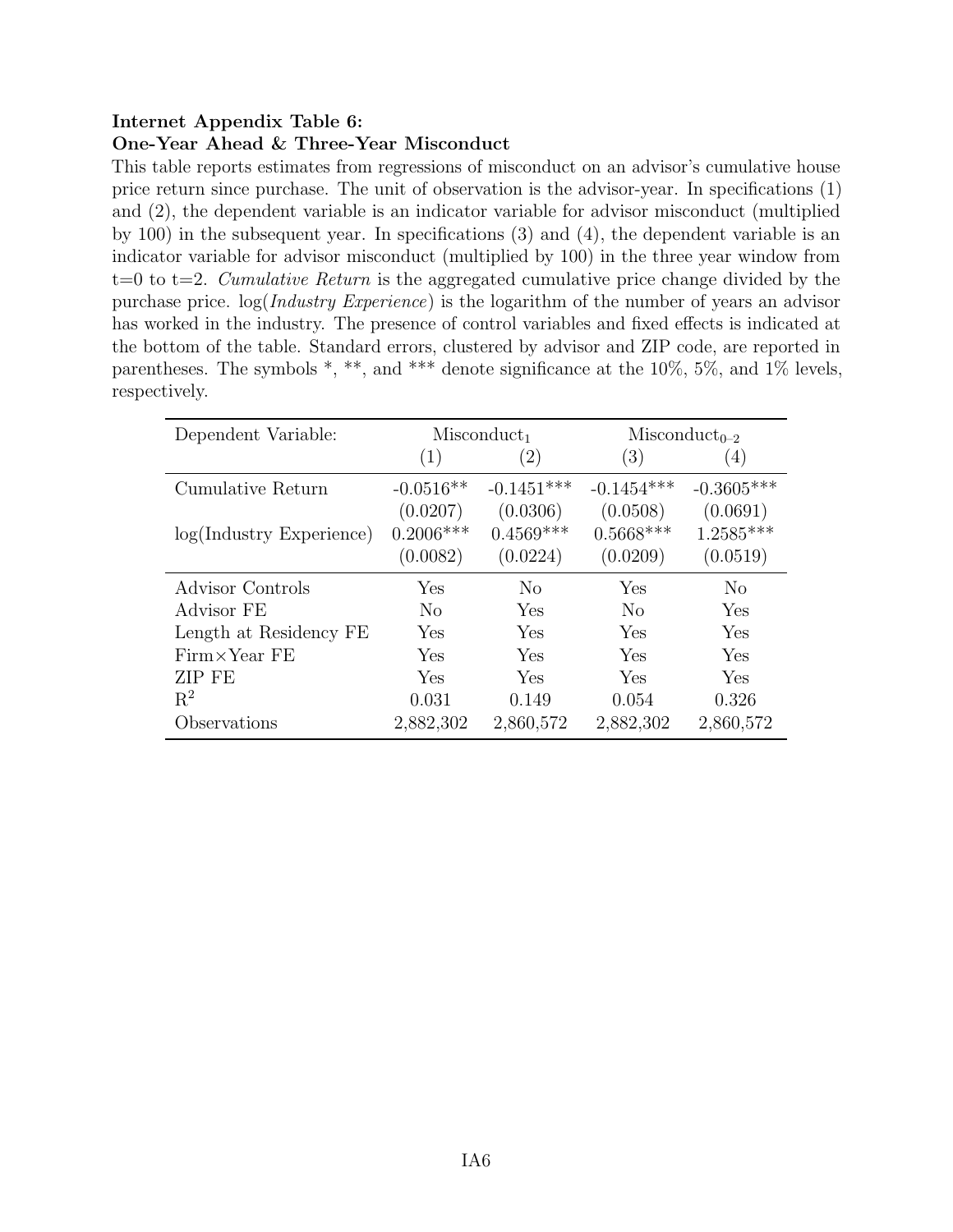**Internet Appendix Table 6:**
**One-Year Ahead & Three-Year Misconduct**

This table reports estimates from regressions of misconduct on an advisor's cumulative house price return since purchase. The unit of observation is the advisor-year. In specifications (1) and (2), the dependent variable is an indicator variable for advisor misconduct (multiplied by 100) in the subsequent year. In specifications (3) and (4), the dependent variable is an indicator variable for advisor misconduct (multiplied by 100) in the three year window from t=0 to t=2. *Cumulative Return* is the aggregated cumulative price change divided by the purchase price. log(*Industry Experience*) is the logarithm of the number of years an advisor has worked in the industry. The presence of control variables and fixed effects is indicated at the bottom of the table. Standard errors, clustered by advisor and ZIP code, are reported in parentheses. The symbols *, **, and *** denote significance at the 10%, 5%, and 1% levels, respectively.

| Dependent Variable: | $\text{Misconduct}_1$ | | $\text{Misconduct}_{0\text{–}2}$ | |
|---|---|---|---|---|
| | (1) | (2) | (3) | (4) |
| Cumulative Return | -0.0516** | -0.1451*** | -0.1454*** | -0.3605*** |
| | (0.0207) | (0.0306) | (0.0508) | (0.0691) |
| log(Industry Experience) | 0.2006*** | 0.4569*** | 0.5668*** | 1.2585*** |
| | (0.0082) | (0.0224) | (0.0209) | (0.0519) |
| Advisor Controls | Yes | No | Yes | No |
| Advisor FE | No | Yes | No | Yes |
| Length at Residency FE | Yes | Yes | Yes | Yes |
| Firm×Year FE | Yes | Yes | Yes | Yes |
| ZIP FE | Yes | Yes | Yes | Yes |
| $R^2$ | 0.031 | 0.149 | 0.054 | 0.326 |
| Observations | 2,882,302 | 2,860,572 | 2,882,302 | 2,860,572 |